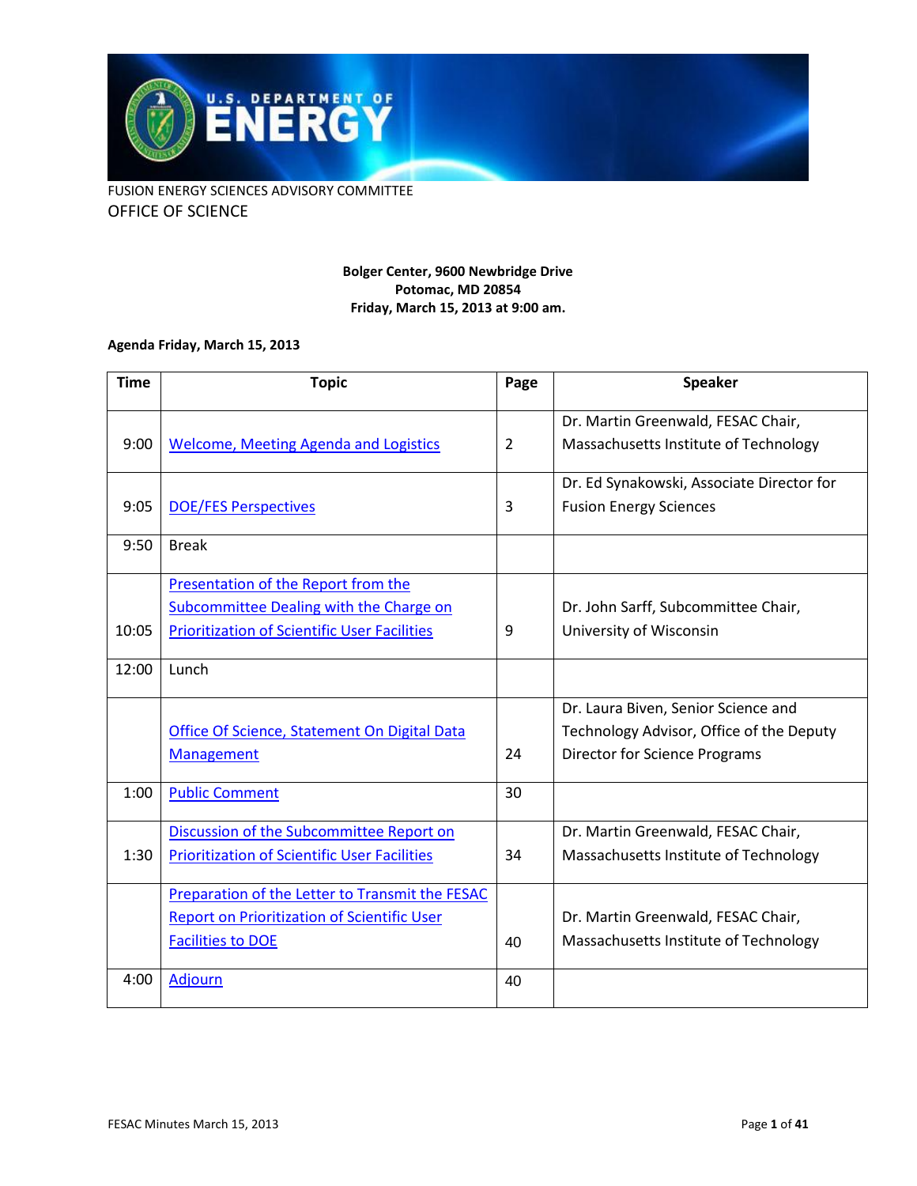FUSION ENERGY SCIENCES ADVISORY COMMITTEE

OFFICE OF SCIENCE

**Bolger Center, 9600 Newbridge Drive**
**Potomac, MD 20854**
**Friday, March 15, 2013 at 9:00 am.**

**Agenda Friday, March 15, 2013**

| Time | Topic | Page | Speaker |
|---|---|---|---|
| 9:00 | Welcome, Meeting Agenda and Logistics | 2 | Dr. Martin Greenwald, FESAC Chair, Massachusetts Institute of Technology |
| 9:05 | DOE/FES Perspectives | 3 | Dr. Ed Synakowski, Associate Director for Fusion Energy Sciences |
| 9:50 | Break | | |
| 10:05 | Presentation of the Report from the Subcommittee Dealing with the Charge on Prioritization of Scientific User Facilities | 9 | Dr. John Sarff, Subcommittee Chair, University of Wisconsin |
| 12:00 | Lunch | | |
| | Office Of Science, Statement On Digital Data Management | 24 | Dr. Laura Biven, Senior Science and Technology Advisor, Office of the Deputy Director for Science Programs |
| 1:00 | Public Comment | 30 | |
| 1:30 | Discussion of the Subcommittee Report on Prioritization of Scientific User Facilities | 34 | Dr. Martin Greenwald, FESAC Chair, Massachusetts Institute of Technology |
| | Preparation of the Letter to Transmit the FESAC Report on Prioritization of Scientific User Facilities to DOE | 40 | Dr. Martin Greenwald, FESAC Chair, Massachusetts Institute of Technology |
| 4:00 | Adjourn | 40 | |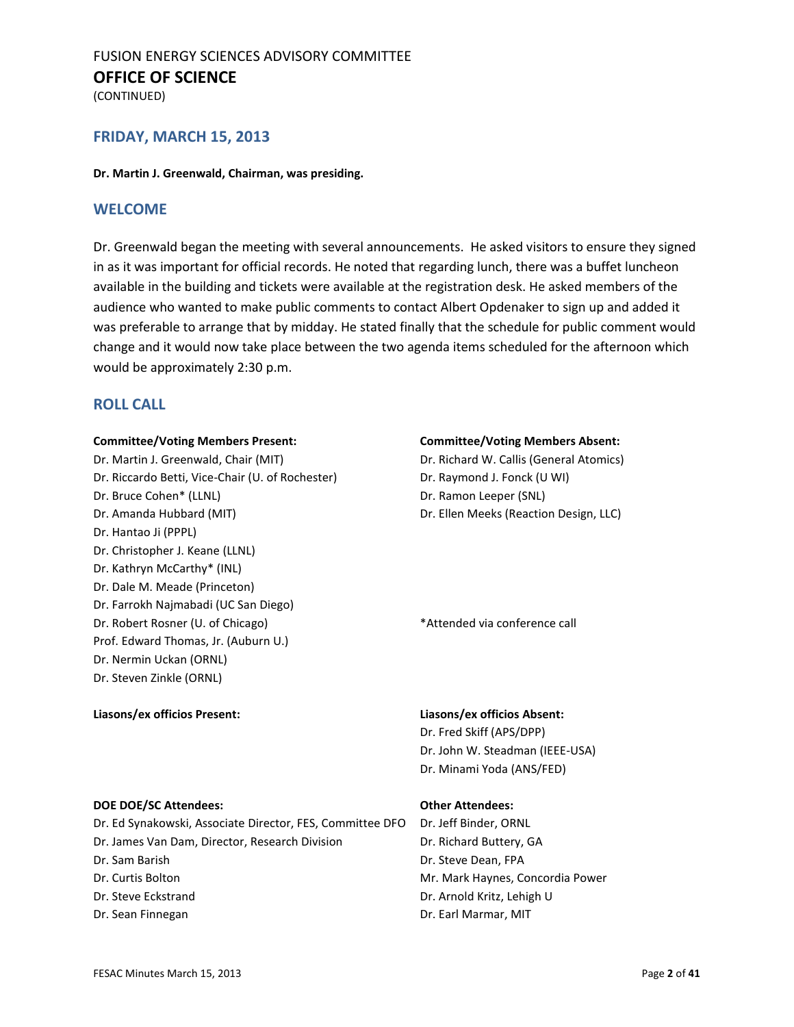FUSION ENERGY SCIENCES ADVISORY COMMITTEE

## OFFICE OF SCIENCE

(CONTINUED)

## FRIDAY, MARCH 15, 2013

**Dr. Martin J. Greenwald, Chairman, was presiding.**

## WELCOME

Dr. Greenwald began the meeting with several announcements. He asked visitors to ensure they signed in as it was important for official records. He noted that regarding lunch, there was a buffet luncheon available in the building and tickets were available at the registration desk. He asked members of the audience who wanted to make public comments to contact Albert Opdenaker to sign up and added it was preferable to arrange that by midday. He stated finally that the schedule for public comment would change and it would now take place between the two agenda items scheduled for the afternoon which would be approximately 2:30 p.m.

## ROLL CALL

**Committee/Voting Members Present:**

Dr. Martin J. Greenwald, Chair (MIT)
Dr. Riccardo Betti, Vice-Chair (U. of Rochester)
Dr. Bruce Cohen* (LLNL)
Dr. Amanda Hubbard (MIT)
Dr. Hantao Ji (PPPL)
Dr. Christopher J. Keane (LLNL)
Dr. Kathryn McCarthy* (INL)
Dr. Dale M. Meade (Princeton)
Dr. Farrokh Najmabadi (UC San Diego)
Dr. Robert Rosner (U. of Chicago)
Prof. Edward Thomas, Jr. (Auburn U.)
Dr. Nermin Uckan (ORNL)
Dr. Steven Zinkle (ORNL)

**Committee/Voting Members Absent:**

Dr. Richard W. Callis (General Atomics)
Dr. Raymond J. Fonck (U WI)
Dr. Ramon Leeper (SNL)
Dr. Ellen Meeks (Reaction Design, LLC)

*Attended via conference call

**Liasons/ex officios Present:**

**Liasons/ex officios Absent:**

Dr. Fred Skiff (APS/DPP)
Dr. John W. Steadman (IEEE-USA)
Dr. Minami Yoda (ANS/FED)

**DOE DOE/SC Attendees:**

Dr. Ed Synakowski, Associate Director, FES, Committee DFO
Dr. James Van Dam, Director, Research Division
Dr. Sam Barish
Dr. Curtis Bolton
Dr. Steve Eckstrand
Dr. Sean Finnegan

**Other Attendees:**

Dr. Jeff Binder, ORNL
Dr. Richard Buttery, GA
Dr. Steve Dean, FPA
Mr. Mark Haynes, Concordia Power
Dr. Arnold Kritz, Lehigh U
Dr. Earl Marmar, MIT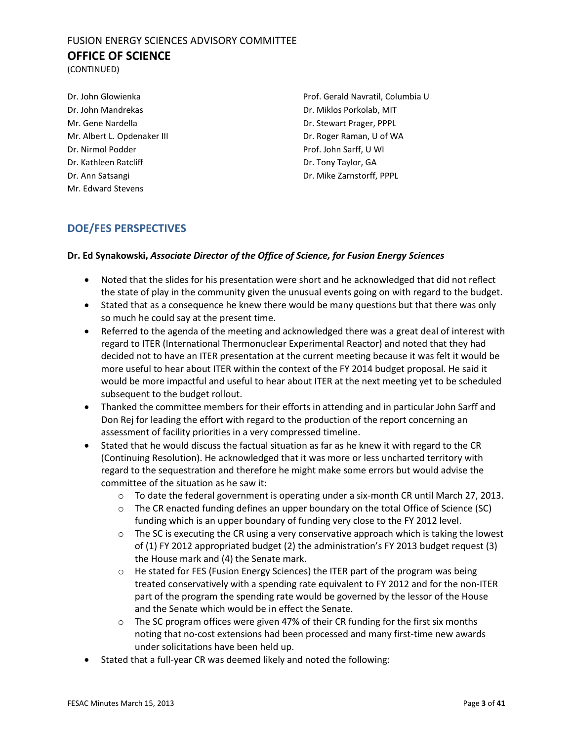Dr. John Glowienka
Dr. John Mandrekas
Mr. Gene Nardella
Mr. Albert L. Opdenaker III
Dr. Nirmol Podder
Dr. Kathleen Ratcliff
Dr. Ann Satsangi
Mr. Edward Stevens

Prof. Gerald Navratil, Columbia U
Dr. Miklos Porkolab, MIT
Dr. Stewart Prager, PPPL
Dr. Roger Raman, U of WA
Prof. John Sarff, U WI
Dr. Tony Taylor, GA
Dr. Mike Zarnstorff, PPPL

## DOE/FES PERSPECTIVES

**Dr. Ed Synakowski, *Associate Director of the Office of Science, for Fusion Energy Sciences***

- Noted that the slides for his presentation were short and he acknowledged that did not reflect the state of play in the community given the unusual events going on with regard to the budget.
- Stated that as a consequence he knew there would be many questions but that there was only so much he could say at the present time.
- Referred to the agenda of the meeting and acknowledged there was a great deal of interest with regard to ITER (International Thermonuclear Experimental Reactor) and noted that they had decided not to have an ITER presentation at the current meeting because it was felt it would be more useful to hear about ITER within the context of the FY 2014 budget proposal. He said it would be more impactful and useful to hear about ITER at the next meeting yet to be scheduled subsequent to the budget rollout.
- Thanked the committee members for their efforts in attending and in particular John Sarff and Don Rej for leading the effort with regard to the production of the report concerning an assessment of facility priorities in a very compressed timeline.
- Stated that he would discuss the factual situation as far as he knew it with regard to the CR (Continuing Resolution). He acknowledged that it was more or less uncharted territory with regard to the sequestration and therefore he might make some errors but would advise the committee of the situation as he saw it:
  - To date the federal government is operating under a six-month CR until March 27, 2013.
  - The CR enacted funding defines an upper boundary on the total Office of Science (SC) funding which is an upper boundary of funding very close to the FY 2012 level.
  - The SC is executing the CR using a very conservative approach which is taking the lowest of (1) FY 2012 appropriated budget (2) the administration's FY 2013 budget request (3) the House mark and (4) the Senate mark.
  - He stated for FES (Fusion Energy Sciences) the ITER part of the program was being treated conservatively with a spending rate equivalent to FY 2012 and for the non-ITER part of the program the spending rate would be governed by the lessor of the House and the Senate which would be in effect the Senate.
  - The SC program offices were given 47% of their CR funding for the first six months noting that no-cost extensions had been processed and many first-time new awards under solicitations have been held up.
- Stated that a full-year CR was deemed likely and noted the following: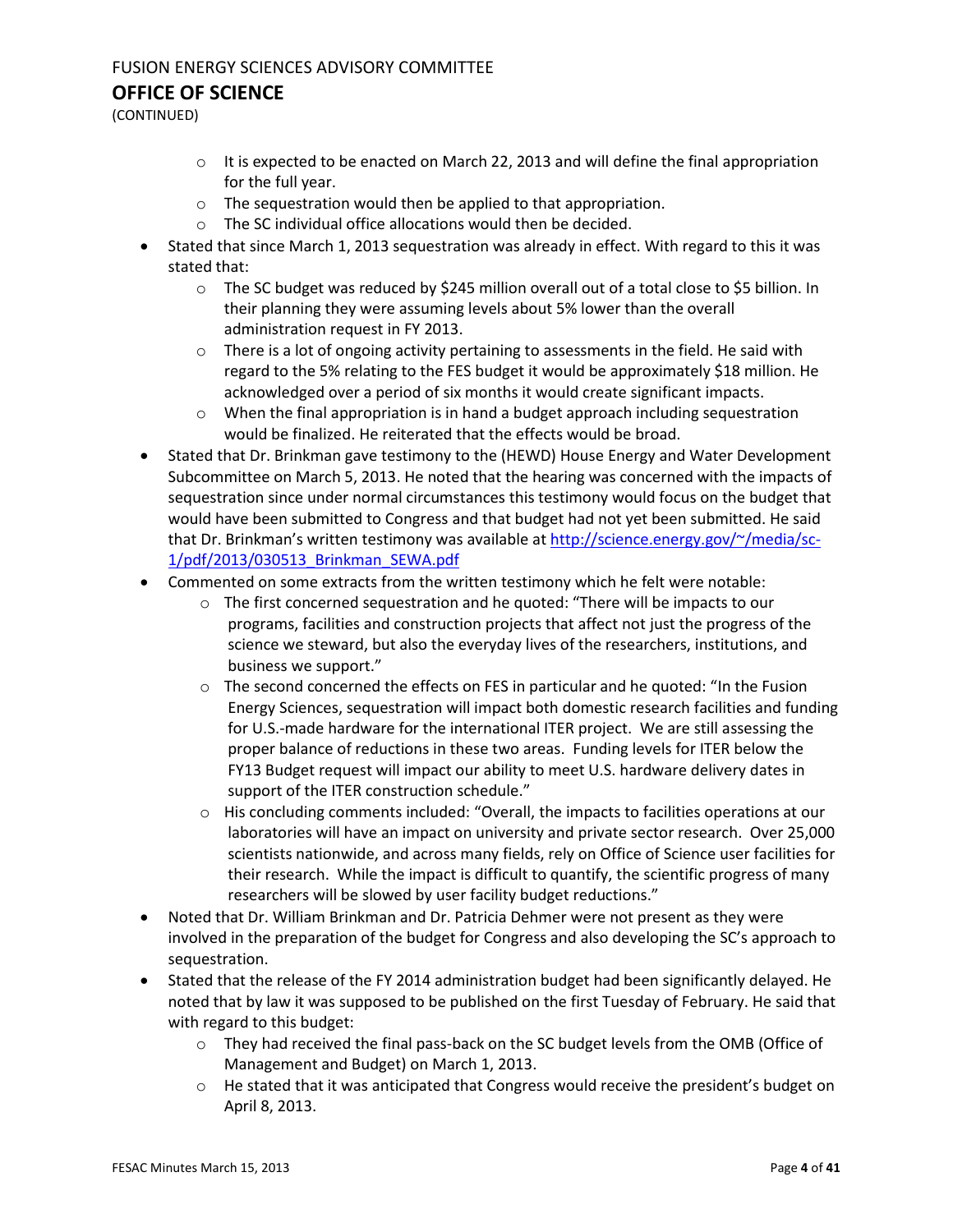- It is expected to be enacted on March 22, 2013 and will define the final appropriation for the full year.
  - The sequestration would then be applied to that appropriation.
  - The SC individual office allocations would then be decided.
- Stated that since March 1, 2013 sequestration was already in effect. With regard to this it was stated that:
  - The SC budget was reduced by $245 million overall out of a total close to $5 billion. In their planning they were assuming levels about 5% lower than the overall administration request in FY 2013.
  - There is a lot of ongoing activity pertaining to assessments in the field. He said with regard to the 5% relating to the FES budget it would be approximately $18 million. He acknowledged over a period of six months it would create significant impacts.
  - When the final appropriation is in hand a budget approach including sequestration would be finalized. He reiterated that the effects would be broad.
- Stated that Dr. Brinkman gave testimony to the (HEWD) House Energy and Water Development Subcommittee on March 5, 2013. He noted that the hearing was concerned with the impacts of sequestration since under normal circumstances this testimony would focus on the budget that would have been submitted to Congress and that budget had not yet been submitted. He said that Dr. Brinkman's written testimony was available at http://science.energy.gov/~/media/sc-1/pdf/2013/030513_Brinkman_SEWA.pdf
- Commented on some extracts from the written testimony which he felt were notable:
  - The first concerned sequestration and he quoted: "There will be impacts to our programs, facilities and construction projects that affect not just the progress of the science we steward, but also the everyday lives of the researchers, institutions, and business we support."
  - The second concerned the effects on FES in particular and he quoted: "In the Fusion Energy Sciences, sequestration will impact both domestic research facilities and funding for U.S.-made hardware for the international ITER project. We are still assessing the proper balance of reductions in these two areas. Funding levels for ITER below the FY13 Budget request will impact our ability to meet U.S. hardware delivery dates in support of the ITER construction schedule."
  - His concluding comments included: "Overall, the impacts to facilities operations at our laboratories will have an impact on university and private sector research. Over 25,000 scientists nationwide, and across many fields, rely on Office of Science user facilities for their research. While the impact is difficult to quantify, the scientific progress of many researchers will be slowed by user facility budget reductions."
- Noted that Dr. William Brinkman and Dr. Patricia Dehmer were not present as they were involved in the preparation of the budget for Congress and also developing the SC's approach to sequestration.
- Stated that the release of the FY 2014 administration budget had been significantly delayed. He noted that by law it was supposed to be published on the first Tuesday of February. He said that with regard to this budget:
  - They had received the final pass-back on the SC budget levels from the OMB (Office of Management and Budget) on March 1, 2013.
  - He stated that it was anticipated that Congress would receive the president's budget on April 8, 2013.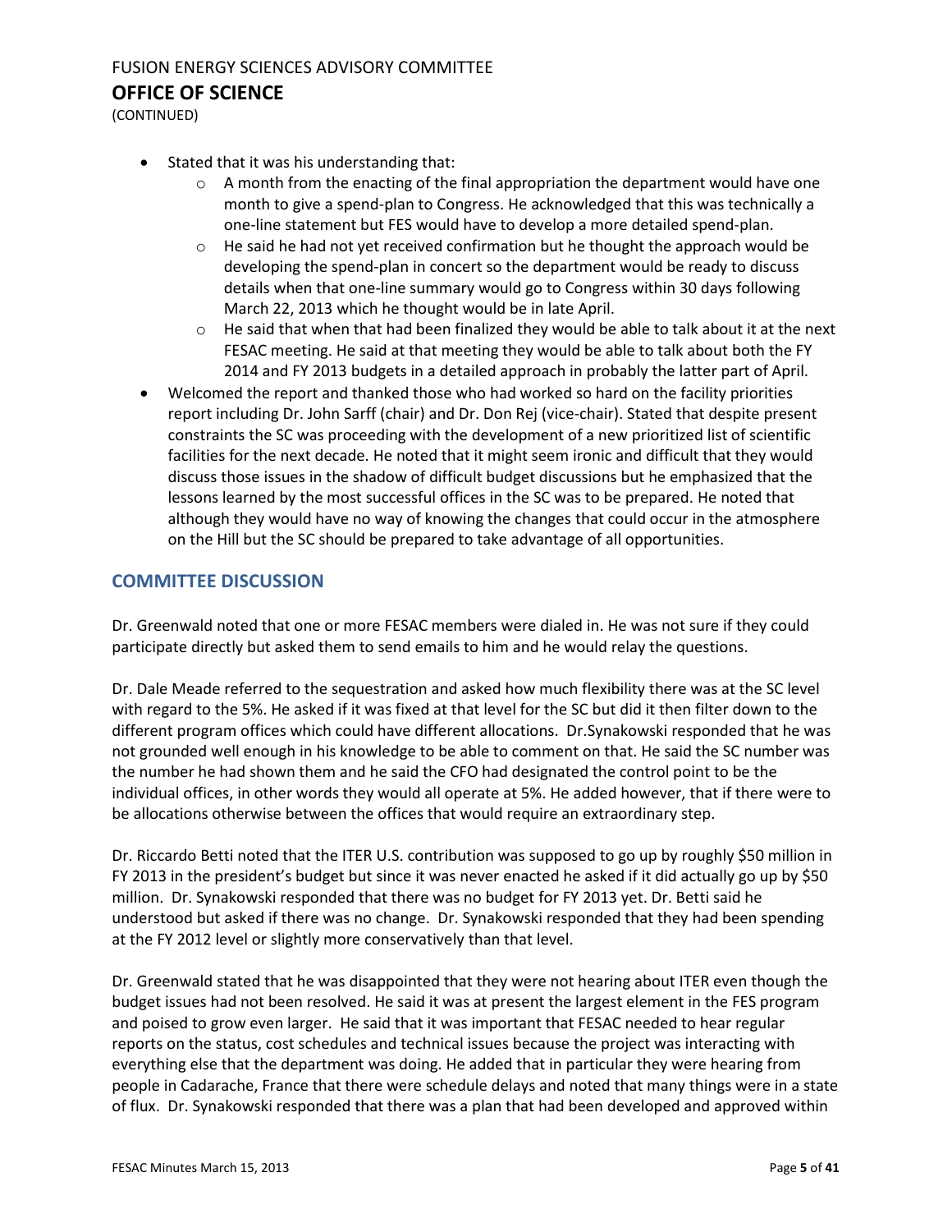(CONTINUED)

- Stated that it was his understanding that:
  - A month from the enacting of the final appropriation the department would have one month to give a spend-plan to Congress. He acknowledged that this was technically a one-line statement but FES would have to develop a more detailed spend-plan.
  - He said he had not yet received confirmation but he thought the approach would be developing the spend-plan in concert so the department would be ready to discuss details when that one-line summary would go to Congress within 30 days following March 22, 2013 which he thought would be in late April.
  - He said that when that had been finalized they would be able to talk about it at the next FESAC meeting. He said at that meeting they would be able to talk about both the FY 2014 and FY 2013 budgets in a detailed approach in probably the latter part of April.
- Welcomed the report and thanked those who had worked so hard on the facility priorities report including Dr. John Sarff (chair) and Dr. Don Rej (vice-chair). Stated that despite present constraints the SC was proceeding with the development of a new prioritized list of scientific facilities for the next decade. He noted that it might seem ironic and difficult that they would discuss those issues in the shadow of difficult budget discussions but he emphasized that the lessons learned by the most successful offices in the SC was to be prepared. He noted that although they would have no way of knowing the changes that could occur in the atmosphere on the Hill but the SC should be prepared to take advantage of all opportunities.

## COMMITTEE DISCUSSION

Dr. Greenwald noted that one or more FESAC members were dialed in. He was not sure if they could participate directly but asked them to send emails to him and he would relay the questions.

Dr. Dale Meade referred to the sequestration and asked how much flexibility there was at the SC level with regard to the 5%. He asked if it was fixed at that level for the SC but did it then filter down to the different program offices which could have different allocations. Dr.Synakowski responded that he was not grounded well enough in his knowledge to be able to comment on that. He said the SC number was the number he had shown them and he said the CFO had designated the control point to be the individual offices, in other words they would all operate at 5%. He added however, that if there were to be allocations otherwise between the offices that would require an extraordinary step.

Dr. Riccardo Betti noted that the ITER U.S. contribution was supposed to go up by roughly $50 million in FY 2013 in the president's budget but since it was never enacted he asked if it did actually go up by $50 million. Dr. Synakowski responded that there was no budget for FY 2013 yet. Dr. Betti said he understood but asked if there was no change. Dr. Synakowski responded that they had been spending at the FY 2012 level or slightly more conservatively than that level.

Dr. Greenwald stated that he was disappointed that they were not hearing about ITER even though the budget issues had not been resolved. He said it was at present the largest element in the FES program and poised to grow even larger. He said that it was important that FESAC needed to hear regular reports on the status, cost schedules and technical issues because the project was interacting with everything else that the department was doing. He added that in particular they were hearing from people in Cadarache, France that there were schedule delays and noted that many things were in a state of flux. Dr. Synakowski responded that there was a plan that had been developed and approved within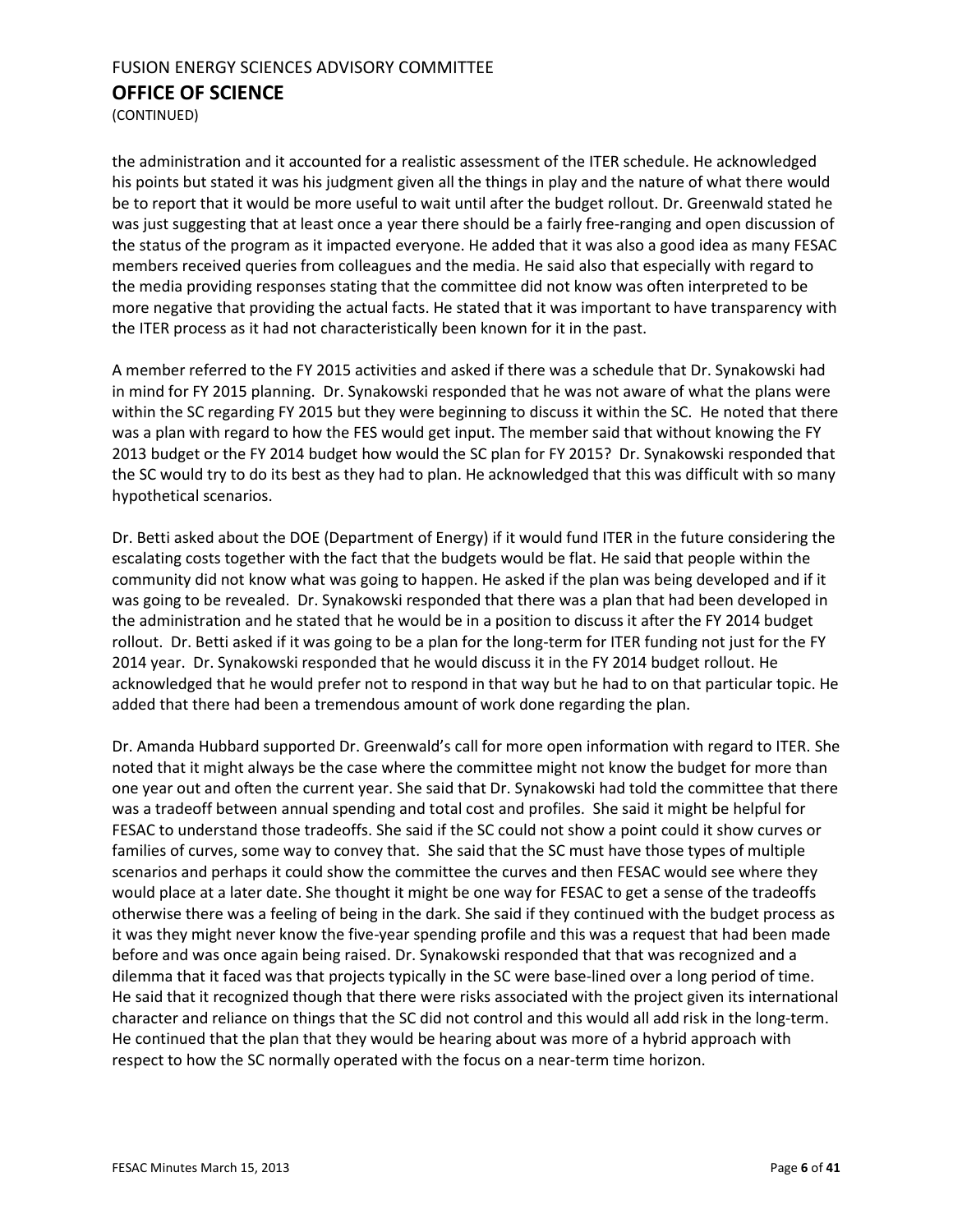the administration and it accounted for a realistic assessment of the ITER schedule. He acknowledged his points but stated it was his judgment given all the things in play and the nature of what there would be to report that it would be more useful to wait until after the budget rollout. Dr. Greenwald stated he was just suggesting that at least once a year there should be a fairly free-ranging and open discussion of the status of the program as it impacted everyone. He added that it was also a good idea as many FESAC members received queries from colleagues and the media. He said also that especially with regard to the media providing responses stating that the committee did not know was often interpreted to be more negative that providing the actual facts. He stated that it was important to have transparency with the ITER process as it had not characteristically been known for it in the past.

A member referred to the FY 2015 activities and asked if there was a schedule that Dr. Synakowski had in mind for FY 2015 planning. Dr. Synakowski responded that he was not aware of what the plans were within the SC regarding FY 2015 but they were beginning to discuss it within the SC. He noted that there was a plan with regard to how the FES would get input. The member said that without knowing the FY 2013 budget or the FY 2014 budget how would the SC plan for FY 2015? Dr. Synakowski responded that the SC would try to do its best as they had to plan. He acknowledged that this was difficult with so many hypothetical scenarios.

Dr. Betti asked about the DOE (Department of Energy) if it would fund ITER in the future considering the escalating costs together with the fact that the budgets would be flat. He said that people within the community did not know what was going to happen. He asked if the plan was being developed and if it was going to be revealed. Dr. Synakowski responded that there was a plan that had been developed in the administration and he stated that he would be in a position to discuss it after the FY 2014 budget rollout. Dr. Betti asked if it was going to be a plan for the long-term for ITER funding not just for the FY 2014 year. Dr. Synakowski responded that he would discuss it in the FY 2014 budget rollout. He acknowledged that he would prefer not to respond in that way but he had to on that particular topic. He added that there had been a tremendous amount of work done regarding the plan.

Dr. Amanda Hubbard supported Dr. Greenwald's call for more open information with regard to ITER. She noted that it might always be the case where the committee might not know the budget for more than one year out and often the current year. She said that Dr. Synakowski had told the committee that there was a tradeoff between annual spending and total cost and profiles. She said it might be helpful for FESAC to understand those tradeoffs. She said if the SC could not show a point could it show curves or families of curves, some way to convey that. She said that the SC must have those types of multiple scenarios and perhaps it could show the committee the curves and then FESAC would see where they would place at a later date. She thought it might be one way for FESAC to get a sense of the tradeoffs otherwise there was a feeling of being in the dark. She said if they continued with the budget process as it was they might never know the five-year spending profile and this was a request that had been made before and was once again being raised. Dr. Synakowski responded that that was recognized and a dilemma that it faced was that projects typically in the SC were base-lined over a long period of time. He said that it recognized though that there were risks associated with the project given its international character and reliance on things that the SC did not control and this would all add risk in the long-term. He continued that the plan that they would be hearing about was more of a hybrid approach with respect to how the SC normally operated with the focus on a near-term time horizon.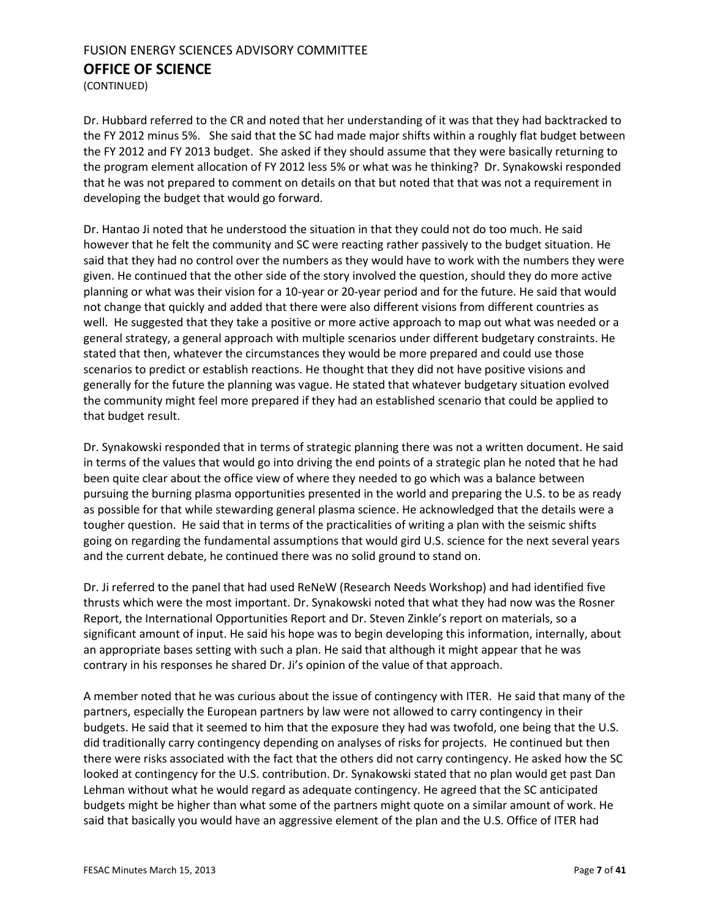Dr. Hubbard referred to the CR and noted that her understanding of it was that they had backtracked to the FY 2012 minus 5%. She said that the SC had made major shifts within a roughly flat budget between the FY 2012 and FY 2013 budget. She asked if they should assume that they were basically returning to the program element allocation of FY 2012 less 5% or what was he thinking? Dr. Synakowski responded that he was not prepared to comment on details on that but noted that that was not a requirement in developing the budget that would go forward.

Dr. Hantao Ji noted that he understood the situation in that they could not do too much. He said however that he felt the community and SC were reacting rather passively to the budget situation. He said that they had no control over the numbers as they would have to work with the numbers they were given. He continued that the other side of the story involved the question, should they do more active planning or what was their vision for a 10-year or 20-year period and for the future. He said that would not change that quickly and added that there were also different visions from different countries as well. He suggested that they take a positive or more active approach to map out what was needed or a general strategy, a general approach with multiple scenarios under different budgetary constraints. He stated that then, whatever the circumstances they would be more prepared and could use those scenarios to predict or establish reactions. He thought that they did not have positive visions and generally for the future the planning was vague. He stated that whatever budgetary situation evolved the community might feel more prepared if they had an established scenario that could be applied to that budget result.

Dr. Synakowski responded that in terms of strategic planning there was not a written document. He said in terms of the values that would go into driving the end points of a strategic plan he noted that he had been quite clear about the office view of where they needed to go which was a balance between pursuing the burning plasma opportunities presented in the world and preparing the U.S. to be as ready as possible for that while stewarding general plasma science. He acknowledged that the details were a tougher question. He said that in terms of the practicalities of writing a plan with the seismic shifts going on regarding the fundamental assumptions that would gird U.S. science for the next several years and the current debate, he continued there was no solid ground to stand on.

Dr. Ji referred to the panel that had used ReNeW (Research Needs Workshop) and had identified five thrusts which were the most important. Dr. Synakowski noted that what they had now was the Rosner Report, the International Opportunities Report and Dr. Steven Zinkle's report on materials, so a significant amount of input. He said his hope was to begin developing this information, internally, about an appropriate bases setting with such a plan. He said that although it might appear that he was contrary in his responses he shared Dr. Ji's opinion of the value of that approach.

A member noted that he was curious about the issue of contingency with ITER. He said that many of the partners, especially the European partners by law were not allowed to carry contingency in their budgets. He said that it seemed to him that the exposure they had was twofold, one being that the U.S. did traditionally carry contingency depending on analyses of risks for projects. He continued but then there were risks associated with the fact that the others did not carry contingency. He asked how the SC looked at contingency for the U.S. contribution. Dr. Synakowski stated that no plan would get past Dan Lehman without what he would regard as adequate contingency. He agreed that the SC anticipated budgets might be higher than what some of the partners might quote on a similar amount of work. He said that basically you would have an aggressive element of the plan and the U.S. Office of ITER had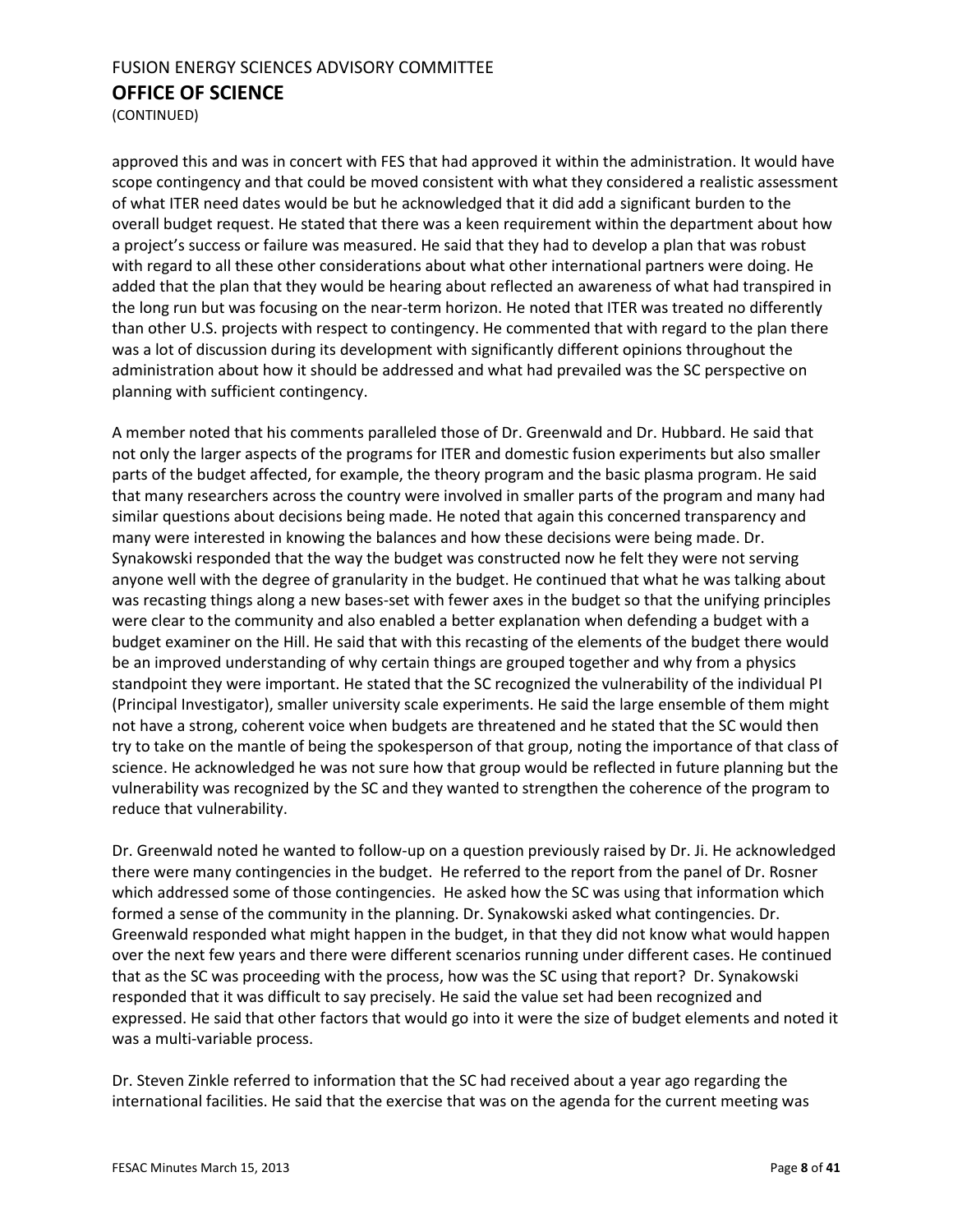approved this and was in concert with FES that had approved it within the administration. It would have scope contingency and that could be moved consistent with what they considered a realistic assessment of what ITER need dates would be but he acknowledged that it did add a significant burden to the overall budget request. He stated that there was a keen requirement within the department about how a project's success or failure was measured. He said that they had to develop a plan that was robust with regard to all these other considerations about what other international partners were doing. He added that the plan that they would be hearing about reflected an awareness of what had transpired in the long run but was focusing on the near-term horizon. He noted that ITER was treated no differently than other U.S. projects with respect to contingency. He commented that with regard to the plan there was a lot of discussion during its development with significantly different opinions throughout the administration about how it should be addressed and what had prevailed was the SC perspective on planning with sufficient contingency.

A member noted that his comments paralleled those of Dr. Greenwald and Dr. Hubbard. He said that not only the larger aspects of the programs for ITER and domestic fusion experiments but also smaller parts of the budget affected, for example, the theory program and the basic plasma program. He said that many researchers across the country were involved in smaller parts of the program and many had similar questions about decisions being made. He noted that again this concerned transparency and many were interested in knowing the balances and how these decisions were being made. Dr. Synakowski responded that the way the budget was constructed now he felt they were not serving anyone well with the degree of granularity in the budget. He continued that what he was talking about was recasting things along a new bases-set with fewer axes in the budget so that the unifying principles were clear to the community and also enabled a better explanation when defending a budget with a budget examiner on the Hill. He said that with this recasting of the elements of the budget there would be an improved understanding of why certain things are grouped together and why from a physics standpoint they were important. He stated that the SC recognized the vulnerability of the individual PI (Principal Investigator), smaller university scale experiments. He said the large ensemble of them might not have a strong, coherent voice when budgets are threatened and he stated that the SC would then try to take on the mantle of being the spokesperson of that group, noting the importance of that class of science. He acknowledged he was not sure how that group would be reflected in future planning but the vulnerability was recognized by the SC and they wanted to strengthen the coherence of the program to reduce that vulnerability.

Dr. Greenwald noted he wanted to follow-up on a question previously raised by Dr. Ji. He acknowledged there were many contingencies in the budget. He referred to the report from the panel of Dr. Rosner which addressed some of those contingencies. He asked how the SC was using that information which formed a sense of the community in the planning. Dr. Synakowski asked what contingencies. Dr. Greenwald responded what might happen in the budget, in that they did not know what would happen over the next few years and there were different scenarios running under different cases. He continued that as the SC was proceeding with the process, how was the SC using that report? Dr. Synakowski responded that it was difficult to say precisely. He said the value set had been recognized and expressed. He said that other factors that would go into it were the size of budget elements and noted it was a multi-variable process.

Dr. Steven Zinkle referred to information that the SC had received about a year ago regarding the international facilities. He said that the exercise that was on the agenda for the current meeting was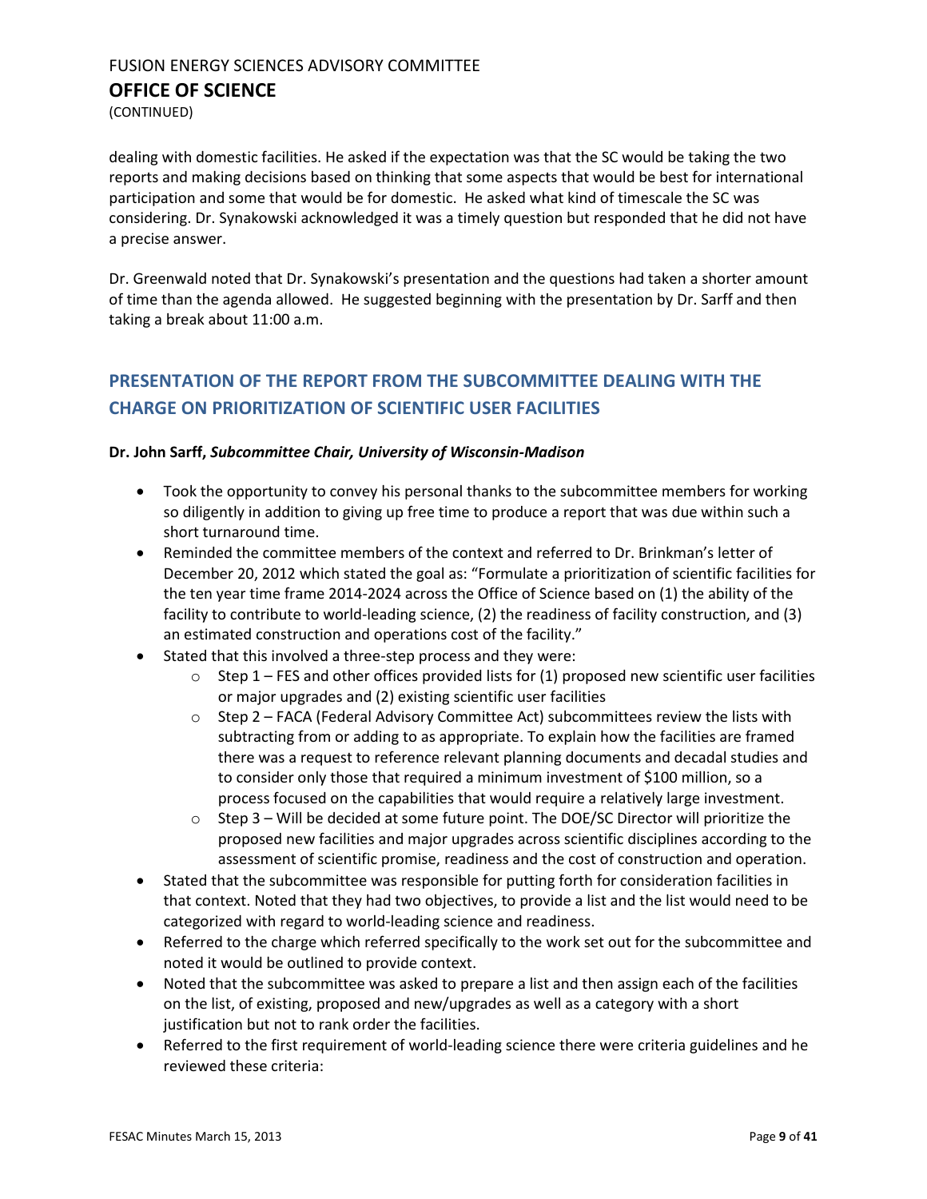dealing with domestic facilities. He asked if the expectation was that the SC would be taking the two reports and making decisions based on thinking that some aspects that would be best for international participation and some that would be for domestic. He asked what kind of timescale the SC was considering. Dr. Synakowski acknowledged it was a timely question but responded that he did not have a precise answer.

Dr. Greenwald noted that Dr. Synakowski's presentation and the questions had taken a shorter amount of time than the agenda allowed. He suggested beginning with the presentation by Dr. Sarff and then taking a break about 11:00 a.m.

## PRESENTATION OF THE REPORT FROM THE SUBCOMMITTEE DEALING WITH THE CHARGE ON PRIORITIZATION OF SCIENTIFIC USER FACILITIES

**Dr. John Sarff, *Subcommittee Chair, University of Wisconsin-Madison***

- Took the opportunity to convey his personal thanks to the subcommittee members for working so diligently in addition to giving up free time to produce a report that was due within such a short turnaround time.
- Reminded the committee members of the context and referred to Dr. Brinkman's letter of December 20, 2012 which stated the goal as: "Formulate a prioritization of scientific facilities for the ten year time frame 2014-2024 across the Office of Science based on (1) the ability of the facility to contribute to world-leading science, (2) the readiness of facility construction, and (3) an estimated construction and operations cost of the facility."
- Stated that this involved a three-step process and they were:
  - Step 1 – FES and other offices provided lists for (1) proposed new scientific user facilities or major upgrades and (2) existing scientific user facilities
  - Step 2 – FACA (Federal Advisory Committee Act) subcommittees review the lists with subtracting from or adding to as appropriate. To explain how the facilities are framed there was a request to reference relevant planning documents and decadal studies and to consider only those that required a minimum investment of $100 million, so a process focused on the capabilities that would require a relatively large investment.
  - Step 3 – Will be decided at some future point. The DOE/SC Director will prioritize the proposed new facilities and major upgrades across scientific disciplines according to the assessment of scientific promise, readiness and the cost of construction and operation.
- Stated that the subcommittee was responsible for putting forth for consideration facilities in that context. Noted that they had two objectives, to provide a list and the list would need to be categorized with regard to world-leading science and readiness.
- Referred to the charge which referred specifically to the work set out for the subcommittee and noted it would be outlined to provide context.
- Noted that the subcommittee was asked to prepare a list and then assign each of the facilities on the list, of existing, proposed and new/upgrades as well as a category with a short justification but not to rank order the facilities.
- Referred to the first requirement of world-leading science there were criteria guidelines and he reviewed these criteria: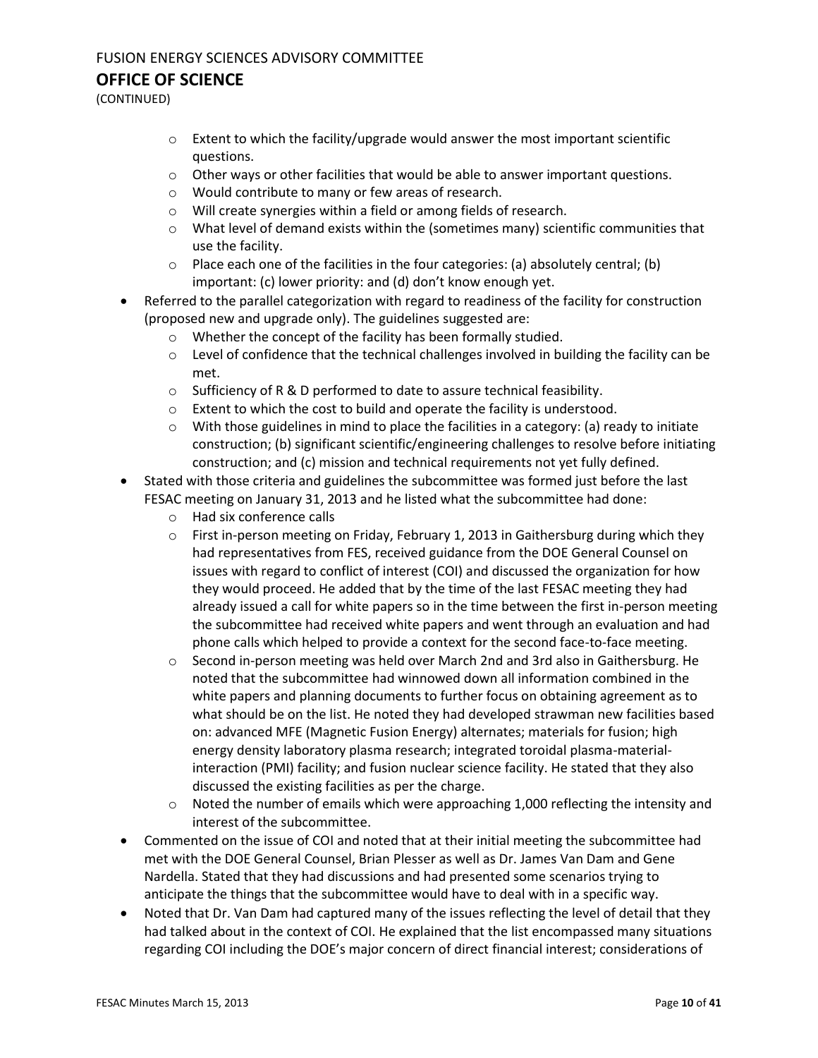(CONTINUED)

    - Extent to which the facility/upgrade would answer the most important scientific questions.
    - Other ways or other facilities that would be able to answer important questions.
    - Would contribute to many or few areas of research.
    - Will create synergies within a field or among fields of research.
    - What level of demand exists within the (sometimes many) scientific communities that use the facility.
    - Place each one of the facilities in the four categories: (a) absolutely central; (b) important: (c) lower priority: and (d) don't know enough yet.
- Referred to the parallel categorization with regard to readiness of the facility for construction (proposed new and upgrade only). The guidelines suggested are:
    - Whether the concept of the facility has been formally studied.
    - Level of confidence that the technical challenges involved in building the facility can be met.
    - Sufficiency of R & D performed to date to assure technical feasibility.
    - Extent to which the cost to build and operate the facility is understood.
    - With those guidelines in mind to place the facilities in a category: (a) ready to initiate construction; (b) significant scientific/engineering challenges to resolve before initiating construction; and (c) mission and technical requirements not yet fully defined.
- Stated with those criteria and guidelines the subcommittee was formed just before the last FESAC meeting on January 31, 2013 and he listed what the subcommittee had done:
    - Had six conference calls
    - First in-person meeting on Friday, February 1, 2013 in Gaithersburg during which they had representatives from FES, received guidance from the DOE General Counsel on issues with regard to conflict of interest (COI) and discussed the organization for how they would proceed. He added that by the time of the last FESAC meeting they had already issued a call for white papers so in the time between the first in-person meeting the subcommittee had received white papers and went through an evaluation and had phone calls which helped to provide a context for the second face-to-face meeting.
    - Second in-person meeting was held over March 2nd and 3rd also in Gaithersburg. He noted that the subcommittee had winnowed down all information combined in the white papers and planning documents to further focus on obtaining agreement as to what should be on the list. He noted they had developed strawman new facilities based on: advanced MFE (Magnetic Fusion Energy) alternates; materials for fusion; high energy density laboratory plasma research; integrated toroidal plasma-material-interaction (PMI) facility; and fusion nuclear science facility. He stated that they also discussed the existing facilities as per the charge.
    - Noted the number of emails which were approaching 1,000 reflecting the intensity and interest of the subcommittee.
- Commented on the issue of COI and noted that at their initial meeting the subcommittee had met with the DOE General Counsel, Brian Plesser as well as Dr. James Van Dam and Gene Nardella. Stated that they had discussions and had presented some scenarios trying to anticipate the things that the subcommittee would have to deal with in a specific way.
- Noted that Dr. Van Dam had captured many of the issues reflecting the level of detail that they had talked about in the context of COI. He explained that the list encompassed many situations regarding COI including the DOE's major concern of direct financial interest; considerations of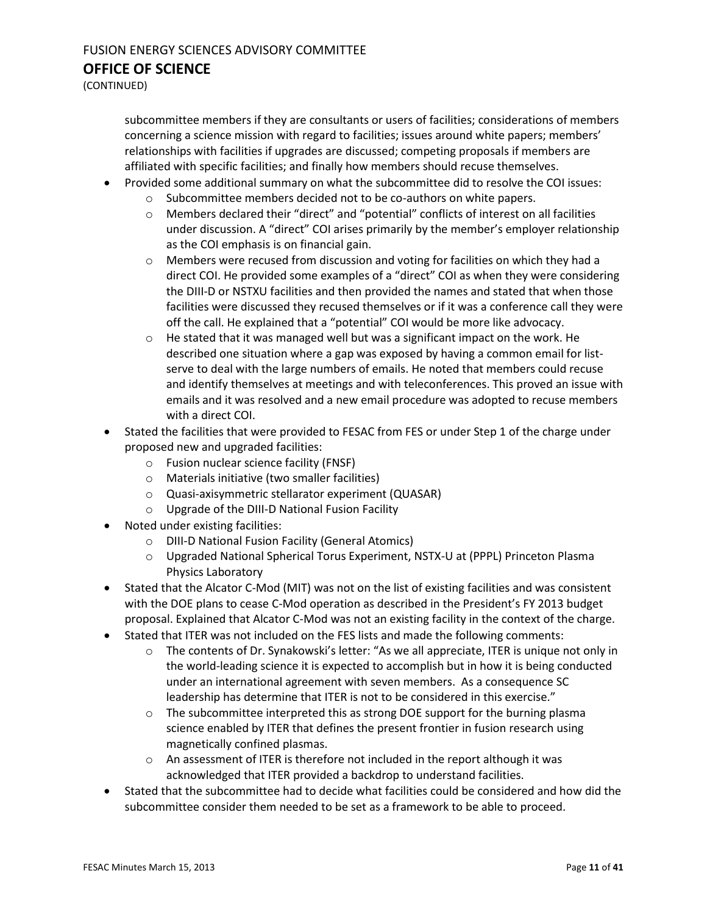subcommittee members if they are consultants or users of facilities; considerations of members concerning a science mission with regard to facilities; issues around white papers; members' relationships with facilities if upgrades are discussed; competing proposals if members are affiliated with specific facilities; and finally how members should recuse themselves.

- Provided some additional summary on what the subcommittee did to resolve the COI issues:
  - Subcommittee members decided not to be co-authors on white papers.
  - Members declared their "direct" and "potential" conflicts of interest on all facilities under discussion. A "direct" COI arises primarily by the member's employer relationship as the COI emphasis is on financial gain.
  - Members were recused from discussion and voting for facilities on which they had a direct COI. He provided some examples of a "direct" COI as when they were considering the DIII-D or NSTXU facilities and then provided the names and stated that when those facilities were discussed they recused themselves or if it was a conference call they were off the call. He explained that a "potential" COI would be more like advocacy.
  - He stated that it was managed well but was a significant impact on the work. He described one situation where a gap was exposed by having a common email for list-serve to deal with the large numbers of emails. He noted that members could recuse and identify themselves at meetings and with teleconferences. This proved an issue with emails and it was resolved and a new email procedure was adopted to recuse members with a direct COI.
- Stated the facilities that were provided to FESAC from FES or under Step 1 of the charge under proposed new and upgraded facilities:
  - Fusion nuclear science facility (FNSF)
  - Materials initiative (two smaller facilities)
  - Quasi-axisymmetric stellarator experiment (QUASAR)
  - Upgrade of the DIII-D National Fusion Facility
- Noted under existing facilities:
  - DIII-D National Fusion Facility (General Atomics)
  - Upgraded National Spherical Torus Experiment, NSTX-U at (PPPL) Princeton Plasma Physics Laboratory
- Stated that the Alcator C-Mod (MIT) was not on the list of existing facilities and was consistent with the DOE plans to cease C-Mod operation as described in the President's FY 2013 budget proposal. Explained that Alcator C-Mod was not an existing facility in the context of the charge.
- Stated that ITER was not included on the FES lists and made the following comments:
  - The contents of Dr. Synakowski's letter: "As we all appreciate, ITER is unique not only in the world-leading science it is expected to accomplish but in how it is being conducted under an international agreement with seven members. As a consequence SC leadership has determine that ITER is not to be considered in this exercise."
  - The subcommittee interpreted this as strong DOE support for the burning plasma science enabled by ITER that defines the present frontier in fusion research using magnetically confined plasmas.
  - An assessment of ITER is therefore not included in the report although it was acknowledged that ITER provided a backdrop to understand facilities.
- Stated that the subcommittee had to decide what facilities could be considered and how did the subcommittee consider them needed to be set as a framework to be able to proceed.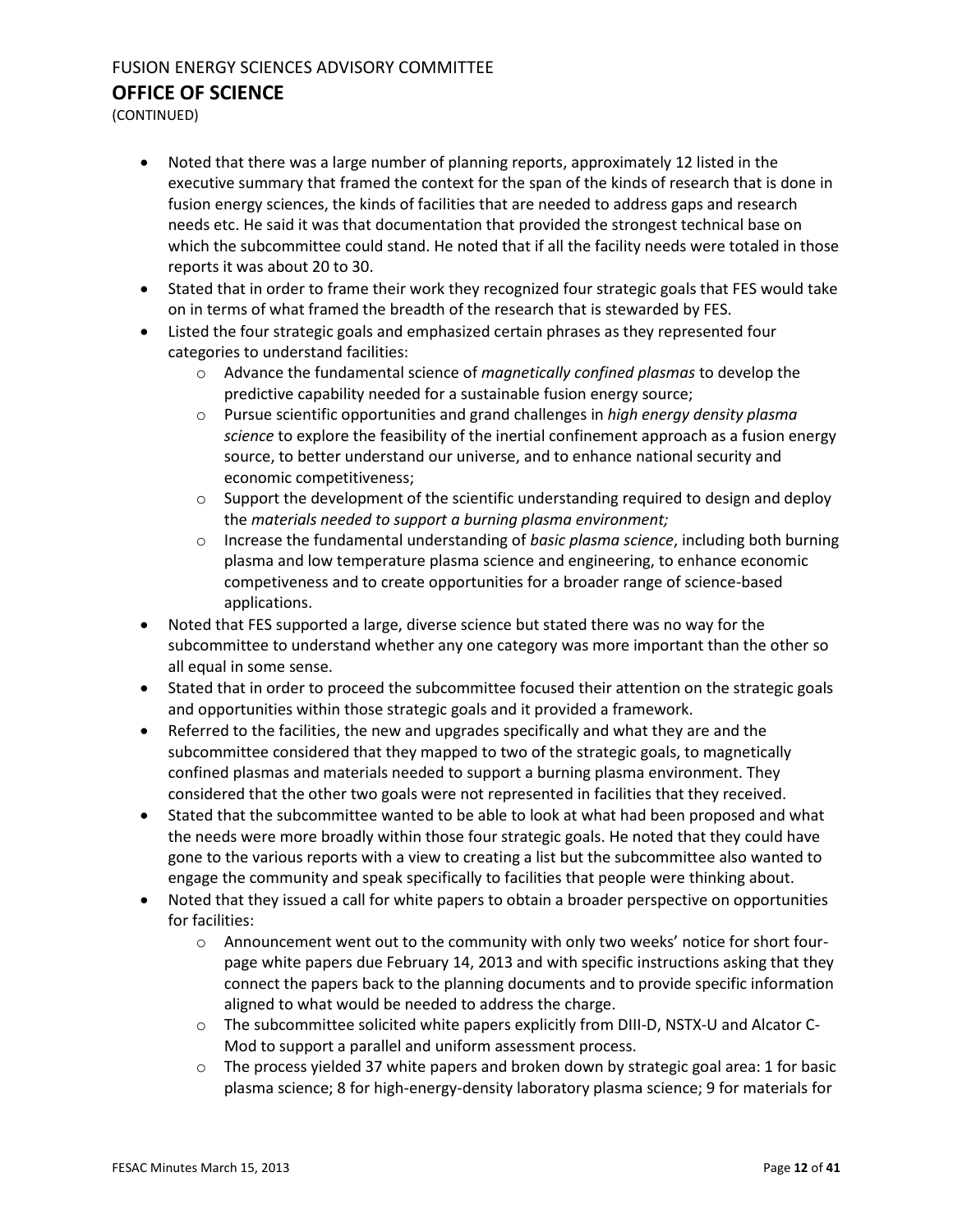FUSION ENERGY SCIENCES ADVISORY COMMITTEE

## OFFICE OF SCIENCE

(CONTINUED)

- Noted that there was a large number of planning reports, approximately 12 listed in the executive summary that framed the context for the span of the kinds of research that is done in fusion energy sciences, the kinds of facilities that are needed to address gaps and research needs etc. He said it was that documentation that provided the strongest technical base on which the subcommittee could stand. He noted that if all the facility needs were totaled in those reports it was about 20 to 30.
- Stated that in order to frame their work they recognized four strategic goals that FES would take on in terms of what framed the breadth of the research that is stewarded by FES.
- Listed the four strategic goals and emphasized certain phrases as they represented four categories to understand facilities:
  - Advance the fundamental science of *magnetically confined plasmas* to develop the predictive capability needed for a sustainable fusion energy source;
  - Pursue scientific opportunities and grand challenges in *high energy density plasma science* to explore the feasibility of the inertial confinement approach as a fusion energy source, to better understand our universe, and to enhance national security and economic competitiveness;
  - Support the development of the scientific understanding required to design and deploy the *materials needed to support a burning plasma environment;*
  - Increase the fundamental understanding of *basic plasma science*, including both burning plasma and low temperature plasma science and engineering, to enhance economic competiveness and to create opportunities for a broader range of science-based applications.
- Noted that FES supported a large, diverse science but stated there was no way for the subcommittee to understand whether any one category was more important than the other so all equal in some sense.
- Stated that in order to proceed the subcommittee focused their attention on the strategic goals and opportunities within those strategic goals and it provided a framework.
- Referred to the facilities, the new and upgrades specifically and what they are and the subcommittee considered that they mapped to two of the strategic goals, to magnetically confined plasmas and materials needed to support a burning plasma environment. They considered that the other two goals were not represented in facilities that they received.
- Stated that the subcommittee wanted to be able to look at what had been proposed and what the needs were more broadly within those four strategic goals. He noted that they could have gone to the various reports with a view to creating a list but the subcommittee also wanted to engage the community and speak specifically to facilities that people were thinking about.
- Noted that they issued a call for white papers to obtain a broader perspective on opportunities for facilities:
  - Announcement went out to the community with only two weeks' notice for short four-page white papers due February 14, 2013 and with specific instructions asking that they connect the papers back to the planning documents and to provide specific information aligned to what would be needed to address the charge.
  - The subcommittee solicited white papers explicitly from DIII-D, NSTX-U and Alcator C-Mod to support a parallel and uniform assessment process.
  - The process yielded 37 white papers and broken down by strategic goal area: 1 for basic plasma science; 8 for high-energy-density laboratory plasma science; 9 for materials for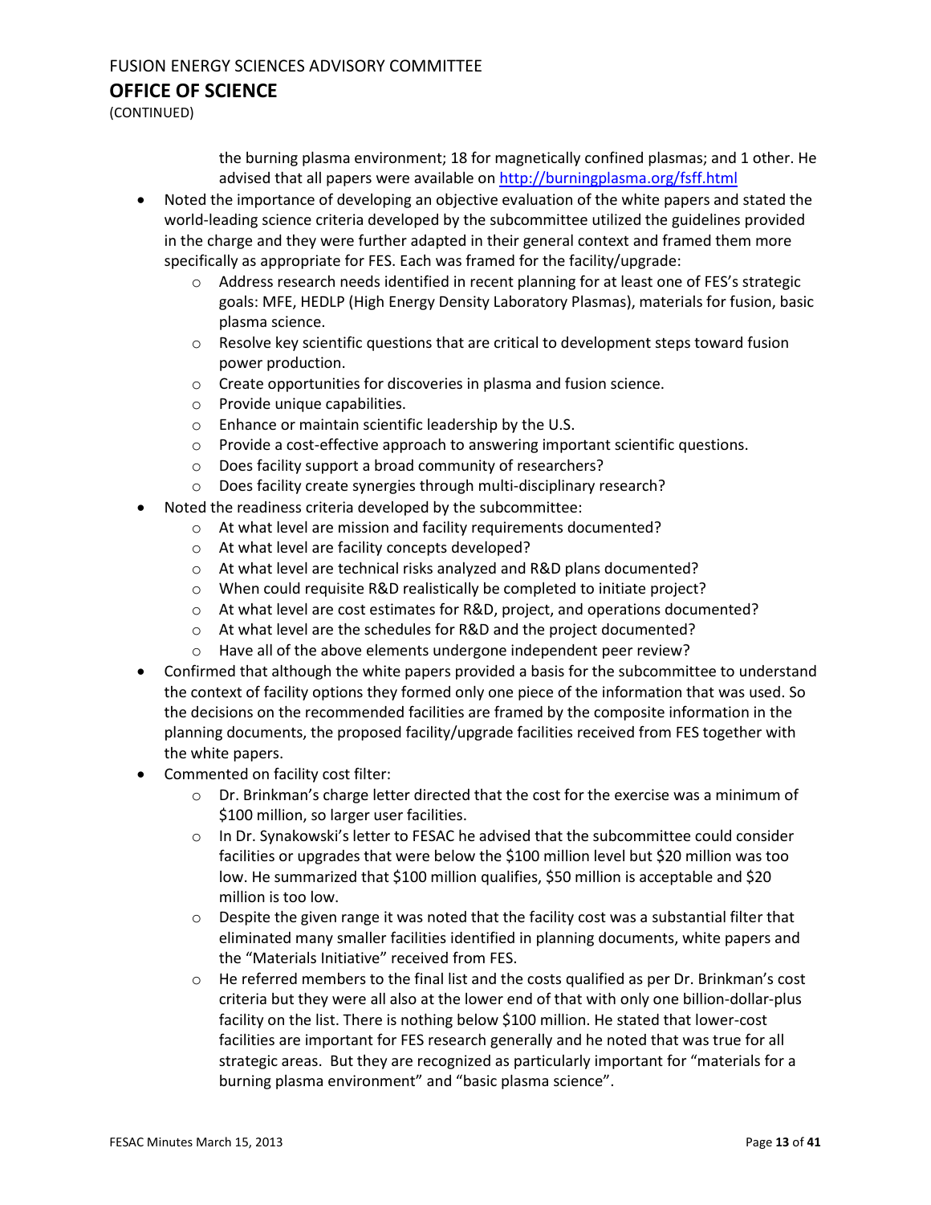the burning plasma environment; 18 for magnetically confined plasmas; and 1 other. He advised that all papers were available on http://burningplasma.org/fsff.html

- Noted the importance of developing an objective evaluation of the white papers and stated the world-leading science criteria developed by the subcommittee utilized the guidelines provided in the charge and they were further adapted in their general context and framed them more specifically as appropriate for FES. Each was framed for the facility/upgrade:
  - Address research needs identified in recent planning for at least one of FES's strategic goals: MFE, HEDLP (High Energy Density Laboratory Plasmas), materials for fusion, basic plasma science.
  - Resolve key scientific questions that are critical to development steps toward fusion power production.
  - Create opportunities for discoveries in plasma and fusion science.
  - Provide unique capabilities.
  - Enhance or maintain scientific leadership by the U.S.
  - Provide a cost-effective approach to answering important scientific questions.
  - Does facility support a broad community of researchers?
  - Does facility create synergies through multi-disciplinary research?
- Noted the readiness criteria developed by the subcommittee:
  - At what level are mission and facility requirements documented?
  - At what level are facility concepts developed?
  - At what level are technical risks analyzed and R&D plans documented?
  - When could requisite R&D realistically be completed to initiate project?
  - At what level are cost estimates for R&D, project, and operations documented?
  - At what level are the schedules for R&D and the project documented?
  - Have all of the above elements undergone independent peer review?
- Confirmed that although the white papers provided a basis for the subcommittee to understand the context of facility options they formed only one piece of the information that was used. So the decisions on the recommended facilities are framed by the composite information in the planning documents, the proposed facility/upgrade facilities received from FES together with the white papers.
- Commented on facility cost filter:
  - Dr. Brinkman's charge letter directed that the cost for the exercise was a minimum of \$100 million, so larger user facilities.
  - In Dr. Synakowski's letter to FESAC he advised that the subcommittee could consider facilities or upgrades that were below the \$100 million level but \$20 million was too low. He summarized that \$100 million qualifies, \$50 million is acceptable and \$20 million is too low.
  - Despite the given range it was noted that the facility cost was a substantial filter that eliminated many smaller facilities identified in planning documents, white papers and the "Materials Initiative" received from FES.
  - He referred members to the final list and the costs qualified as per Dr. Brinkman's cost criteria but they were all also at the lower end of that with only one billion-dollar-plus facility on the list. There is nothing below \$100 million. He stated that lower-cost facilities are important for FES research generally and he noted that was true for all strategic areas. But they are recognized as particularly important for "materials for a burning plasma environment" and "basic plasma science".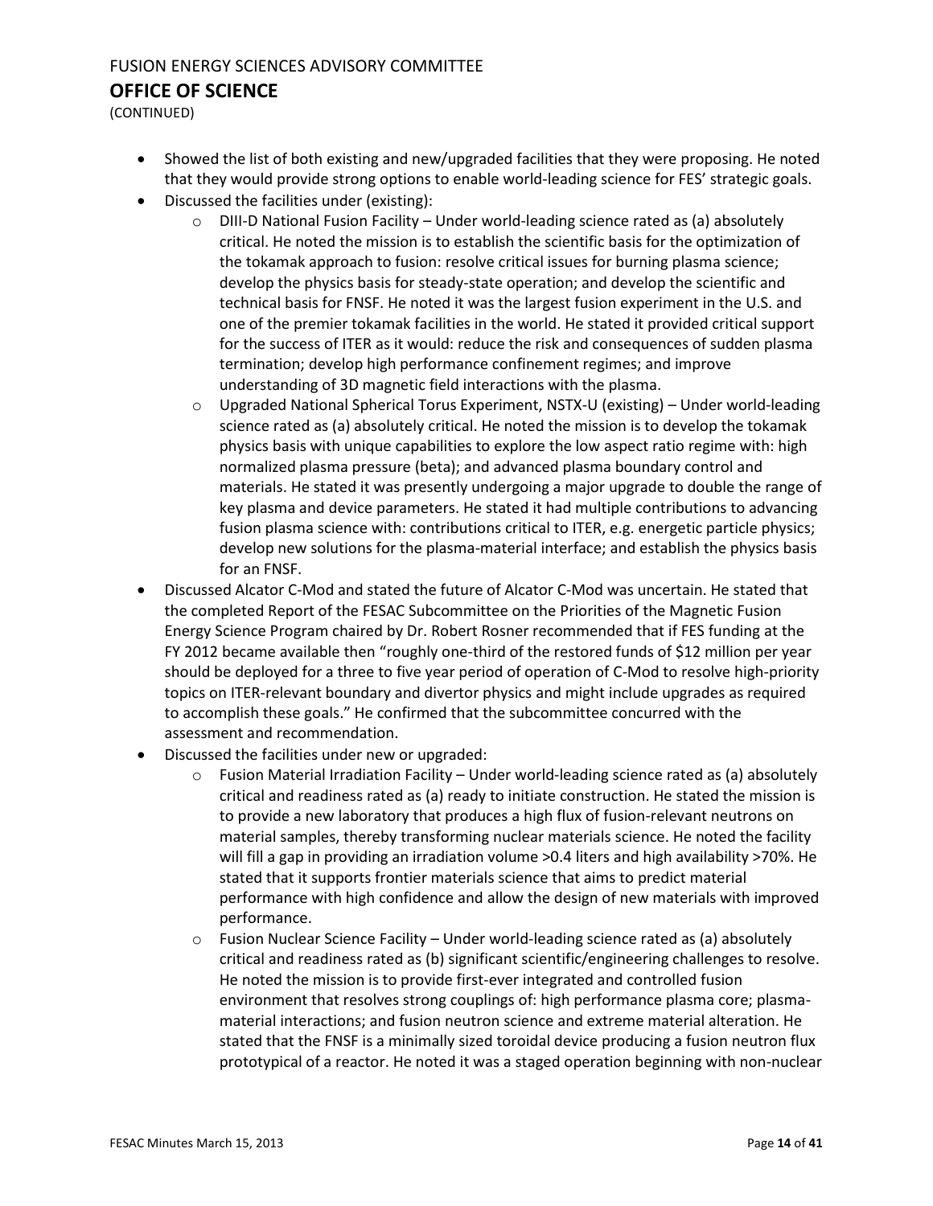FUSION ENERGY SCIENCES ADVISORY COMMITTEE

## OFFICE OF SCIENCE

(CONTINUED)

- Showed the list of both existing and new/upgraded facilities that they were proposing. He noted that they would provide strong options to enable world-leading science for FES' strategic goals.
- Discussed the facilities under (existing):
  - DIII-D National Fusion Facility – Under world-leading science rated as (a) absolutely critical. He noted the mission is to establish the scientific basis for the optimization of the tokamak approach to fusion: resolve critical issues for burning plasma science; develop the physics basis for steady-state operation; and develop the scientific and technical basis for FNSF. He noted it was the largest fusion experiment in the U.S. and one of the premier tokamak facilities in the world. He stated it provided critical support for the success of ITER as it would: reduce the risk and consequences of sudden plasma termination; develop high performance confinement regimes; and improve understanding of 3D magnetic field interactions with the plasma.
  - Upgraded National Spherical Torus Experiment, NSTX-U (existing) – Under world-leading science rated as (a) absolutely critical. He noted the mission is to develop the tokamak physics basis with unique capabilities to explore the low aspect ratio regime with: high normalized plasma pressure (beta); and advanced plasma boundary control and materials. He stated it was presently undergoing a major upgrade to double the range of key plasma and device parameters. He stated it had multiple contributions to advancing fusion plasma science with: contributions critical to ITER, e.g. energetic particle physics; develop new solutions for the plasma-material interface; and establish the physics basis for an FNSF.
- Discussed Alcator C-Mod and stated the future of Alcator C-Mod was uncertain. He stated that the completed Report of the FESAC Subcommittee on the Priorities of the Magnetic Fusion Energy Science Program chaired by Dr. Robert Rosner recommended that if FES funding at the FY 2012 became available then "roughly one-third of the restored funds of $12 million per year should be deployed for a three to five year period of operation of C-Mod to resolve high-priority topics on ITER-relevant boundary and divertor physics and might include upgrades as required to accomplish these goals." He confirmed that the subcommittee concurred with the assessment and recommendation.
- Discussed the facilities under new or upgraded:
  - Fusion Material Irradiation Facility – Under world-leading science rated as (a) absolutely critical and readiness rated as (a) ready to initiate construction. He stated the mission is to provide a new laboratory that produces a high flux of fusion-relevant neutrons on material samples, thereby transforming nuclear materials science. He noted the facility will fill a gap in providing an irradiation volume >0.4 liters and high availability >70%. He stated that it supports frontier materials science that aims to predict material performance with high confidence and allow the design of new materials with improved performance.
  - Fusion Nuclear Science Facility – Under world-leading science rated as (a) absolutely critical and readiness rated as (b) significant scientific/engineering challenges to resolve. He noted the mission is to provide first-ever integrated and controlled fusion environment that resolves strong couplings of: high performance plasma core; plasma-material interactions; and fusion neutron science and extreme material alteration. He stated that the FNSF is a minimally sized toroidal device producing a fusion neutron flux prototypical of a reactor. He noted it was a staged operation beginning with non-nuclear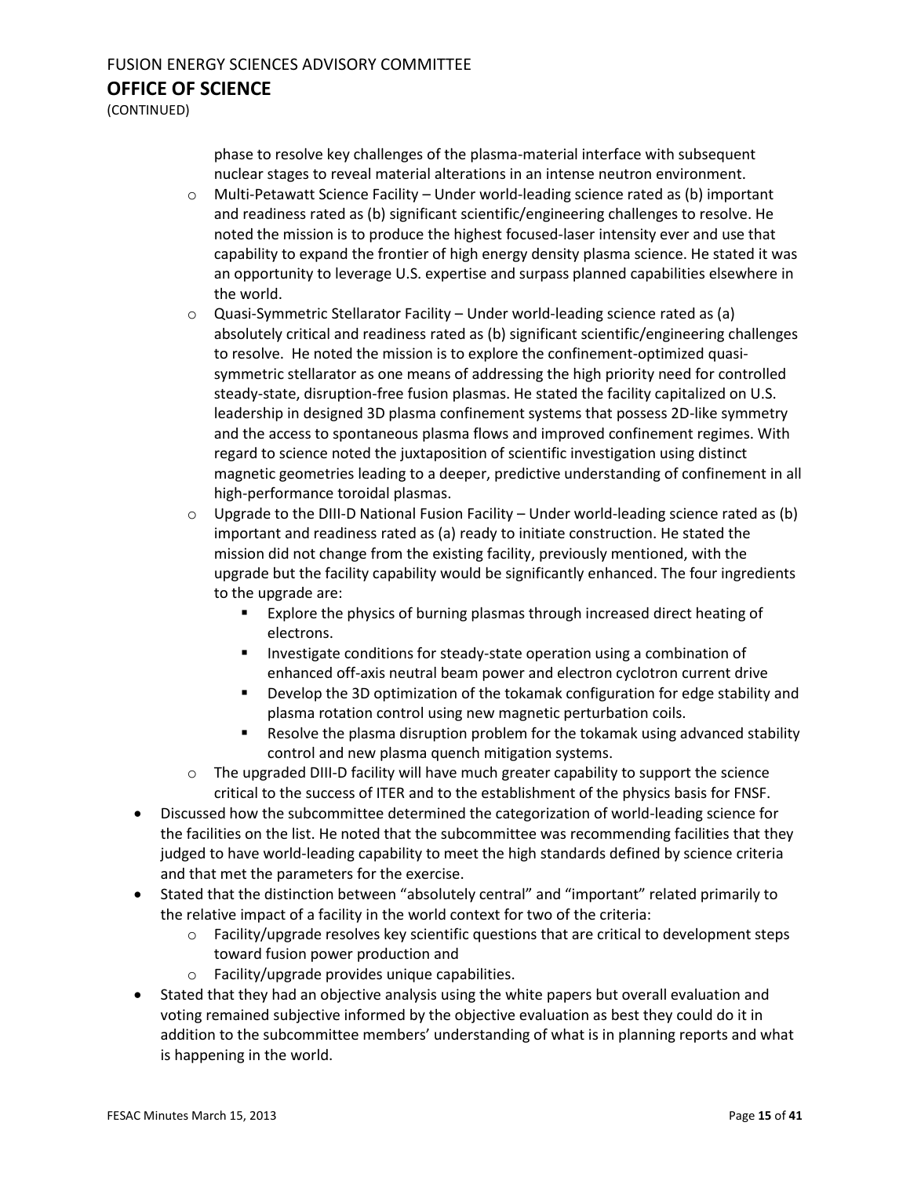phase to resolve key challenges of the plasma-material interface with subsequent nuclear stages to reveal material alterations in an intense neutron environment.

- Multi-Petawatt Science Facility – Under world-leading science rated as (b) important and readiness rated as (b) significant scientific/engineering challenges to resolve. He noted the mission is to produce the highest focused-laser intensity ever and use that capability to expand the frontier of high energy density plasma science. He stated it was an opportunity to leverage U.S. expertise and surpass planned capabilities elsewhere in the world.
- Quasi-Symmetric Stellarator Facility – Under world-leading science rated as (a) absolutely critical and readiness rated as (b) significant scientific/engineering challenges to resolve. He noted the mission is to explore the confinement-optimized quasi-symmetric stellarator as one means of addressing the high priority need for controlled steady-state, disruption-free fusion plasmas. He stated the facility capitalized on U.S. leadership in designed 3D plasma confinement systems that possess 2D-like symmetry and the access to spontaneous plasma flows and improved confinement regimes. With regard to science noted the juxtaposition of scientific investigation using distinct magnetic geometries leading to a deeper, predictive understanding of confinement in all high-performance toroidal plasmas.
- Upgrade to the DIII-D National Fusion Facility – Under world-leading science rated as (b) important and readiness rated as (a) ready to initiate construction. He stated the mission did not change from the existing facility, previously mentioned, with the upgrade but the facility capability would be significantly enhanced. The four ingredients to the upgrade are:
  - Explore the physics of burning plasmas through increased direct heating of electrons.
  - Investigate conditions for steady-state operation using a combination of enhanced off-axis neutral beam power and electron cyclotron current drive
  - Develop the 3D optimization of the tokamak configuration for edge stability and plasma rotation control using new magnetic perturbation coils.
  - Resolve the plasma disruption problem for the tokamak using advanced stability control and new plasma quench mitigation systems.
- The upgraded DIII-D facility will have much greater capability to support the science critical to the success of ITER and to the establishment of the physics basis for FNSF.

- Discussed how the subcommittee determined the categorization of world-leading science for the facilities on the list. He noted that the subcommittee was recommending facilities that they judged to have world-leading capability to meet the high standards defined by science criteria and that met the parameters for the exercise.
- Stated that the distinction between "absolutely central" and "important" related primarily to the relative impact of a facility in the world context for two of the criteria:
  - Facility/upgrade resolves key scientific questions that are critical to development steps toward fusion power production and
  - Facility/upgrade provides unique capabilities.
- Stated that they had an objective analysis using the white papers but overall evaluation and voting remained subjective informed by the objective evaluation as best they could do it in addition to the subcommittee members' understanding of what is in planning reports and what is happening in the world.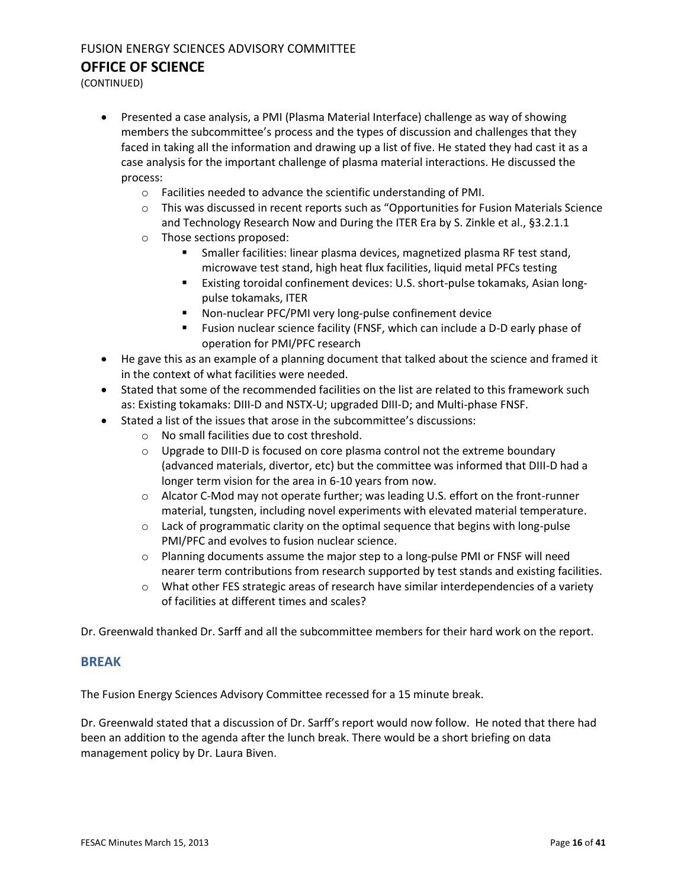- Presented a case analysis, a PMI (Plasma Material Interface) challenge as way of showing members the subcommittee's process and the types of discussion and challenges that they faced in taking all the information and drawing up a list of five. He stated they had cast it as a case analysis for the important challenge of plasma material interactions. He discussed the process:
    - Facilities needed to advance the scientific understanding of PMI.
    - This was discussed in recent reports such as "Opportunities for Fusion Materials Science and Technology Research Now and During the ITER Era by S. Zinkle et al., §3.2.1.1
    - Those sections proposed:
        - Smaller facilities: linear plasma devices, magnetized plasma RF test stand, microwave test stand, high heat flux facilities, liquid metal PFCs testing
        - Existing toroidal confinement devices: U.S. short-pulse tokamaks, Asian long-pulse tokamaks, ITER
        - Non-nuclear PFC/PMI very long-pulse confinement device
        - Fusion nuclear science facility (FNSF, which can include a D-D early phase of operation for PMI/PFC research
- He gave this as an example of a planning document that talked about the science and framed it in the context of what facilities were needed.
- Stated that some of the recommended facilities on the list are related to this framework such as: Existing tokamaks: DIII-D and NSTX-U; upgraded DIII-D; and Multi-phase FNSF.
- Stated a list of the issues that arose in the subcommittee's discussions:
    - No small facilities due to cost threshold.
    - Upgrade to DIII-D is focused on core plasma control not the extreme boundary (advanced materials, divertor, etc) but the committee was informed that DIII-D had a longer term vision for the area in 6-10 years from now.
    - Alcator C-Mod may not operate further; was leading U.S. effort on the front-runner material, tungsten, including novel experiments with elevated material temperature.
    - Lack of programmatic clarity on the optimal sequence that begins with long-pulse PMI/PFC and evolves to fusion nuclear science.
    - Planning documents assume the major step to a long-pulse PMI or FNSF will need nearer term contributions from research supported by test stands and existing facilities.
    - What other FES strategic areas of research have similar interdependencies of a variety of facilities at different times and scales?

Dr. Greenwald thanked Dr. Sarff and all the subcommittee members for their hard work on the report.

## BREAK

The Fusion Energy Sciences Advisory Committee recessed for a 15 minute break.

Dr. Greenwald stated that a discussion of Dr. Sarff's report would now follow. He noted that there had been an addition to the agenda after the lunch break. There would be a short briefing on data management policy by Dr. Laura Biven.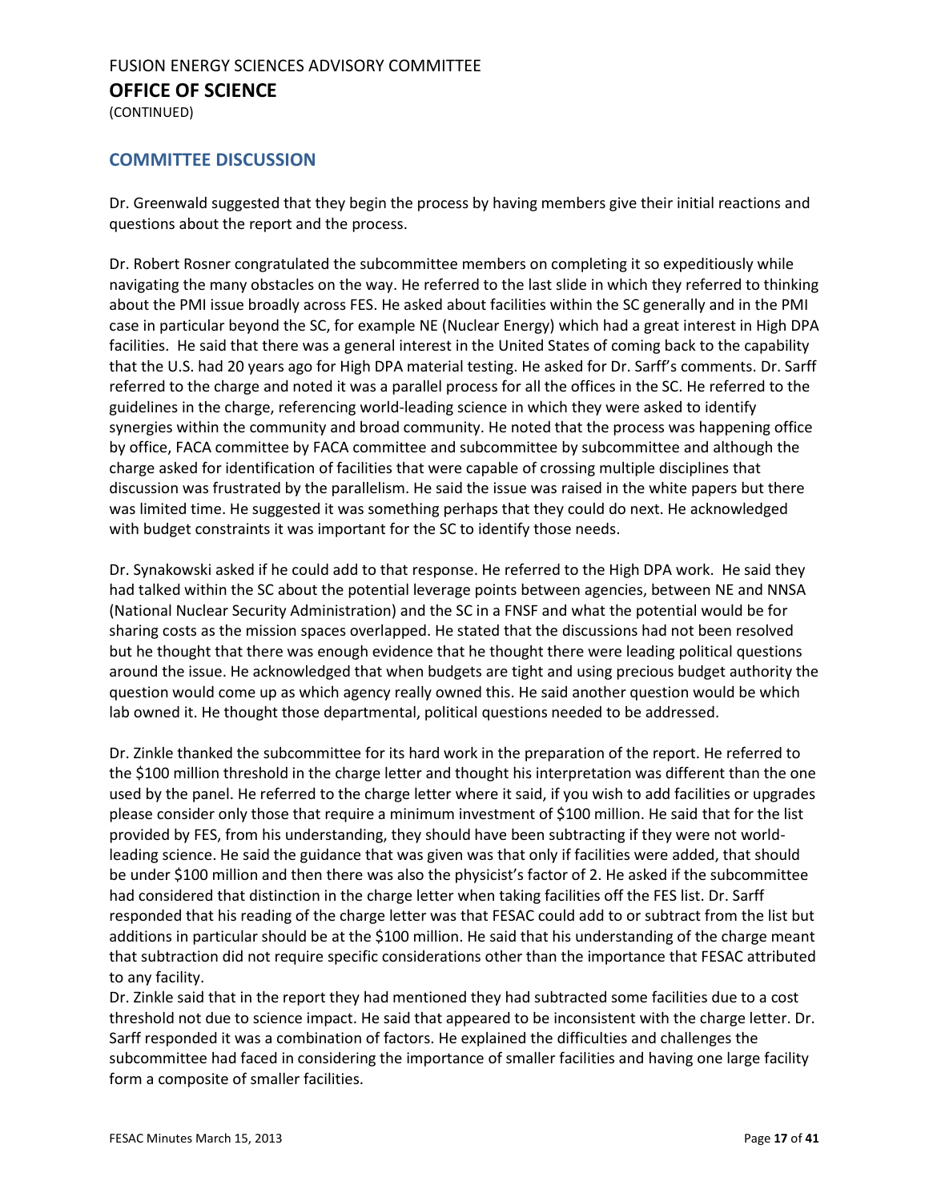## COMMITTEE DISCUSSION

Dr. Greenwald suggested that they begin the process by having members give their initial reactions and questions about the report and the process.

Dr. Robert Rosner congratulated the subcommittee members on completing it so expeditiously while navigating the many obstacles on the way. He referred to the last slide in which they referred to thinking about the PMI issue broadly across FES. He asked about facilities within the SC generally and in the PMI case in particular beyond the SC, for example NE (Nuclear Energy) which had a great interest in High DPA facilities. He said that there was a general interest in the United States of coming back to the capability that the U.S. had 20 years ago for High DPA material testing. He asked for Dr. Sarff's comments. Dr. Sarff referred to the charge and noted it was a parallel process for all the offices in the SC. He referred to the guidelines in the charge, referencing world-leading science in which they were asked to identify synergies within the community and broad community. He noted that the process was happening office by office, FACA committee by FACA committee and subcommittee by subcommittee and although the charge asked for identification of facilities that were capable of crossing multiple disciplines that discussion was frustrated by the parallelism. He said the issue was raised in the white papers but there was limited time. He suggested it was something perhaps that they could do next. He acknowledged with budget constraints it was important for the SC to identify those needs.

Dr. Synakowski asked if he could add to that response. He referred to the High DPA work. He said they had talked within the SC about the potential leverage points between agencies, between NE and NNSA (National Nuclear Security Administration) and the SC in a FNSF and what the potential would be for sharing costs as the mission spaces overlapped. He stated that the discussions had not been resolved but he thought that there was enough evidence that he thought there were leading political questions around the issue. He acknowledged that when budgets are tight and using precious budget authority the question would come up as which agency really owned this. He said another question would be which lab owned it. He thought those departmental, political questions needed to be addressed.

Dr. Zinkle thanked the subcommittee for its hard work in the preparation of the report. He referred to the $100 million threshold in the charge letter and thought his interpretation was different than the one used by the panel. He referred to the charge letter where it said, if you wish to add facilities or upgrades please consider only those that require a minimum investment of $100 million. He said that for the list provided by FES, from his understanding, they should have been subtracting if they were not world-leading science. He said the guidance that was given was that only if facilities were added, that should be under $100 million and then there was also the physicist's factor of 2. He asked if the subcommittee had considered that distinction in the charge letter when taking facilities off the FES list. Dr. Sarff responded that his reading of the charge letter was that FESAC could add to or subtract from the list but additions in particular should be at the $100 million. He said that his understanding of the charge meant that subtraction did not require specific considerations other than the importance that FESAC attributed to any facility.

Dr. Zinkle said that in the report they had mentioned they had subtracted some facilities due to a cost threshold not due to science impact. He said that appeared to be inconsistent with the charge letter. Dr. Sarff responded it was a combination of factors. He explained the difficulties and challenges the subcommittee had faced in considering the importance of smaller facilities and having one large facility form a composite of smaller facilities.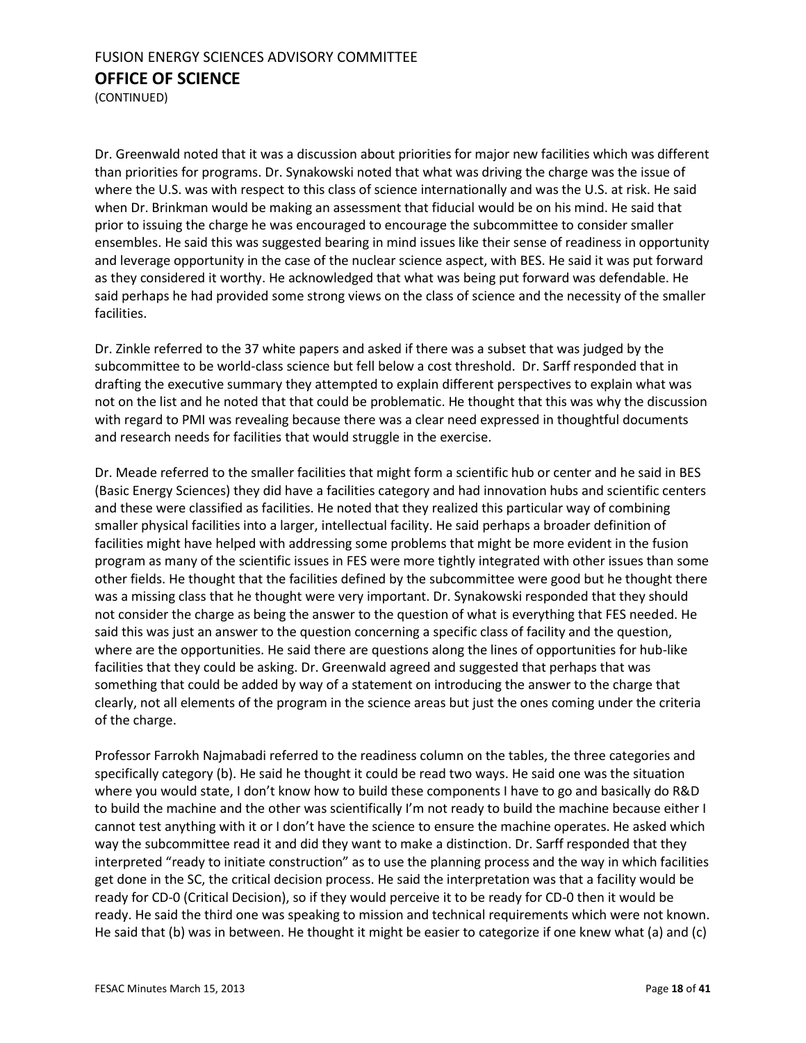Dr. Greenwald noted that it was a discussion about priorities for major new facilities which was different than priorities for programs. Dr. Synakowski noted that what was driving the charge was the issue of where the U.S. was with respect to this class of science internationally and was the U.S. at risk. He said when Dr. Brinkman would be making an assessment that fiducial would be on his mind. He said that prior to issuing the charge he was encouraged to encourage the subcommittee to consider smaller ensembles. He said this was suggested bearing in mind issues like their sense of readiness in opportunity and leverage opportunity in the case of the nuclear science aspect, with BES. He said it was put forward as they considered it worthy. He acknowledged that what was being put forward was defendable. He said perhaps he had provided some strong views on the class of science and the necessity of the smaller facilities.

Dr. Zinkle referred to the 37 white papers and asked if there was a subset that was judged by the subcommittee to be world-class science but fell below a cost threshold. Dr. Sarff responded that in drafting the executive summary they attempted to explain different perspectives to explain what was not on the list and he noted that that could be problematic. He thought that this was why the discussion with regard to PMI was revealing because there was a clear need expressed in thoughtful documents and research needs for facilities that would struggle in the exercise.

Dr. Meade referred to the smaller facilities that might form a scientific hub or center and he said in BES (Basic Energy Sciences) they did have a facilities category and had innovation hubs and scientific centers and these were classified as facilities. He noted that they realized this particular way of combining smaller physical facilities into a larger, intellectual facility. He said perhaps a broader definition of facilities might have helped with addressing some problems that might be more evident in the fusion program as many of the scientific issues in FES were more tightly integrated with other issues than some other fields. He thought that the facilities defined by the subcommittee were good but he thought there was a missing class that he thought were very important. Dr. Synakowski responded that they should not consider the charge as being the answer to the question of what is everything that FES needed. He said this was just an answer to the question concerning a specific class of facility and the question, where are the opportunities. He said there are questions along the lines of opportunities for hub-like facilities that they could be asking. Dr. Greenwald agreed and suggested that perhaps that was something that could be added by way of a statement on introducing the answer to the charge that clearly, not all elements of the program in the science areas but just the ones coming under the criteria of the charge.

Professor Farrokh Najmabadi referred to the readiness column on the tables, the three categories and specifically category (b). He said he thought it could be read two ways. He said one was the situation where you would state, I don't know how to build these components I have to go and basically do R&D to build the machine and the other was scientifically I'm not ready to build the machine because either I cannot test anything with it or I don't have the science to ensure the machine operates. He asked which way the subcommittee read it and did they want to make a distinction. Dr. Sarff responded that they interpreted "ready to initiate construction" as to use the planning process and the way in which facilities get done in the SC, the critical decision process. He said the interpretation was that a facility would be ready for CD-0 (Critical Decision), so if they would perceive it to be ready for CD-0 then it would be ready. He said the third one was speaking to mission and technical requirements which were not known. He said that (b) was in between. He thought it might be easier to categorize if one knew what (a) and (c)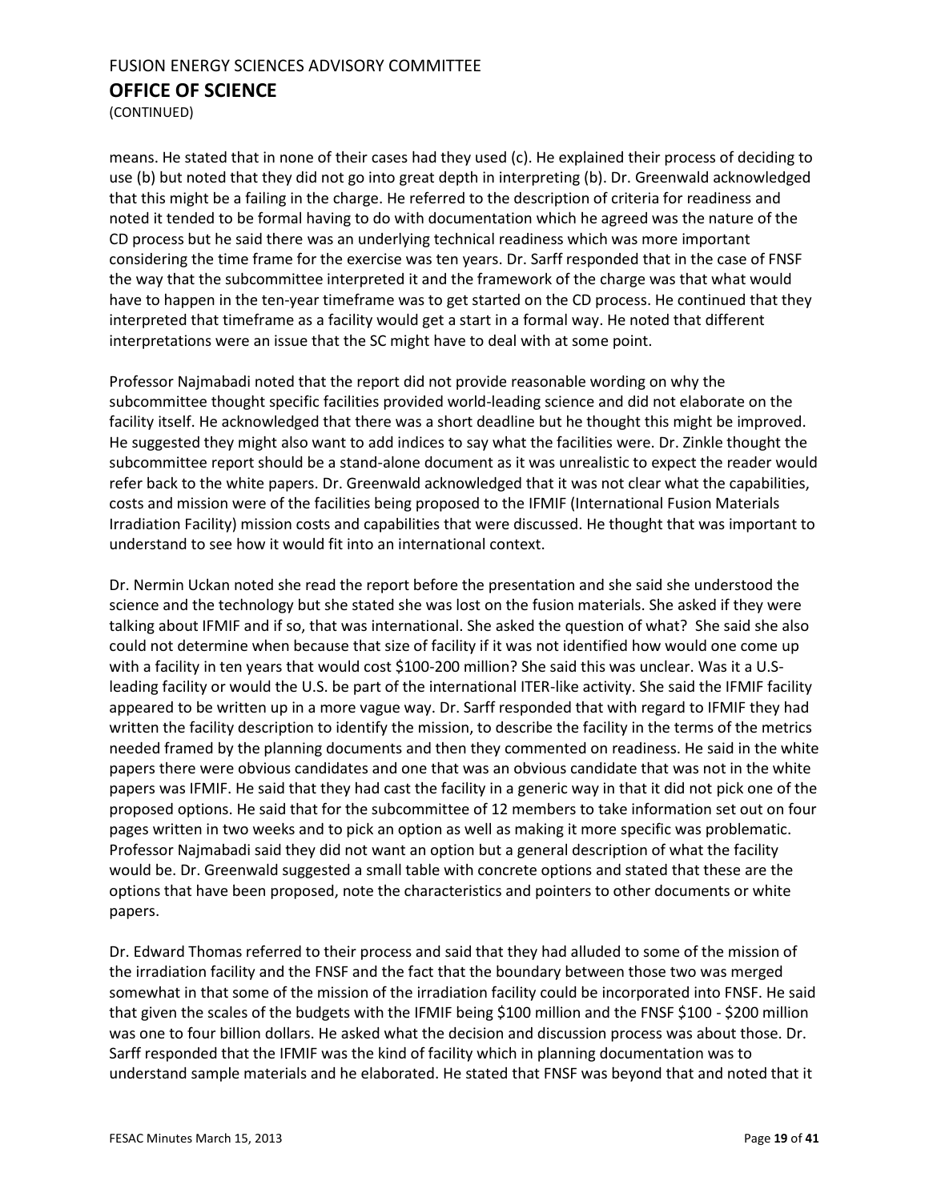means. He stated that in none of their cases had they used (c). He explained their process of deciding to use (b) but noted that they did not go into great depth in interpreting (b). Dr. Greenwald acknowledged that this might be a failing in the charge. He referred to the description of criteria for readiness and noted it tended to be formal having to do with documentation which he agreed was the nature of the CD process but he said there was an underlying technical readiness which was more important considering the time frame for the exercise was ten years. Dr. Sarff responded that in the case of FNSF the way that the subcommittee interpreted it and the framework of the charge was that what would have to happen in the ten-year timeframe was to get started on the CD process. He continued that they interpreted that timeframe as a facility would get a start in a formal way. He noted that different interpretations were an issue that the SC might have to deal with at some point.

Professor Najmabadi noted that the report did not provide reasonable wording on why the subcommittee thought specific facilities provided world-leading science and did not elaborate on the facility itself. He acknowledged that there was a short deadline but he thought this might be improved. He suggested they might also want to add indices to say what the facilities were. Dr. Zinkle thought the subcommittee report should be a stand-alone document as it was unrealistic to expect the reader would refer back to the white papers. Dr. Greenwald acknowledged that it was not clear what the capabilities, costs and mission were of the facilities being proposed to the IFMIF (International Fusion Materials Irradiation Facility) mission costs and capabilities that were discussed. He thought that was important to understand to see how it would fit into an international context.

Dr. Nermin Uckan noted she read the report before the presentation and she said she understood the science and the technology but she stated she was lost on the fusion materials. She asked if they were talking about IFMIF and if so, that was international. She asked the question of what? She said she also could not determine when because that size of facility if it was not identified how would one come up with a facility in ten years that would cost \$100-200 million? She said this was unclear. Was it a U.S-leading facility or would the U.S. be part of the international ITER-like activity. She said the IFMIF facility appeared to be written up in a more vague way. Dr. Sarff responded that with regard to IFMIF they had written the facility description to identify the mission, to describe the facility in the terms of the metrics needed framed by the planning documents and then they commented on readiness. He said in the white papers there were obvious candidates and one that was an obvious candidate that was not in the white papers was IFMIF. He said that they had cast the facility in a generic way in that it did not pick one of the proposed options. He said that for the subcommittee of 12 members to take information set out on four pages written in two weeks and to pick an option as well as making it more specific was problematic. Professor Najmabadi said they did not want an option but a general description of what the facility would be. Dr. Greenwald suggested a small table with concrete options and stated that these are the options that have been proposed, note the characteristics and pointers to other documents or white papers.

Dr. Edward Thomas referred to their process and said that they had alluded to some of the mission of the irradiation facility and the FNSF and the fact that the boundary between those two was merged somewhat in that some of the mission of the irradiation facility could be incorporated into FNSF. He said that given the scales of the budgets with the IFMIF being \$100 million and the FNSF \$100 - \$200 million was one to four billion dollars. He asked what the decision and discussion process was about those. Dr. Sarff responded that the IFMIF was the kind of facility which in planning documentation was to understand sample materials and he elaborated. He stated that FNSF was beyond that and noted that it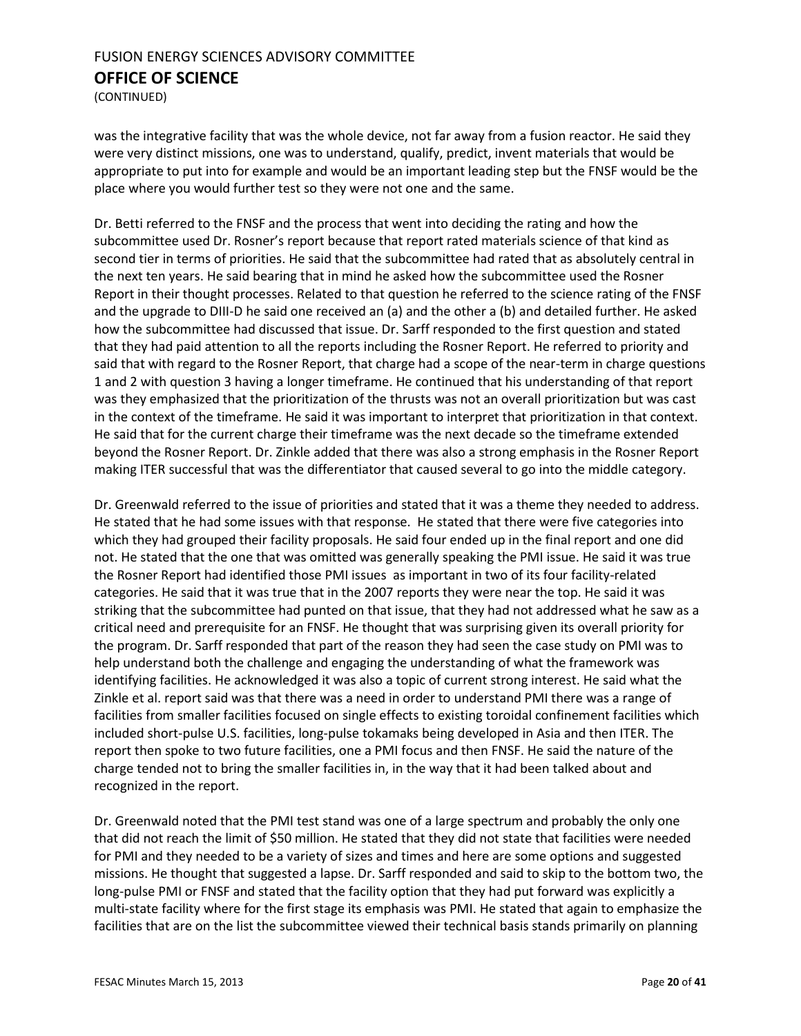was the integrative facility that was the whole device, not far away from a fusion reactor. He said they were very distinct missions, one was to understand, qualify, predict, invent materials that would be appropriate to put into for example and would be an important leading step but the FNSF would be the place where you would further test so they were not one and the same.

Dr. Betti referred to the FNSF and the process that went into deciding the rating and how the subcommittee used Dr. Rosner's report because that report rated materials science of that kind as second tier in terms of priorities. He said that the subcommittee had rated that as absolutely central in the next ten years. He said bearing that in mind he asked how the subcommittee used the Rosner Report in their thought processes. Related to that question he referred to the science rating of the FNSF and the upgrade to DIII-D he said one received an (a) and the other a (b) and detailed further. He asked how the subcommittee had discussed that issue. Dr. Sarff responded to the first question and stated that they had paid attention to all the reports including the Rosner Report. He referred to priority and said that with regard to the Rosner Report, that charge had a scope of the near-term in charge questions 1 and 2 with question 3 having a longer timeframe. He continued that his understanding of that report was they emphasized that the prioritization of the thrusts was not an overall prioritization but was cast in the context of the timeframe. He said it was important to interpret that prioritization in that context. He said that for the current charge their timeframe was the next decade so the timeframe extended beyond the Rosner Report. Dr. Zinkle added that there was also a strong emphasis in the Rosner Report making ITER successful that was the differentiator that caused several to go into the middle category.

Dr. Greenwald referred to the issue of priorities and stated that it was a theme they needed to address. He stated that he had some issues with that response. He stated that there were five categories into which they had grouped their facility proposals. He said four ended up in the final report and one did not. He stated that the one that was omitted was generally speaking the PMI issue. He said it was true the Rosner Report had identified those PMI issues as important in two of its four facility-related categories. He said that it was true that in the 2007 reports they were near the top. He said it was striking that the subcommittee had punted on that issue, that they had not addressed what he saw as a critical need and prerequisite for an FNSF. He thought that was surprising given its overall priority for the program. Dr. Sarff responded that part of the reason they had seen the case study on PMI was to help understand both the challenge and engaging the understanding of what the framework was identifying facilities. He acknowledged it was also a topic of current strong interest. He said what the Zinkle et al. report said was that there was a need in order to understand PMI there was a range of facilities from smaller facilities focused on single effects to existing toroidal confinement facilities which included short-pulse U.S. facilities, long-pulse tokamaks being developed in Asia and then ITER. The report then spoke to two future facilities, one a PMI focus and then FNSF. He said the nature of the charge tended not to bring the smaller facilities in, in the way that it had been talked about and recognized in the report.

Dr. Greenwald noted that the PMI test stand was one of a large spectrum and probably the only one that did not reach the limit of $50 million. He stated that they did not state that facilities were needed for PMI and they needed to be a variety of sizes and times and here are some options and suggested missions. He thought that suggested a lapse. Dr. Sarff responded and said to skip to the bottom two, the long-pulse PMI or FNSF and stated that the facility option that they had put forward was explicitly a multi-state facility where for the first stage its emphasis was PMI. He stated that again to emphasize the facilities that are on the list the subcommittee viewed their technical basis stands primarily on planning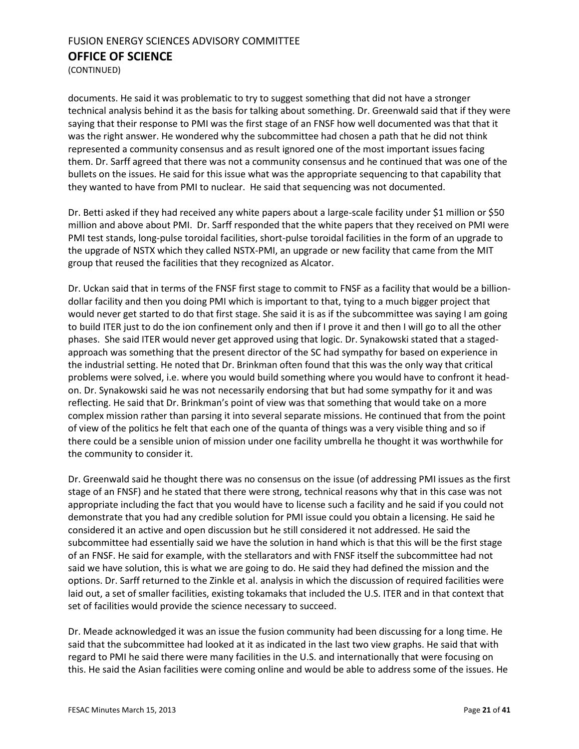documents. He said it was problematic to try to suggest something that did not have a stronger technical analysis behind it as the basis for talking about something. Dr. Greenwald said that if they were saying that their response to PMI was the first stage of an FNSF how well documented was that that it was the right answer. He wondered why the subcommittee had chosen a path that he did not think represented a community consensus and as result ignored one of the most important issues facing them. Dr. Sarff agreed that there was not a community consensus and he continued that was one of the bullets on the issues. He said for this issue what was the appropriate sequencing to that capability that they wanted to have from PMI to nuclear. He said that sequencing was not documented.

Dr. Betti asked if they had received any white papers about a large-scale facility under $1 million or $50 million and above about PMI. Dr. Sarff responded that the white papers that they received on PMI were PMI test stands, long-pulse toroidal facilities, short-pulse toroidal facilities in the form of an upgrade to the upgrade of NSTX which they called NSTX-PMI, an upgrade or new facility that came from the MIT group that reused the facilities that they recognized as Alcator.

Dr. Uckan said that in terms of the FNSF first stage to commit to FNSF as a facility that would be a billion-dollar facility and then you doing PMI which is important to that, tying to a much bigger project that would never get started to do that first stage. She said it is as if the subcommittee was saying I am going to build ITER just to do the ion confinement only and then if I prove it and then I will go to all the other phases. She said ITER would never get approved using that logic. Dr. Synakowski stated that a staged-approach was something that the present director of the SC had sympathy for based on experience in the industrial setting. He noted that Dr. Brinkman often found that this was the only way that critical problems were solved, i.e. where you would build something where you would have to confront it head-on. Dr. Synakowski said he was not necessarily endorsing that but had some sympathy for it and was reflecting. He said that Dr. Brinkman's point of view was that something that would take on a more complex mission rather than parsing it into several separate missions. He continued that from the point of view of the politics he felt that each one of the quanta of things was a very visible thing and so if there could be a sensible union of mission under one facility umbrella he thought it was worthwhile for the community to consider it.

Dr. Greenwald said he thought there was no consensus on the issue (of addressing PMI issues as the first stage of an FNSF) and he stated that there were strong, technical reasons why that in this case was not appropriate including the fact that you would have to license such a facility and he said if you could not demonstrate that you had any credible solution for PMI issue could you obtain a licensing. He said he considered it an active and open discussion but he still considered it not addressed. He said the subcommittee had essentially said we have the solution in hand which is that this will be the first stage of an FNSF. He said for example, with the stellarators and with FNSF itself the subcommittee had not said we have solution, this is what we are going to do. He said they had defined the mission and the options. Dr. Sarff returned to the Zinkle et al. analysis in which the discussion of required facilities were laid out, a set of smaller facilities, existing tokamaks that included the U.S. ITER and in that context that set of facilities would provide the science necessary to succeed.

Dr. Meade acknowledged it was an issue the fusion community had been discussing for a long time. He said that the subcommittee had looked at it as indicated in the last two view graphs. He said that with regard to PMI he said there were many facilities in the U.S. and internationally that were focusing on this. He said the Asian facilities were coming online and would be able to address some of the issues. He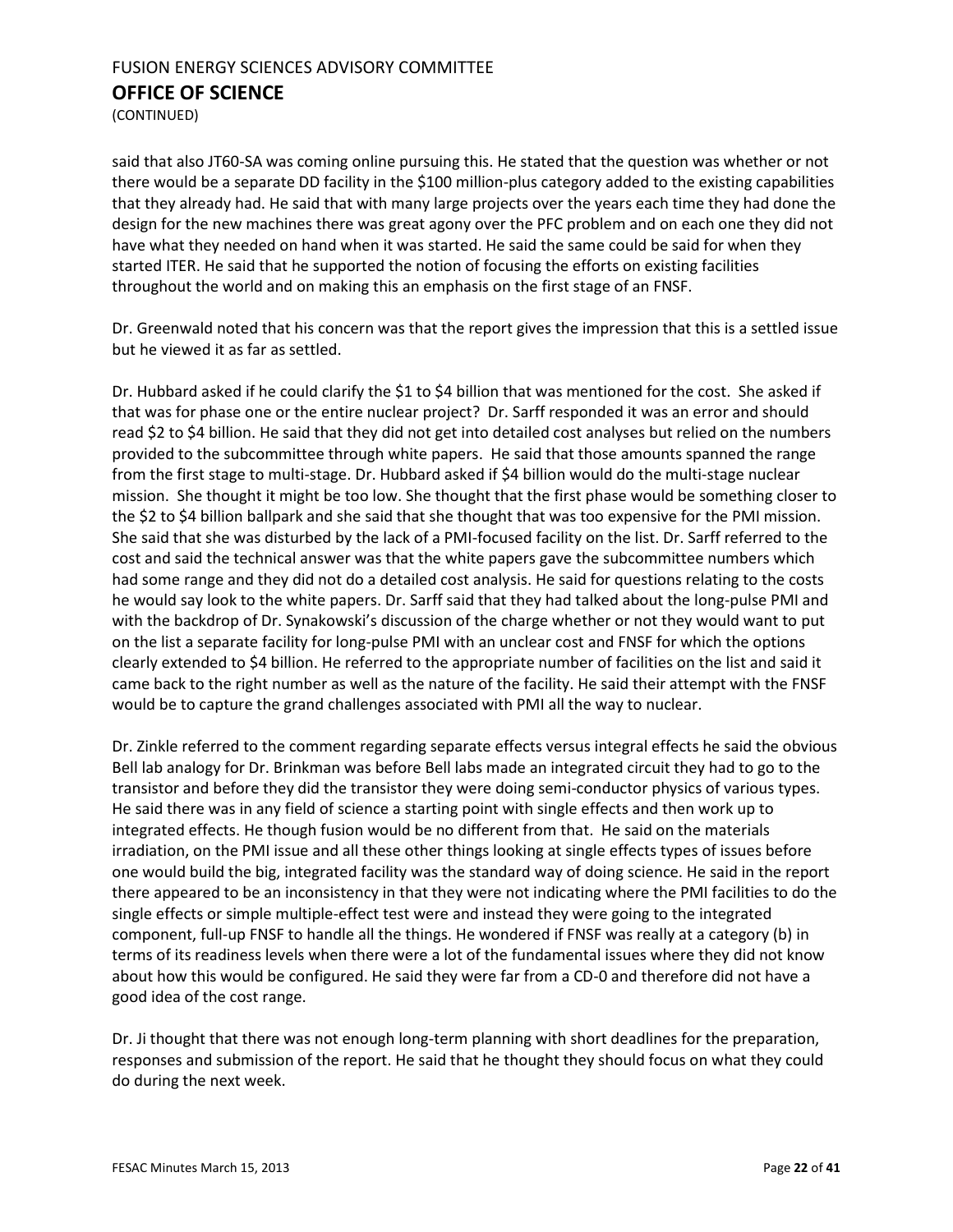said that also JT60-SA was coming online pursuing this. He stated that the question was whether or not there would be a separate DD facility in the $100 million-plus category added to the existing capabilities that they already had. He said that with many large projects over the years each time they had done the design for the new machines there was great agony over the PFC problem and on each one they did not have what they needed on hand when it was started. He said the same could be said for when they started ITER. He said that he supported the notion of focusing the efforts on existing facilities throughout the world and on making this an emphasis on the first stage of an FNSF.

Dr. Greenwald noted that his concern was that the report gives the impression that this is a settled issue but he viewed it as far as settled.

Dr. Hubbard asked if he could clarify the $1 to $4 billion that was mentioned for the cost. She asked if that was for phase one or the entire nuclear project? Dr. Sarff responded it was an error and should read $2 to $4 billion. He said that they did not get into detailed cost analyses but relied on the numbers provided to the subcommittee through white papers. He said that those amounts spanned the range from the first stage to multi-stage. Dr. Hubbard asked if $4 billion would do the multi-stage nuclear mission. She thought it might be too low. She thought that the first phase would be something closer to the $2 to $4 billion ballpark and she said that she thought that was too expensive for the PMI mission. She said that she was disturbed by the lack of a PMI-focused facility on the list. Dr. Sarff referred to the cost and said the technical answer was that the white papers gave the subcommittee numbers which had some range and they did not do a detailed cost analysis. He said for questions relating to the costs he would say look to the white papers. Dr. Sarff said that they had talked about the long-pulse PMI and with the backdrop of Dr. Synakowski's discussion of the charge whether or not they would want to put on the list a separate facility for long-pulse PMI with an unclear cost and FNSF for which the options clearly extended to $4 billion. He referred to the appropriate number of facilities on the list and said it came back to the right number as well as the nature of the facility. He said their attempt with the FNSF would be to capture the grand challenges associated with PMI all the way to nuclear.

Dr. Zinkle referred to the comment regarding separate effects versus integral effects he said the obvious Bell lab analogy for Dr. Brinkman was before Bell labs made an integrated circuit they had to go to the transistor and before they did the transistor they were doing semi-conductor physics of various types. He said there was in any field of science a starting point with single effects and then work up to integrated effects. He though fusion would be no different from that. He said on the materials irradiation, on the PMI issue and all these other things looking at single effects types of issues before one would build the big, integrated facility was the standard way of doing science. He said in the report there appeared to be an inconsistency in that they were not indicating where the PMI facilities to do the single effects or simple multiple-effect test were and instead they were going to the integrated component, full-up FNSF to handle all the things. He wondered if FNSF was really at a category (b) in terms of its readiness levels when there were a lot of the fundamental issues where they did not know about how this would be configured. He said they were far from a CD-0 and therefore did not have a good idea of the cost range.

Dr. Ji thought that there was not enough long-term planning with short deadlines for the preparation, responses and submission of the report. He said that he thought they should focus on what they could do during the next week.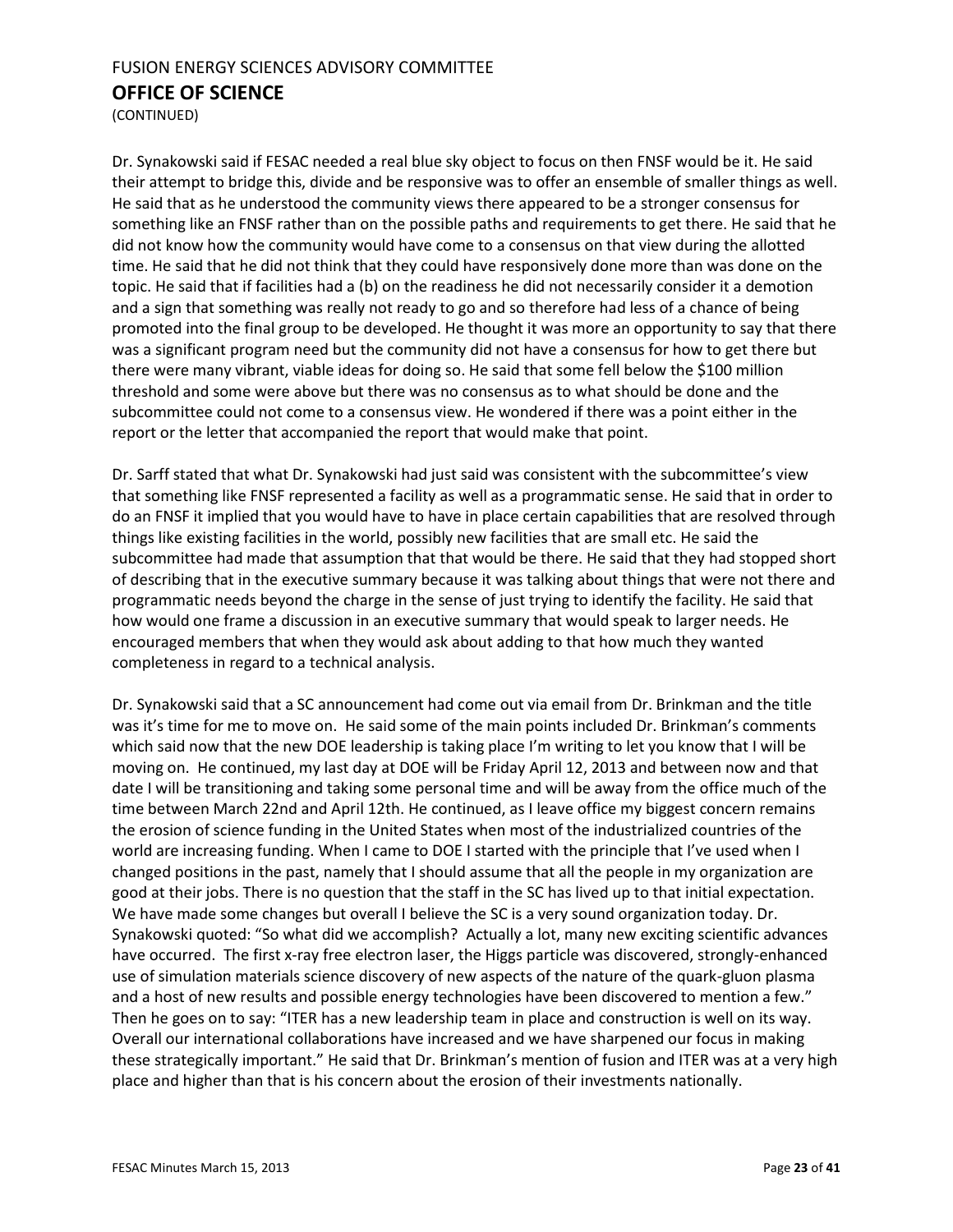Dr. Synakowski said if FESAC needed a real blue sky object to focus on then FNSF would be it. He said their attempt to bridge this, divide and be responsive was to offer an ensemble of smaller things as well. He said that as he understood the community views there appeared to be a stronger consensus for something like an FNSF rather than on the possible paths and requirements to get there. He said that he did not know how the community would have come to a consensus on that view during the allotted time. He said that he did not think that they could have responsively done more than was done on the topic. He said that if facilities had a (b) on the readiness he did not necessarily consider it a demotion and a sign that something was really not ready to go and so therefore had less of a chance of being promoted into the final group to be developed. He thought it was more an opportunity to say that there was a significant program need but the community did not have a consensus for how to get there but there were many vibrant, viable ideas for doing so. He said that some fell below the $100 million threshold and some were above but there was no consensus as to what should be done and the subcommittee could not come to a consensus view. He wondered if there was a point either in the report or the letter that accompanied the report that would make that point.

Dr. Sarff stated that what Dr. Synakowski had just said was consistent with the subcommittee's view that something like FNSF represented a facility as well as a programmatic sense. He said that in order to do an FNSF it implied that you would have to have in place certain capabilities that are resolved through things like existing facilities in the world, possibly new facilities that are small etc. He said the subcommittee had made that assumption that that would be there. He said that they had stopped short of describing that in the executive summary because it was talking about things that were not there and programmatic needs beyond the charge in the sense of just trying to identify the facility. He said that how would one frame a discussion in an executive summary that would speak to larger needs. He encouraged members that when they would ask about adding to that how much they wanted completeness in regard to a technical analysis.

Dr. Synakowski said that a SC announcement had come out via email from Dr. Brinkman and the title was it's time for me to move on. He said some of the main points included Dr. Brinkman's comments which said now that the new DOE leadership is taking place I'm writing to let you know that I will be moving on. He continued, my last day at DOE will be Friday April 12, 2013 and between now and that date I will be transitioning and taking some personal time and will be away from the office much of the time between March 22nd and April 12th. He continued, as I leave office my biggest concern remains the erosion of science funding in the United States when most of the industrialized countries of the world are increasing funding. When I came to DOE I started with the principle that I've used when I changed positions in the past, namely that I should assume that all the people in my organization are good at their jobs. There is no question that the staff in the SC has lived up to that initial expectation. We have made some changes but overall I believe the SC is a very sound organization today. Dr. Synakowski quoted: "So what did we accomplish? Actually a lot, many new exciting scientific advances have occurred. The first x-ray free electron laser, the Higgs particle was discovered, strongly-enhanced use of simulation materials science discovery of new aspects of the nature of the quark-gluon plasma and a host of new results and possible energy technologies have been discovered to mention a few." Then he goes on to say: "ITER has a new leadership team in place and construction is well on its way. Overall our international collaborations have increased and we have sharpened our focus in making these strategically important." He said that Dr. Brinkman's mention of fusion and ITER was at a very high place and higher than that is his concern about the erosion of their investments nationally.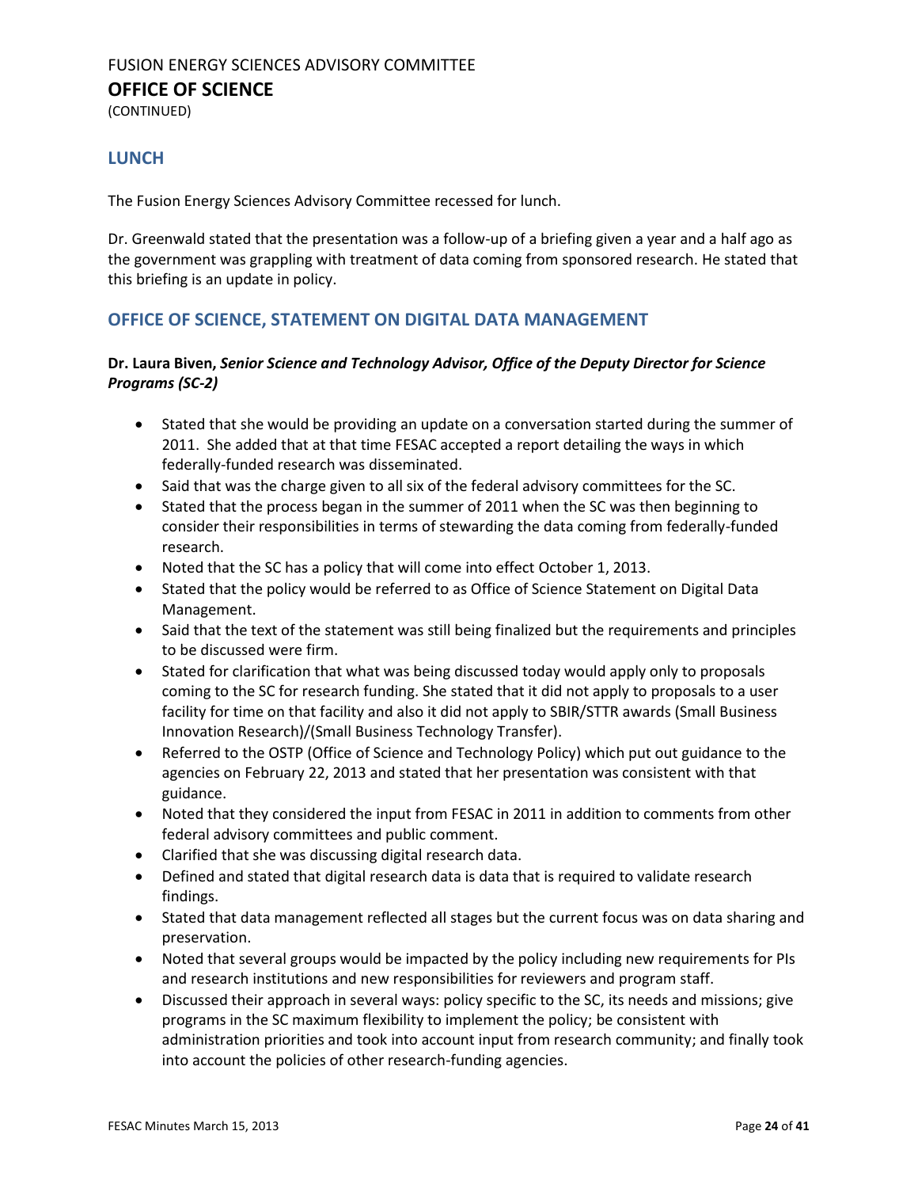## LUNCH

The Fusion Energy Sciences Advisory Committee recessed for lunch.

Dr. Greenwald stated that the presentation was a follow-up of a briefing given a year and a half ago as the government was grappling with treatment of data coming from sponsored research. He stated that this briefing is an update in policy.

## OFFICE OF SCIENCE, STATEMENT ON DIGITAL DATA MANAGEMENT

**Dr. Laura Biven,** ***Senior Science and Technology Advisor, Office of the Deputy Director for Science Programs (SC-2)***

- Stated that she would be providing an update on a conversation started during the summer of 2011. She added that at that time FESAC accepted a report detailing the ways in which federally-funded research was disseminated.
- Said that was the charge given to all six of the federal advisory committees for the SC.
- Stated that the process began in the summer of 2011 when the SC was then beginning to consider their responsibilities in terms of stewarding the data coming from federally-funded research.
- Noted that the SC has a policy that will come into effect October 1, 2013.
- Stated that the policy would be referred to as Office of Science Statement on Digital Data Management.
- Said that the text of the statement was still being finalized but the requirements and principles to be discussed were firm.
- Stated for clarification that what was being discussed today would apply only to proposals coming to the SC for research funding. She stated that it did not apply to proposals to a user facility for time on that facility and also it did not apply to SBIR/STTR awards (Small Business Innovation Research)/(Small Business Technology Transfer).
- Referred to the OSTP (Office of Science and Technology Policy) which put out guidance to the agencies on February 22, 2013 and stated that her presentation was consistent with that guidance.
- Noted that they considered the input from FESAC in 2011 in addition to comments from other federal advisory committees and public comment.
- Clarified that she was discussing digital research data.
- Defined and stated that digital research data is data that is required to validate research findings.
- Stated that data management reflected all stages but the current focus was on data sharing and preservation.
- Noted that several groups would be impacted by the policy including new requirements for PIs and research institutions and new responsibilities for reviewers and program staff.
- Discussed their approach in several ways: policy specific to the SC, its needs and missions; give programs in the SC maximum flexibility to implement the policy; be consistent with administration priorities and took into account input from research community; and finally took into account the policies of other research-funding agencies.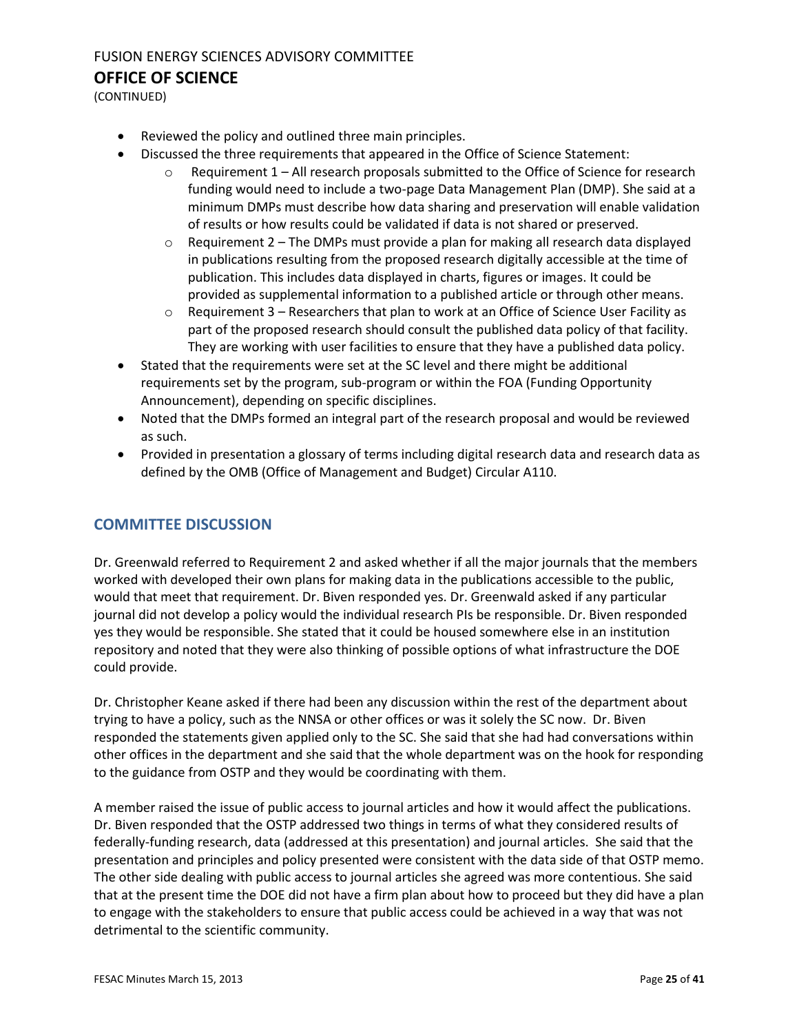- Reviewed the policy and outlined three main principles.
- Discussed the three requirements that appeared in the Office of Science Statement:
  - Requirement 1 – All research proposals submitted to the Office of Science for research funding would need to include a two-page Data Management Plan (DMP). She said at a minimum DMPs must describe how data sharing and preservation will enable validation of results or how results could be validated if data is not shared or preserved.
  - Requirement 2 – The DMPs must provide a plan for making all research data displayed in publications resulting from the proposed research digitally accessible at the time of publication. This includes data displayed in charts, figures or images. It could be provided as supplemental information to a published article or through other means.
  - Requirement 3 – Researchers that plan to work at an Office of Science User Facility as part of the proposed research should consult the published data policy of that facility. They are working with user facilities to ensure that they have a published data policy.
- Stated that the requirements were set at the SC level and there might be additional requirements set by the program, sub-program or within the FOA (Funding Opportunity Announcement), depending on specific disciplines.
- Noted that the DMPs formed an integral part of the research proposal and would be reviewed as such.
- Provided in presentation a glossary of terms including digital research data and research data as defined by the OMB (Office of Management and Budget) Circular A110.

## COMMITTEE DISCUSSION

Dr. Greenwald referred to Requirement 2 and asked whether if all the major journals that the members worked with developed their own plans for making data in the publications accessible to the public, would that meet that requirement. Dr. Biven responded yes. Dr. Greenwald asked if any particular journal did not develop a policy would the individual research PIs be responsible. Dr. Biven responded yes they would be responsible. She stated that it could be housed somewhere else in an institution repository and noted that they were also thinking of possible options of what infrastructure the DOE could provide.

Dr. Christopher Keane asked if there had been any discussion within the rest of the department about trying to have a policy, such as the NNSA or other offices or was it solely the SC now. Dr. Biven responded the statements given applied only to the SC. She said that she had had conversations within other offices in the department and she said that the whole department was on the hook for responding to the guidance from OSTP and they would be coordinating with them.

A member raised the issue of public access to journal articles and how it would affect the publications. Dr. Biven responded that the OSTP addressed two things in terms of what they considered results of federally-funding research, data (addressed at this presentation) and journal articles. She said that the presentation and principles and policy presented were consistent with the data side of that OSTP memo. The other side dealing with public access to journal articles she agreed was more contentious. She said that at the present time the DOE did not have a firm plan about how to proceed but they did have a plan to engage with the stakeholders to ensure that public access could be achieved in a way that was not detrimental to the scientific community.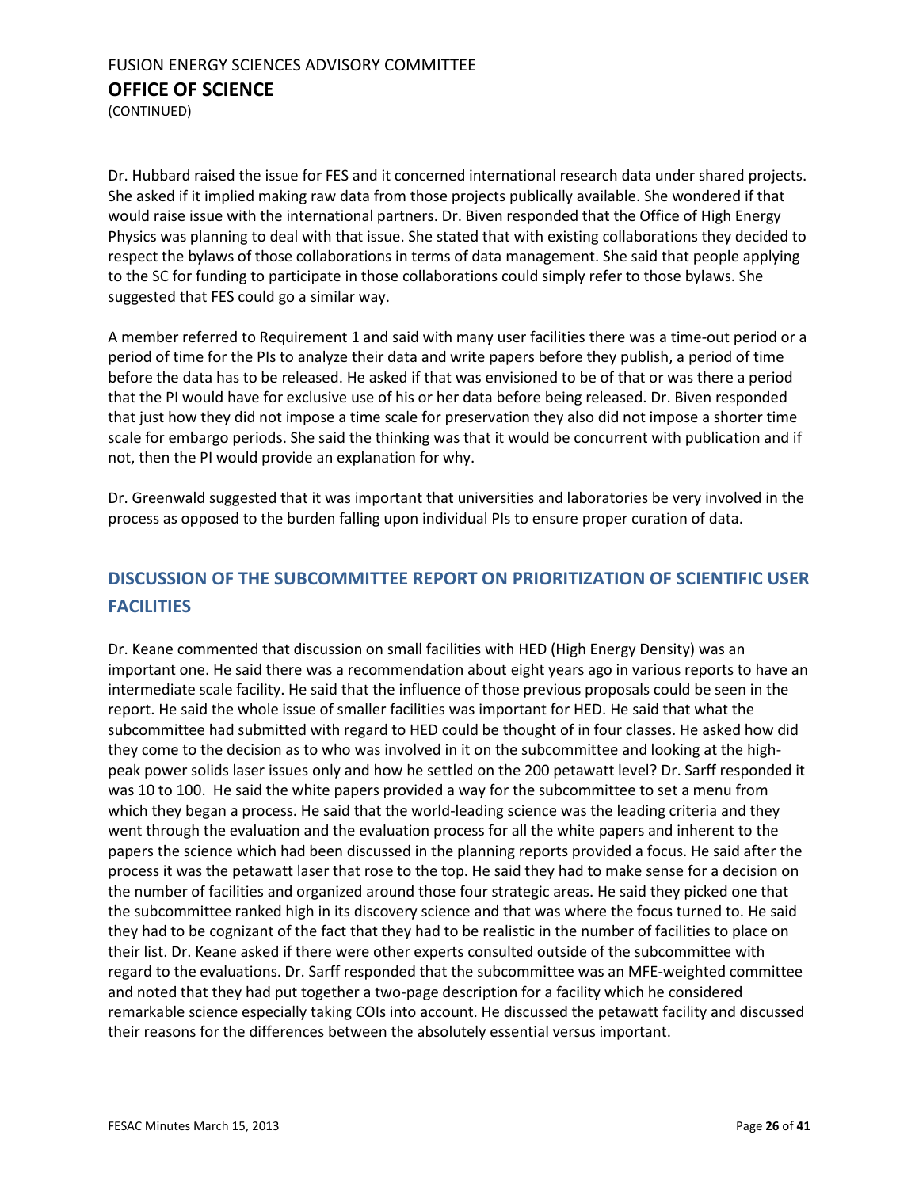Dr. Hubbard raised the issue for FES and it concerned international research data under shared projects. She asked if it implied making raw data from those projects publically available. She wondered if that would raise issue with the international partners. Dr. Biven responded that the Office of High Energy Physics was planning to deal with that issue. She stated that with existing collaborations they decided to respect the bylaws of those collaborations in terms of data management. She said that people applying to the SC for funding to participate in those collaborations could simply refer to those bylaws. She suggested that FES could go a similar way.

A member referred to Requirement 1 and said with many user facilities there was a time-out period or a period of time for the PIs to analyze their data and write papers before they publish, a period of time before the data has to be released. He asked if that was envisioned to be of that or was there a period that the PI would have for exclusive use of his or her data before being released. Dr. Biven responded that just how they did not impose a time scale for preservation they also did not impose a shorter time scale for embargo periods. She said the thinking was that it would be concurrent with publication and if not, then the PI would provide an explanation for why.

Dr. Greenwald suggested that it was important that universities and laboratories be very involved in the process as opposed to the burden falling upon individual PIs to ensure proper curation of data.

## DISCUSSION OF THE SUBCOMMITTEE REPORT ON PRIORITIZATION OF SCIENTIFIC USER FACILITIES

Dr. Keane commented that discussion on small facilities with HED (High Energy Density) was an important one. He said there was a recommendation about eight years ago in various reports to have an intermediate scale facility. He said that the influence of those previous proposals could be seen in the report. He said the whole issue of smaller facilities was important for HED. He said that what the subcommittee had submitted with regard to HED could be thought of in four classes. He asked how did they come to the decision as to who was involved in it on the subcommittee and looking at the high-peak power solids laser issues only and how he settled on the 200 petawatt level? Dr. Sarff responded it was 10 to 100. He said the white papers provided a way for the subcommittee to set a menu from which they began a process. He said that the world-leading science was the leading criteria and they went through the evaluation and the evaluation process for all the white papers and inherent to the papers the science which had been discussed in the planning reports provided a focus. He said after the process it was the petawatt laser that rose to the top. He said they had to make sense for a decision on the number of facilities and organized around those four strategic areas. He said they picked one that the subcommittee ranked high in its discovery science and that was where the focus turned to. He said they had to be cognizant of the fact that they had to be realistic in the number of facilities to place on their list. Dr. Keane asked if there were other experts consulted outside of the subcommittee with regard to the evaluations. Dr. Sarff responded that the subcommittee was an MFE-weighted committee and noted that they had put together a two-page description for a facility which he considered remarkable science especially taking COIs into account. He discussed the petawatt facility and discussed their reasons for the differences between the absolutely essential versus important.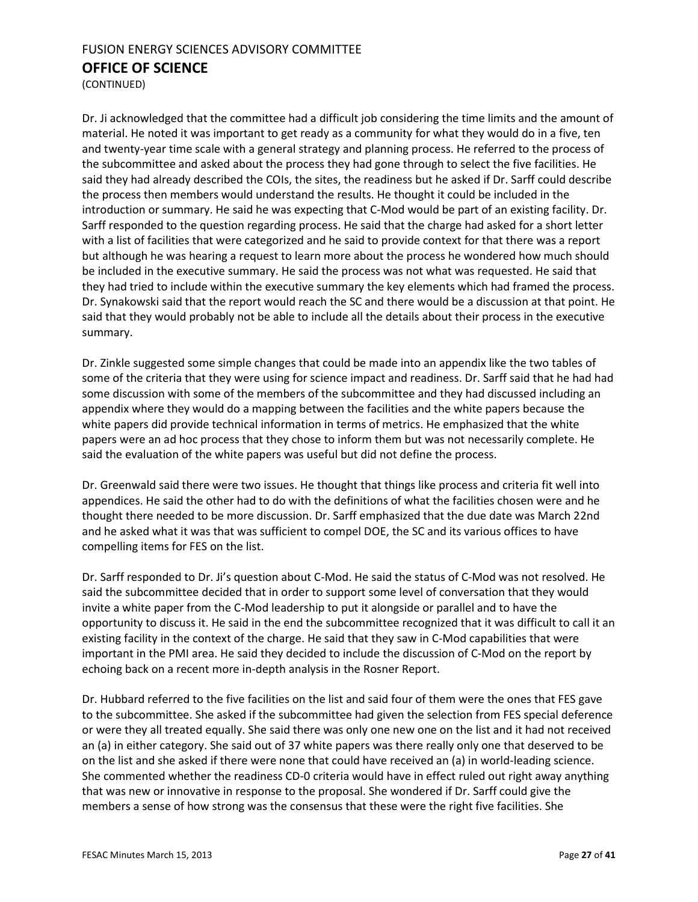Dr. Ji acknowledged that the committee had a difficult job considering the time limits and the amount of material. He noted it was important to get ready as a community for what they would do in a five, ten and twenty-year time scale with a general strategy and planning process. He referred to the process of the subcommittee and asked about the process they had gone through to select the five facilities. He said they had already described the COIs, the sites, the readiness but he asked if Dr. Sarff could describe the process then members would understand the results. He thought it could be included in the introduction or summary. He said he was expecting that C-Mod would be part of an existing facility. Dr. Sarff responded to the question regarding process. He said that the charge had asked for a short letter with a list of facilities that were categorized and he said to provide context for that there was a report but although he was hearing a request to learn more about the process he wondered how much should be included in the executive summary. He said the process was not what was requested. He said that they had tried to include within the executive summary the key elements which had framed the process. Dr. Synakowski said that the report would reach the SC and there would be a discussion at that point. He said that they would probably not be able to include all the details about their process in the executive summary.

Dr. Zinkle suggested some simple changes that could be made into an appendix like the two tables of some of the criteria that they were using for science impact and readiness. Dr. Sarff said that he had had some discussion with some of the members of the subcommittee and they had discussed including an appendix where they would do a mapping between the facilities and the white papers because the white papers did provide technical information in terms of metrics. He emphasized that the white papers were an ad hoc process that they chose to inform them but was not necessarily complete. He said the evaluation of the white papers was useful but did not define the process.

Dr. Greenwald said there were two issues. He thought that things like process and criteria fit well into appendices. He said the other had to do with the definitions of what the facilities chosen were and he thought there needed to be more discussion. Dr. Sarff emphasized that the due date was March 22nd and he asked what it was that was sufficient to compel DOE, the SC and its various offices to have compelling items for FES on the list.

Dr. Sarff responded to Dr. Ji's question about C-Mod. He said the status of C-Mod was not resolved. He said the subcommittee decided that in order to support some level of conversation that they would invite a white paper from the C-Mod leadership to put it alongside or parallel and to have the opportunity to discuss it. He said in the end the subcommittee recognized that it was difficult to call it an existing facility in the context of the charge. He said that they saw in C-Mod capabilities that were important in the PMI area. He said they decided to include the discussion of C-Mod on the report by echoing back on a recent more in-depth analysis in the Rosner Report.

Dr. Hubbard referred to the five facilities on the list and said four of them were the ones that FES gave to the subcommittee. She asked if the subcommittee had given the selection from FES special deference or were they all treated equally. She said there was only one new one on the list and it had not received an (a) in either category. She said out of 37 white papers was there really only one that deserved to be on the list and she asked if there were none that could have received an (a) in world-leading science. She commented whether the readiness CD-0 criteria would have in effect ruled out right away anything that was new or innovative in response to the proposal. She wondered if Dr. Sarff could give the members a sense of how strong was the consensus that these were the right five facilities. She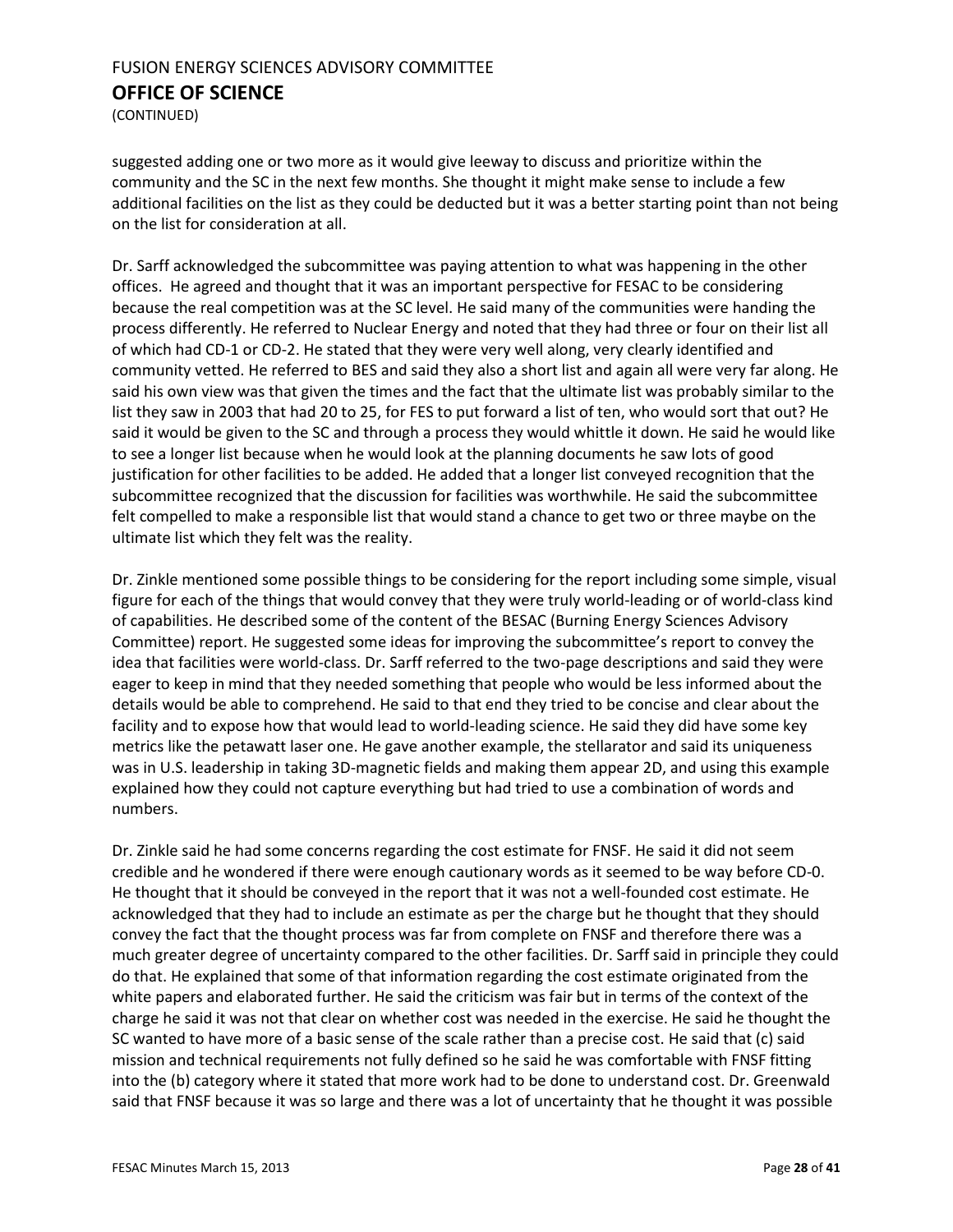suggested adding one or two more as it would give leeway to discuss and prioritize within the community and the SC in the next few months. She thought it might make sense to include a few additional facilities on the list as they could be deducted but it was a better starting point than not being on the list for consideration at all.

Dr. Sarff acknowledged the subcommittee was paying attention to what was happening in the other offices. He agreed and thought that it was an important perspective for FESAC to be considering because the real competition was at the SC level. He said many of the communities were handing the process differently. He referred to Nuclear Energy and noted that they had three or four on their list all of which had CD-1 or CD-2. He stated that they were very well along, very clearly identified and community vetted. He referred to BES and said they also a short list and again all were very far along. He said his own view was that given the times and the fact that the ultimate list was probably similar to the list they saw in 2003 that had 20 to 25, for FES to put forward a list of ten, who would sort that out? He said it would be given to the SC and through a process they would whittle it down. He said he would like to see a longer list because when he would look at the planning documents he saw lots of good justification for other facilities to be added. He added that a longer list conveyed recognition that the subcommittee recognized that the discussion for facilities was worthwhile. He said the subcommittee felt compelled to make a responsible list that would stand a chance to get two or three maybe on the ultimate list which they felt was the reality.

Dr. Zinkle mentioned some possible things to be considering for the report including some simple, visual figure for each of the things that would convey that they were truly world-leading or of world-class kind of capabilities. He described some of the content of the BESAC (Burning Energy Sciences Advisory Committee) report. He suggested some ideas for improving the subcommittee's report to convey the idea that facilities were world-class. Dr. Sarff referred to the two-page descriptions and said they were eager to keep in mind that they needed something that people who would be less informed about the details would be able to comprehend. He said to that end they tried to be concise and clear about the facility and to expose how that would lead to world-leading science. He said they did have some key metrics like the petawatt laser one. He gave another example, the stellarator and said its uniqueness was in U.S. leadership in taking 3D-magnetic fields and making them appear 2D, and using this example explained how they could not capture everything but had tried to use a combination of words and numbers.

Dr. Zinkle said he had some concerns regarding the cost estimate for FNSF. He said it did not seem credible and he wondered if there were enough cautionary words as it seemed to be way before CD-0. He thought that it should be conveyed in the report that it was not a well-founded cost estimate. He acknowledged that they had to include an estimate as per the charge but he thought that they should convey the fact that the thought process was far from complete on FNSF and therefore there was a much greater degree of uncertainty compared to the other facilities. Dr. Sarff said in principle they could do that. He explained that some of that information regarding the cost estimate originated from the white papers and elaborated further. He said the criticism was fair but in terms of the context of the charge he said it was not that clear on whether cost was needed in the exercise. He said he thought the SC wanted to have more of a basic sense of the scale rather than a precise cost. He said that (c) said mission and technical requirements not fully defined so he said he was comfortable with FNSF fitting into the (b) category where it stated that more work had to be done to understand cost. Dr. Greenwald said that FNSF because it was so large and there was a lot of uncertainty that he thought it was possible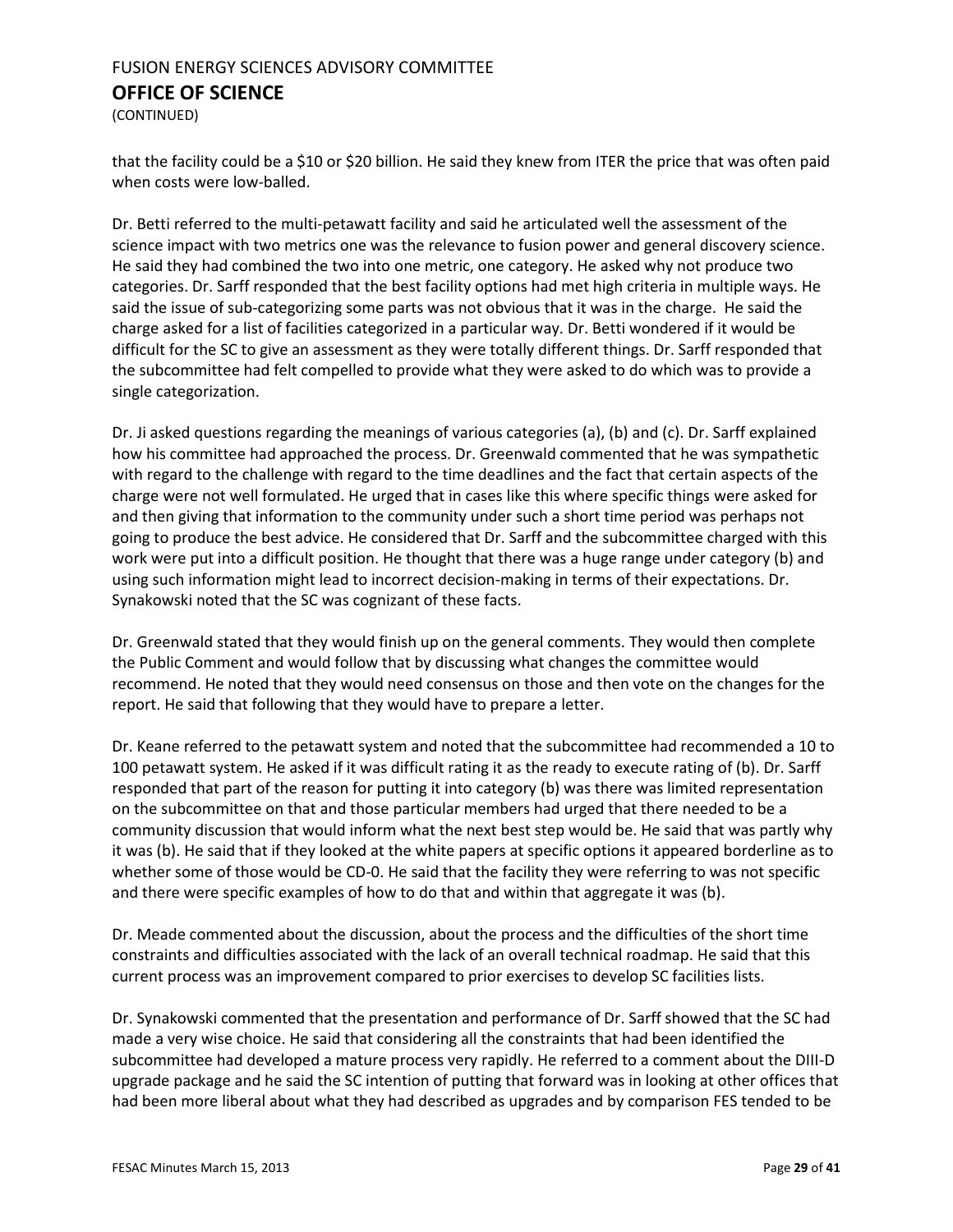that the facility could be a $10 or $20 billion. He said they knew from ITER the price that was often paid when costs were low-balled.

Dr. Betti referred to the multi-petawatt facility and said he articulated well the assessment of the science impact with two metrics one was the relevance to fusion power and general discovery science. He said they had combined the two into one metric, one category. He asked why not produce two categories. Dr. Sarff responded that the best facility options had met high criteria in multiple ways. He said the issue of sub-categorizing some parts was not obvious that it was in the charge. He said the charge asked for a list of facilities categorized in a particular way. Dr. Betti wondered if it would be difficult for the SC to give an assessment as they were totally different things. Dr. Sarff responded that the subcommittee had felt compelled to provide what they were asked to do which was to provide a single categorization.

Dr. Ji asked questions regarding the meanings of various categories (a), (b) and (c). Dr. Sarff explained how his committee had approached the process. Dr. Greenwald commented that he was sympathetic with regard to the challenge with regard to the time deadlines and the fact that certain aspects of the charge were not well formulated. He urged that in cases like this where specific things were asked for and then giving that information to the community under such a short time period was perhaps not going to produce the best advice. He considered that Dr. Sarff and the subcommittee charged with this work were put into a difficult position. He thought that there was a huge range under category (b) and using such information might lead to incorrect decision-making in terms of their expectations. Dr. Synakowski noted that the SC was cognizant of these facts.

Dr. Greenwald stated that they would finish up on the general comments. They would then complete the Public Comment and would follow that by discussing what changes the committee would recommend. He noted that they would need consensus on those and then vote on the changes for the report. He said that following that they would have to prepare a letter.

Dr. Keane referred to the petawatt system and noted that the subcommittee had recommended a 10 to 100 petawatt system. He asked if it was difficult rating it as the ready to execute rating of (b). Dr. Sarff responded that part of the reason for putting it into category (b) was there was limited representation on the subcommittee on that and those particular members had urged that there needed to be a community discussion that would inform what the next best step would be. He said that was partly why it was (b). He said that if they looked at the white papers at specific options it appeared borderline as to whether some of those would be CD-0. He said that the facility they were referring to was not specific and there were specific examples of how to do that and within that aggregate it was (b).

Dr. Meade commented about the discussion, about the process and the difficulties of the short time constraints and difficulties associated with the lack of an overall technical roadmap. He said that this current process was an improvement compared to prior exercises to develop SC facilities lists.

Dr. Synakowski commented that the presentation and performance of Dr. Sarff showed that the SC had made a very wise choice. He said that considering all the constraints that had been identified the subcommittee had developed a mature process very rapidly. He referred to a comment about the DIII-D upgrade package and he said the SC intention of putting that forward was in looking at other offices that had been more liberal about what they had described as upgrades and by comparison FES tended to be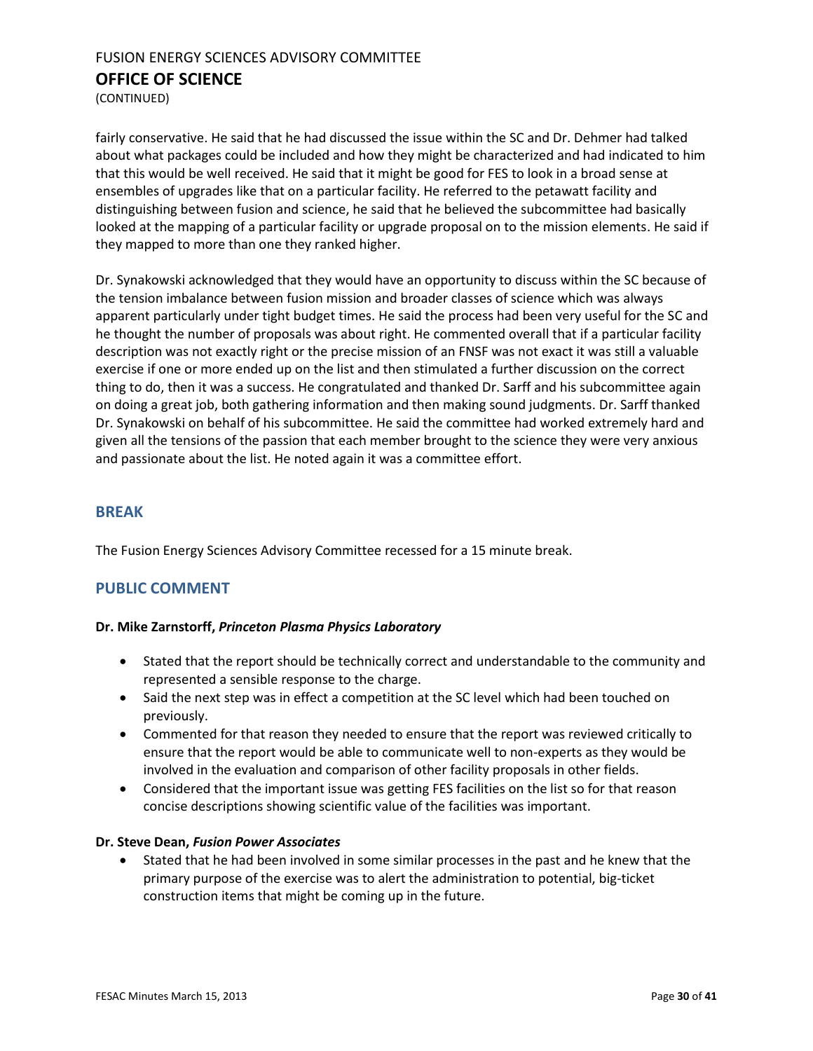fairly conservative. He said that he had discussed the issue within the SC and Dr. Dehmer had talked about what packages could be included and how they might be characterized and had indicated to him that this would be well received. He said that it might be good for FES to look in a broad sense at ensembles of upgrades like that on a particular facility. He referred to the petawatt facility and distinguishing between fusion and science, he said that he believed the subcommittee had basically looked at the mapping of a particular facility or upgrade proposal on to the mission elements. He said if they mapped to more than one they ranked higher.

Dr. Synakowski acknowledged that they would have an opportunity to discuss within the SC because of the tension imbalance between fusion mission and broader classes of science which was always apparent particularly under tight budget times. He said the process had been very useful for the SC and he thought the number of proposals was about right. He commented overall that if a particular facility description was not exactly right or the precise mission of an FNSF was not exact it was still a valuable exercise if one or more ended up on the list and then stimulated a further discussion on the correct thing to do, then it was a success. He congratulated and thanked Dr. Sarff and his subcommittee again on doing a great job, both gathering information and then making sound judgments. Dr. Sarff thanked Dr. Synakowski on behalf of his subcommittee. He said the committee had worked extremely hard and given all the tensions of the passion that each member brought to the science they were very anxious and passionate about the list. He noted again it was a committee effort.

## BREAK

The Fusion Energy Sciences Advisory Committee recessed for a 15 minute break.

## PUBLIC COMMENT

**Dr. Mike Zarnstorff, *Princeton Plasma Physics Laboratory***

- Stated that the report should be technically correct and understandable to the community and represented a sensible response to the charge.
- Said the next step was in effect a competition at the SC level which had been touched on previously.
- Commented for that reason they needed to ensure that the report was reviewed critically to ensure that the report would be able to communicate well to non-experts as they would be involved in the evaluation and comparison of other facility proposals in other fields.
- Considered that the important issue was getting FES facilities on the list so for that reason concise descriptions showing scientific value of the facilities was important.

**Dr. Steve Dean, *Fusion Power Associates***

- Stated that he had been involved in some similar processes in the past and he knew that the primary purpose of the exercise was to alert the administration to potential, big-ticket construction items that might be coming up in the future.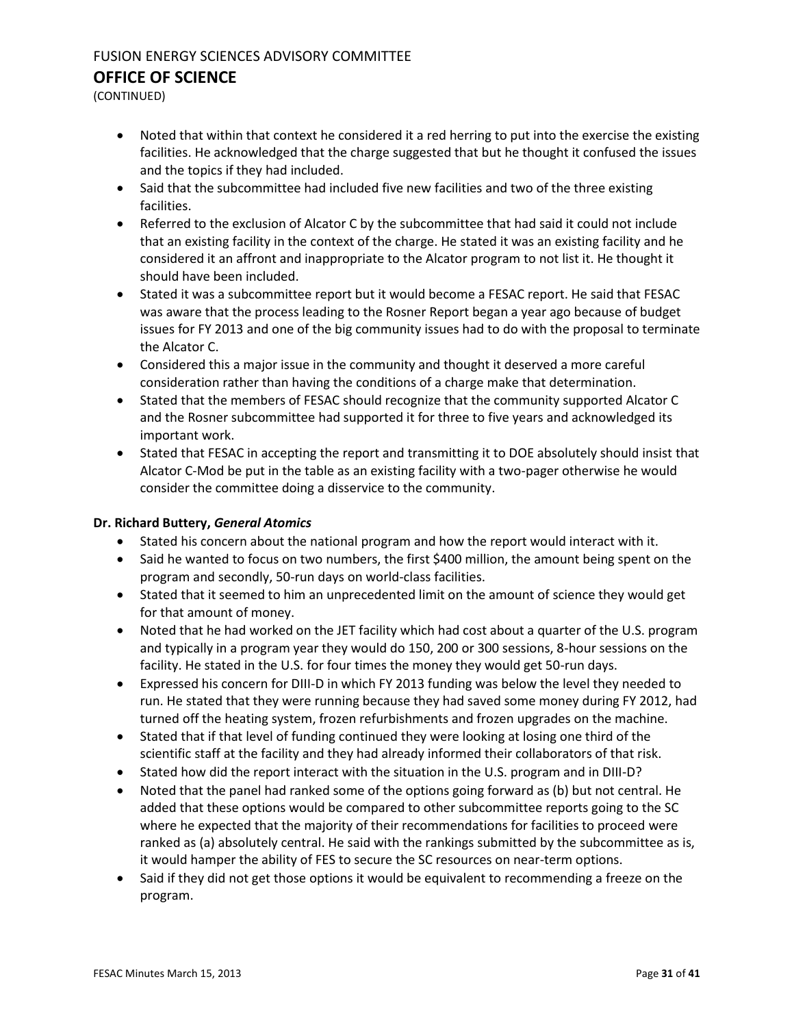- Noted that within that context he considered it a red herring to put into the exercise the existing facilities. He acknowledged that the charge suggested that but he thought it confused the issues and the topics if they had included.
- Said that the subcommittee had included five new facilities and two of the three existing facilities.
- Referred to the exclusion of Alcator C by the subcommittee that had said it could not include that an existing facility in the context of the charge. He stated it was an existing facility and he considered it an affront and inappropriate to the Alcator program to not list it. He thought it should have been included.
- Stated it was a subcommittee report but it would become a FESAC report. He said that FESAC was aware that the process leading to the Rosner Report began a year ago because of budget issues for FY 2013 and one of the big community issues had to do with the proposal to terminate the Alcator C.
- Considered this a major issue in the community and thought it deserved a more careful consideration rather than having the conditions of a charge make that determination.
- Stated that the members of FESAC should recognize that the community supported Alcator C and the Rosner subcommittee had supported it for three to five years and acknowledged its important work.
- Stated that FESAC in accepting the report and transmitting it to DOE absolutely should insist that Alcator C-Mod be put in the table as an existing facility with a two-pager otherwise he would consider the committee doing a disservice to the community.

**Dr. Richard Buttery,** ***General Atomics***

- Stated his concern about the national program and how the report would interact with it.
- Said he wanted to focus on two numbers, the first $400 million, the amount being spent on the program and secondly, 50-run days on world-class facilities.
- Stated that it seemed to him an unprecedented limit on the amount of science they would get for that amount of money.
- Noted that he had worked on the JET facility which had cost about a quarter of the U.S. program and typically in a program year they would do 150, 200 or 300 sessions, 8-hour sessions on the facility. He stated in the U.S. for four times the money they would get 50-run days.
- Expressed his concern for DIII-D in which FY 2013 funding was below the level they needed to run. He stated that they were running because they had saved some money during FY 2012, had turned off the heating system, frozen refurbishments and frozen upgrades on the machine.
- Stated that if that level of funding continued they were looking at losing one third of the scientific staff at the facility and they had already informed their collaborators of that risk.
- Stated how did the report interact with the situation in the U.S. program and in DIII-D?
- Noted that the panel had ranked some of the options going forward as (b) but not central. He added that these options would be compared to other subcommittee reports going to the SC where he expected that the majority of their recommendations for facilities to proceed were ranked as (a) absolutely central. He said with the rankings submitted by the subcommittee as is, it would hamper the ability of FES to secure the SC resources on near-term options.
- Said if they did not get those options it would be equivalent to recommending a freeze on the program.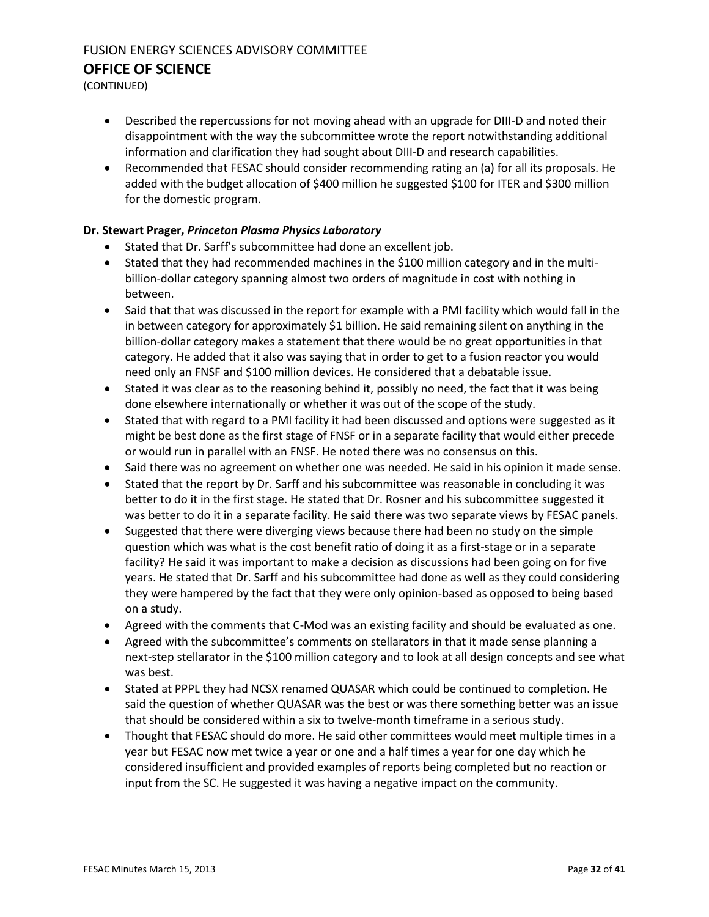- Described the repercussions for not moving ahead with an upgrade for DIII-D and noted their disappointment with the way the subcommittee wrote the report notwithstanding additional information and clarification they had sought about DIII-D and research capabilities.
- Recommended that FESAC should consider recommending rating an (a) for all its proposals. He added with the budget allocation of $400 million he suggested $100 for ITER and $300 million for the domestic program.

**Dr. Stewart Prager, *Princeton Plasma Physics Laboratory***

- Stated that Dr. Sarff's subcommittee had done an excellent job.
- Stated that they had recommended machines in the $100 million category and in the multi-billion-dollar category spanning almost two orders of magnitude in cost with nothing in between.
- Said that that was discussed in the report for example with a PMI facility which would fall in the in between category for approximately $1 billion. He said remaining silent on anything in the billion-dollar category makes a statement that there would be no great opportunities in that category. He added that it also was saying that in order to get to a fusion reactor you would need only an FNSF and $100 million devices. He considered that a debatable issue.
- Stated it was clear as to the reasoning behind it, possibly no need, the fact that it was being done elsewhere internationally or whether it was out of the scope of the study.
- Stated that with regard to a PMI facility it had been discussed and options were suggested as it might be best done as the first stage of FNSF or in a separate facility that would either precede or would run in parallel with an FNSF. He noted there was no consensus on this.
- Said there was no agreement on whether one was needed. He said in his opinion it made sense.
- Stated that the report by Dr. Sarff and his subcommittee was reasonable in concluding it was better to do it in the first stage. He stated that Dr. Rosner and his subcommittee suggested it was better to do it in a separate facility. He said there was two separate views by FESAC panels.
- Suggested that there were diverging views because there had been no study on the simple question which was what is the cost benefit ratio of doing it as a first-stage or in a separate facility? He said it was important to make a decision as discussions had been going on for five years. He stated that Dr. Sarff and his subcommittee had done as well as they could considering they were hampered by the fact that they were only opinion-based as opposed to being based on a study.
- Agreed with the comments that C-Mod was an existing facility and should be evaluated as one.
- Agreed with the subcommittee's comments on stellarators in that it made sense planning a next-step stellarator in the $100 million category and to look at all design concepts and see what was best.
- Stated at PPPL they had NCSX renamed QUASAR which could be continued to completion. He said the question of whether QUASAR was the best or was there something better was an issue that should be considered within a six to twelve-month timeframe in a serious study.
- Thought that FESAC should do more. He said other committees would meet multiple times in a year but FESAC now met twice a year or one and a half times a year for one day which he considered insufficient and provided examples of reports being completed but no reaction or input from the SC. He suggested it was having a negative impact on the community.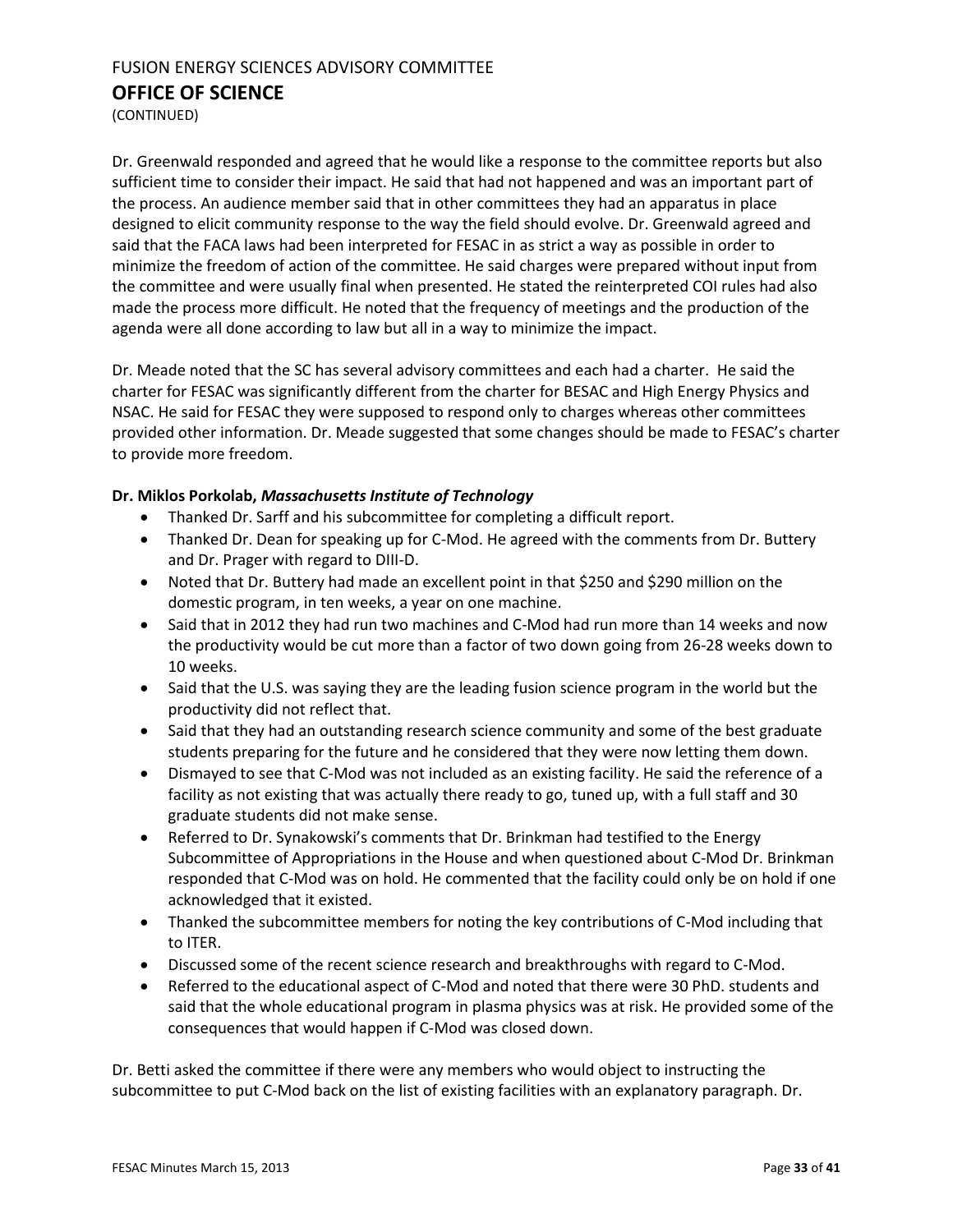Dr. Greenwald responded and agreed that he would like a response to the committee reports but also sufficient time to consider their impact. He said that had not happened and was an important part of the process. An audience member said that in other committees they had an apparatus in place designed to elicit community response to the way the field should evolve. Dr. Greenwald agreed and said that the FACA laws had been interpreted for FESAC in as strict a way as possible in order to minimize the freedom of action of the committee. He said charges were prepared without input from the committee and were usually final when presented. He stated the reinterpreted COI rules had also made the process more difficult. He noted that the frequency of meetings and the production of the agenda were all done according to law but all in a way to minimize the impact.

Dr. Meade noted that the SC has several advisory committees and each had a charter. He said the charter for FESAC was significantly different from the charter for BESAC and High Energy Physics and NSAC. He said for FESAC they were supposed to respond only to charges whereas other committees provided other information. Dr. Meade suggested that some changes should be made to FESAC's charter to provide more freedom.

**Dr. Miklos Porkolab,** ***Massachusetts Institute of Technology***

- Thanked Dr. Sarff and his subcommittee for completing a difficult report.
- Thanked Dr. Dean for speaking up for C-Mod. He agreed with the comments from Dr. Buttery and Dr. Prager with regard to DIII-D.
- Noted that Dr. Buttery had made an excellent point in that $250 and $290 million on the domestic program, in ten weeks, a year on one machine.
- Said that in 2012 they had run two machines and C-Mod had run more than 14 weeks and now the productivity would be cut more than a factor of two down going from 26-28 weeks down to 10 weeks.
- Said that the U.S. was saying they are the leading fusion science program in the world but the productivity did not reflect that.
- Said that they had an outstanding research science community and some of the best graduate students preparing for the future and he considered that they were now letting them down.
- Dismayed to see that C-Mod was not included as an existing facility. He said the reference of a facility as not existing that was actually there ready to go, tuned up, with a full staff and 30 graduate students did not make sense.
- Referred to Dr. Synakowski's comments that Dr. Brinkman had testified to the Energy Subcommittee of Appropriations in the House and when questioned about C-Mod Dr. Brinkman responded that C-Mod was on hold. He commented that the facility could only be on hold if one acknowledged that it existed.
- Thanked the subcommittee members for noting the key contributions of C-Mod including that to ITER.
- Discussed some of the recent science research and breakthroughs with regard to C-Mod.
- Referred to the educational aspect of C-Mod and noted that there were 30 PhD. students and said that the whole educational program in plasma physics was at risk. He provided some of the consequences that would happen if C-Mod was closed down.

Dr. Betti asked the committee if there were any members who would object to instructing the subcommittee to put C-Mod back on the list of existing facilities with an explanatory paragraph. Dr.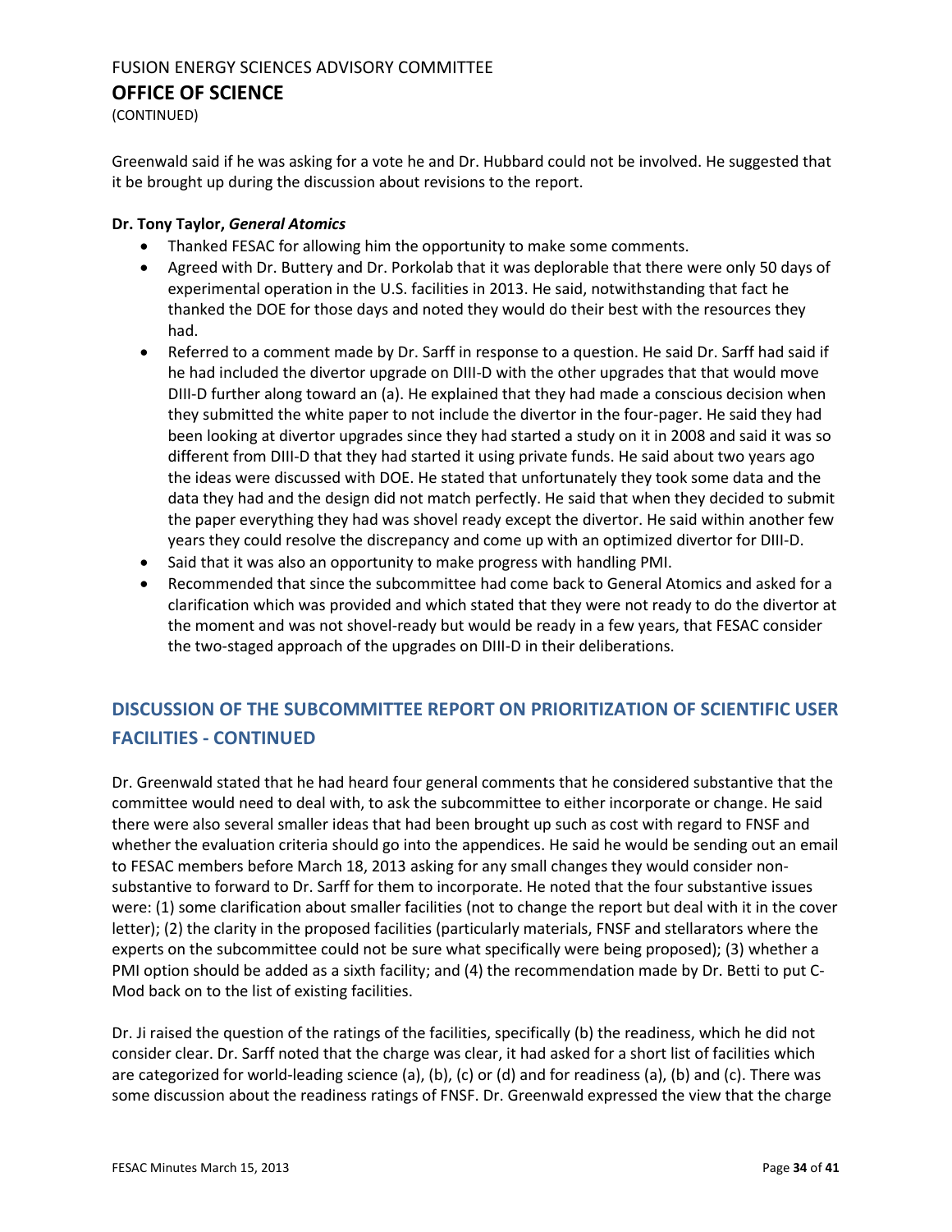Greenwald said if he was asking for a vote he and Dr. Hubbard could not be involved. He suggested that it be brought up during the discussion about revisions to the report.

**Dr. Tony Taylor, *General Atomics***

- Thanked FESAC for allowing him the opportunity to make some comments.
- Agreed with Dr. Buttery and Dr. Porkolab that it was deplorable that there were only 50 days of experimental operation in the U.S. facilities in 2013. He said, notwithstanding that fact he thanked the DOE for those days and noted they would do their best with the resources they had.
- Referred to a comment made by Dr. Sarff in response to a question. He said Dr. Sarff had said if he had included the divertor upgrade on DIII-D with the other upgrades that that would move DIII-D further along toward an (a). He explained that they had made a conscious decision when they submitted the white paper to not include the divertor in the four-pager. He said they had been looking at divertor upgrades since they had started a study on it in 2008 and said it was so different from DIII-D that they had started it using private funds. He said about two years ago the ideas were discussed with DOE. He stated that unfortunately they took some data and the data they had and the design did not match perfectly. He said that when they decided to submit the paper everything they had was shovel ready except the divertor. He said within another few years they could resolve the discrepancy and come up with an optimized divertor for DIII-D.
- Said that it was also an opportunity to make progress with handling PMI.
- Recommended that since the subcommittee had come back to General Atomics and asked for a clarification which was provided and which stated that they were not ready to do the divertor at the moment and was not shovel-ready but would be ready in a few years, that FESAC consider the two-staged approach of the upgrades on DIII-D in their deliberations.

## DISCUSSION OF THE SUBCOMMITTEE REPORT ON PRIORITIZATION OF SCIENTIFIC USER FACILITIES - CONTINUED

Dr. Greenwald stated that he had heard four general comments that he considered substantive that the committee would need to deal with, to ask the subcommittee to either incorporate or change. He said there were also several smaller ideas that had been brought up such as cost with regard to FNSF and whether the evaluation criteria should go into the appendices. He said he would be sending out an email to FESAC members before March 18, 2013 asking for any small changes they would consider non-substantive to forward to Dr. Sarff for them to incorporate. He noted that the four substantive issues were: (1) some clarification about smaller facilities (not to change the report but deal with it in the cover letter); (2) the clarity in the proposed facilities (particularly materials, FNSF and stellarators where the experts on the subcommittee could not be sure what specifically were being proposed); (3) whether a PMI option should be added as a sixth facility; and (4) the recommendation made by Dr. Betti to put C-Mod back on to the list of existing facilities.

Dr. Ji raised the question of the ratings of the facilities, specifically (b) the readiness, which he did not consider clear. Dr. Sarff noted that the charge was clear, it had asked for a short list of facilities which are categorized for world-leading science (a), (b), (c) or (d) and for readiness (a), (b) and (c). There was some discussion about the readiness ratings of FNSF. Dr. Greenwald expressed the view that the charge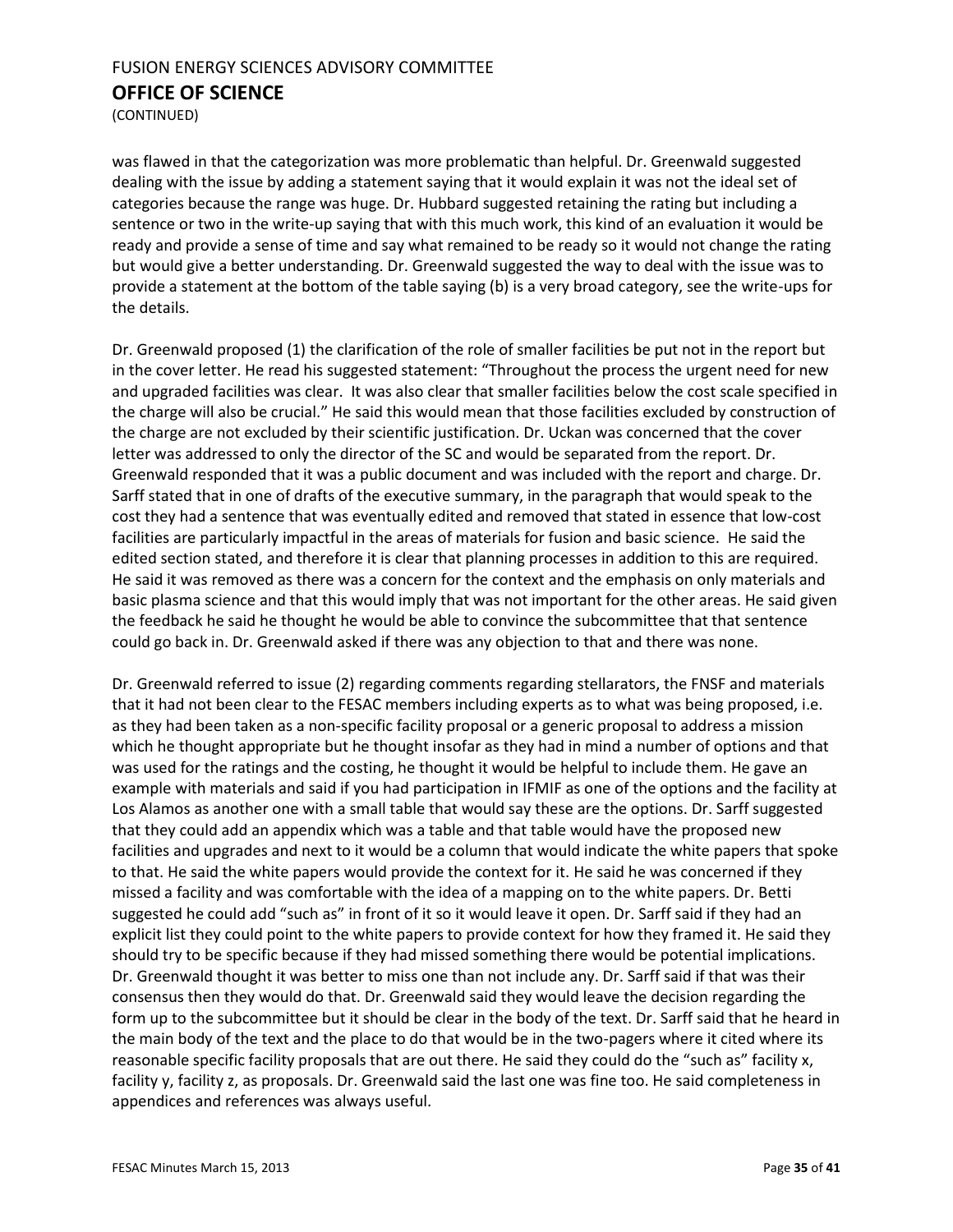was flawed in that the categorization was more problematic than helpful. Dr. Greenwald suggested dealing with the issue by adding a statement saying that it would explain it was not the ideal set of categories because the range was huge. Dr. Hubbard suggested retaining the rating but including a sentence or two in the write-up saying that with this much work, this kind of an evaluation it would be ready and provide a sense of time and say what remained to be ready so it would not change the rating but would give a better understanding. Dr. Greenwald suggested the way to deal with the issue was to provide a statement at the bottom of the table saying (b) is a very broad category, see the write-ups for the details.

Dr. Greenwald proposed (1) the clarification of the role of smaller facilities be put not in the report but in the cover letter. He read his suggested statement: "Throughout the process the urgent need for new and upgraded facilities was clear. It was also clear that smaller facilities below the cost scale specified in the charge will also be crucial." He said this would mean that those facilities excluded by construction of the charge are not excluded by their scientific justification. Dr. Uckan was concerned that the cover letter was addressed to only the director of the SC and would be separated from the report. Dr. Greenwald responded that it was a public document and was included with the report and charge. Dr. Sarff stated that in one of drafts of the executive summary, in the paragraph that would speak to the cost they had a sentence that was eventually edited and removed that stated in essence that low-cost facilities are particularly impactful in the areas of materials for fusion and basic science. He said the edited section stated, and therefore it is clear that planning processes in addition to this are required. He said it was removed as there was a concern for the context and the emphasis on only materials and basic plasma science and that this would imply that was not important for the other areas. He said given the feedback he said he thought he would be able to convince the subcommittee that that sentence could go back in. Dr. Greenwald asked if there was any objection to that and there was none.

Dr. Greenwald referred to issue (2) regarding comments regarding stellarators, the FNSF and materials that it had not been clear to the FESAC members including experts as to what was being proposed, i.e. as they had been taken as a non-specific facility proposal or a generic proposal to address a mission which he thought appropriate but he thought insofar as they had in mind a number of options and that was used for the ratings and the costing, he thought it would be helpful to include them. He gave an example with materials and said if you had participation in IFMIF as one of the options and the facility at Los Alamos as another one with a small table that would say these are the options. Dr. Sarff suggested that they could add an appendix which was a table and that table would have the proposed new facilities and upgrades and next to it would be a column that would indicate the white papers that spoke to that. He said the white papers would provide the context for it. He said he was concerned if they missed a facility and was comfortable with the idea of a mapping on to the white papers. Dr. Betti suggested he could add "such as" in front of it so it would leave it open. Dr. Sarff said if they had an explicit list they could point to the white papers to provide context for how they framed it. He said they should try to be specific because if they had missed something there would be potential implications. Dr. Greenwald thought it was better to miss one than not include any. Dr. Sarff said if that was their consensus then they would do that. Dr. Greenwald said they would leave the decision regarding the form up to the subcommittee but it should be clear in the body of the text. Dr. Sarff said that he heard in the main body of the text and the place to do that would be in the two-pagers where it cited where its reasonable specific facility proposals that are out there. He said they could do the "such as" facility x, facility y, facility z, as proposals. Dr. Greenwald said the last one was fine too. He said completeness in appendices and references was always useful.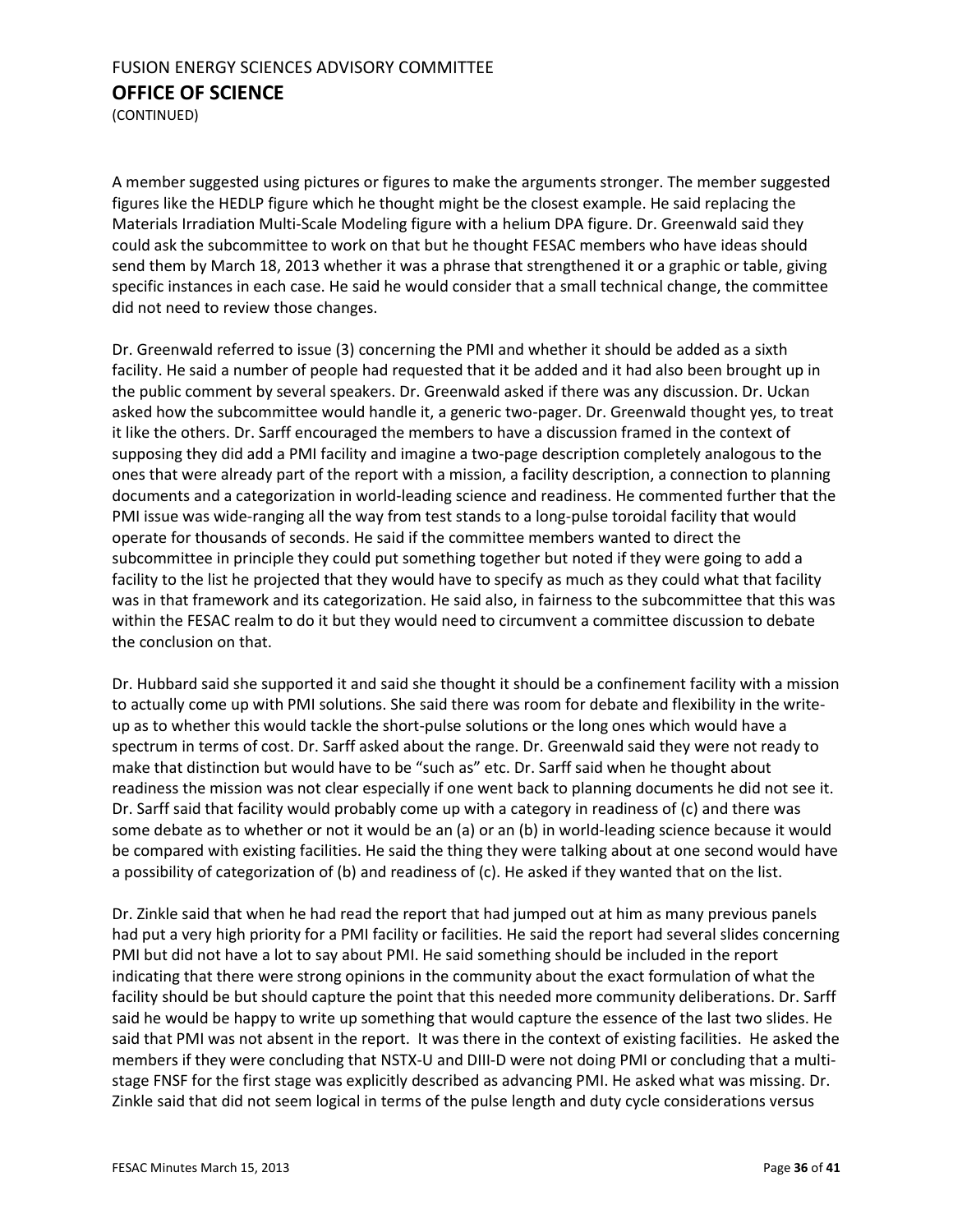A member suggested using pictures or figures to make the arguments stronger. The member suggested figures like the HEDLP figure which he thought might be the closest example. He said replacing the Materials Irradiation Multi-Scale Modeling figure with a helium DPA figure. Dr. Greenwald said they could ask the subcommittee to work on that but he thought FESAC members who have ideas should send them by March 18, 2013 whether it was a phrase that strengthened it or a graphic or table, giving specific instances in each case. He said he would consider that a small technical change, the committee did not need to review those changes.

Dr. Greenwald referred to issue (3) concerning the PMI and whether it should be added as a sixth facility. He said a number of people had requested that it be added and it had also been brought up in the public comment by several speakers. Dr. Greenwald asked if there was any discussion. Dr. Uckan asked how the subcommittee would handle it, a generic two-pager. Dr. Greenwald thought yes, to treat it like the others. Dr. Sarff encouraged the members to have a discussion framed in the context of supposing they did add a PMI facility and imagine a two-page description completely analogous to the ones that were already part of the report with a mission, a facility description, a connection to planning documents and a categorization in world-leading science and readiness. He commented further that the PMI issue was wide-ranging all the way from test stands to a long-pulse toroidal facility that would operate for thousands of seconds. He said if the committee members wanted to direct the subcommittee in principle they could put something together but noted if they were going to add a facility to the list he projected that they would have to specify as much as they could what that facility was in that framework and its categorization. He said also, in fairness to the subcommittee that this was within the FESAC realm to do it but they would need to circumvent a committee discussion to debate the conclusion on that.

Dr. Hubbard said she supported it and said she thought it should be a confinement facility with a mission to actually come up with PMI solutions. She said there was room for debate and flexibility in the write-up as to whether this would tackle the short-pulse solutions or the long ones which would have a spectrum in terms of cost. Dr. Sarff asked about the range. Dr. Greenwald said they were not ready to make that distinction but would have to be "such as" etc. Dr. Sarff said when he thought about readiness the mission was not clear especially if one went back to planning documents he did not see it. Dr. Sarff said that facility would probably come up with a category in readiness of (c) and there was some debate as to whether or not it would be an (a) or an (b) in world-leading science because it would be compared with existing facilities. He said the thing they were talking about at one second would have a possibility of categorization of (b) and readiness of (c). He asked if they wanted that on the list.

Dr. Zinkle said that when he had read the report that had jumped out at him as many previous panels had put a very high priority for a PMI facility or facilities. He said the report had several slides concerning PMI but did not have a lot to say about PMI. He said something should be included in the report indicating that there were strong opinions in the community about the exact formulation of what the facility should be but should capture the point that this needed more community deliberations. Dr. Sarff said he would be happy to write up something that would capture the essence of the last two slides. He said that PMI was not absent in the report. It was there in the context of existing facilities. He asked the members if they were concluding that NSTX-U and DIII-D were not doing PMI or concluding that a multi-stage FNSF for the first stage was explicitly described as advancing PMI. He asked what was missing. Dr. Zinkle said that did not seem logical in terms of the pulse length and duty cycle considerations versus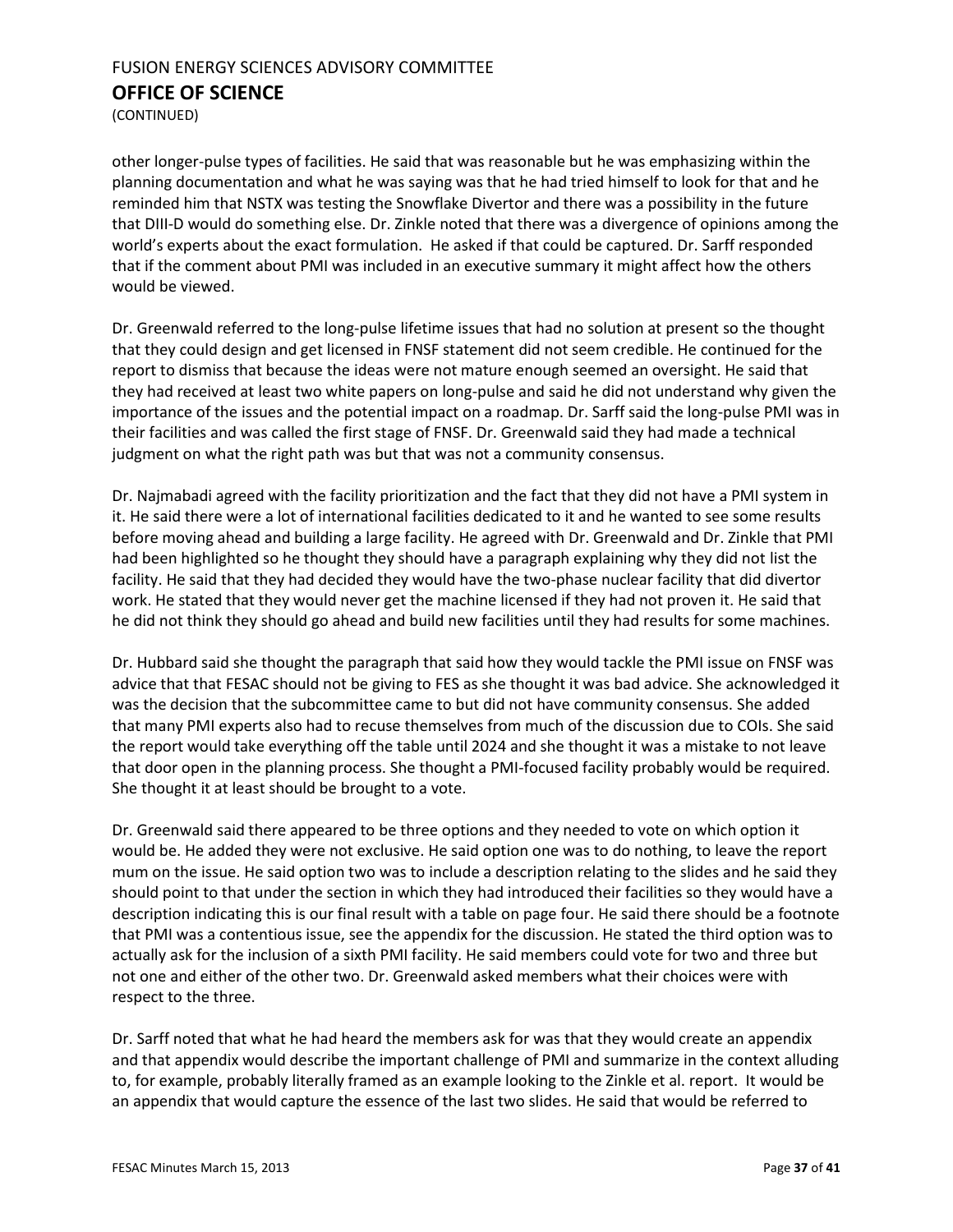other longer-pulse types of facilities. He said that was reasonable but he was emphasizing within the planning documentation and what he was saying was that he had tried himself to look for that and he reminded him that NSTX was testing the Snowflake Divertor and there was a possibility in the future that DIII-D would do something else. Dr. Zinkle noted that there was a divergence of opinions among the world's experts about the exact formulation. He asked if that could be captured. Dr. Sarff responded that if the comment about PMI was included in an executive summary it might affect how the others would be viewed.

Dr. Greenwald referred to the long-pulse lifetime issues that had no solution at present so the thought that they could design and get licensed in FNSF statement did not seem credible. He continued for the report to dismiss that because the ideas were not mature enough seemed an oversight. He said that they had received at least two white papers on long-pulse and said he did not understand why given the importance of the issues and the potential impact on a roadmap. Dr. Sarff said the long-pulse PMI was in their facilities and was called the first stage of FNSF. Dr. Greenwald said they had made a technical judgment on what the right path was but that was not a community consensus.

Dr. Najmabadi agreed with the facility prioritization and the fact that they did not have a PMI system in it. He said there were a lot of international facilities dedicated to it and he wanted to see some results before moving ahead and building a large facility. He agreed with Dr. Greenwald and Dr. Zinkle that PMI had been highlighted so he thought they should have a paragraph explaining why they did not list the facility. He said that they had decided they would have the two-phase nuclear facility that did divertor work. He stated that they would never get the machine licensed if they had not proven it. He said that he did not think they should go ahead and build new facilities until they had results for some machines.

Dr. Hubbard said she thought the paragraph that said how they would tackle the PMI issue on FNSF was advice that that FESAC should not be giving to FES as she thought it was bad advice. She acknowledged it was the decision that the subcommittee came to but did not have community consensus. She added that many PMI experts also had to recuse themselves from much of the discussion due to COIs. She said the report would take everything off the table until 2024 and she thought it was a mistake to not leave that door open in the planning process. She thought a PMI-focused facility probably would be required. She thought it at least should be brought to a vote.

Dr. Greenwald said there appeared to be three options and they needed to vote on which option it would be. He added they were not exclusive. He said option one was to do nothing, to leave the report mum on the issue. He said option two was to include a description relating to the slides and he said they should point to that under the section in which they had introduced their facilities so they would have a description indicating this is our final result with a table on page four. He said there should be a footnote that PMI was a contentious issue, see the appendix for the discussion. He stated the third option was to actually ask for the inclusion of a sixth PMI facility. He said members could vote for two and three but not one and either of the other two. Dr. Greenwald asked members what their choices were with respect to the three.

Dr. Sarff noted that what he had heard the members ask for was that they would create an appendix and that appendix would describe the important challenge of PMI and summarize in the context alluding to, for example, probably literally framed as an example looking to the Zinkle et al. report. It would be an appendix that would capture the essence of the last two slides. He said that would be referred to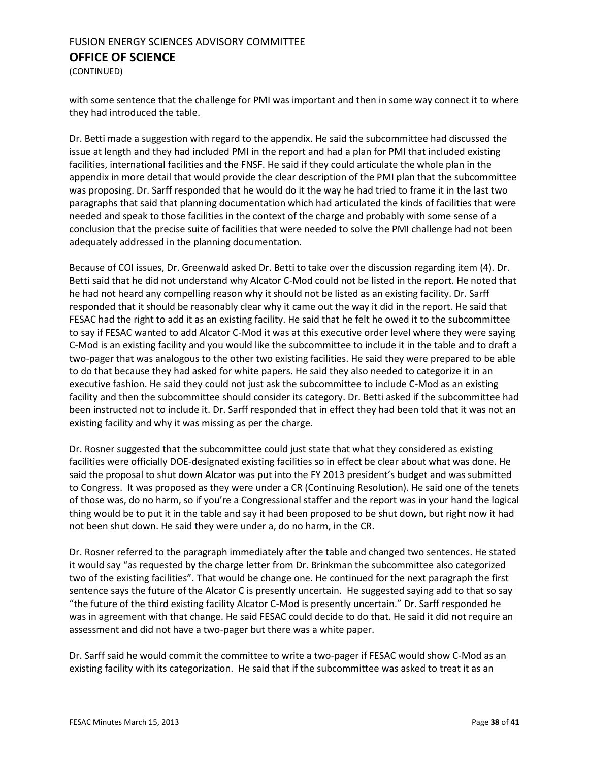with some sentence that the challenge for PMI was important and then in some way connect it to where they had introduced the table.

Dr. Betti made a suggestion with regard to the appendix. He said the subcommittee had discussed the issue at length and they had included PMI in the report and had a plan for PMI that included existing facilities, international facilities and the FNSF. He said if they could articulate the whole plan in the appendix in more detail that would provide the clear description of the PMI plan that the subcommittee was proposing. Dr. Sarff responded that he would do it the way he had tried to frame it in the last two paragraphs that said that planning documentation which had articulated the kinds of facilities that were needed and speak to those facilities in the context of the charge and probably with some sense of a conclusion that the precise suite of facilities that were needed to solve the PMI challenge had not been adequately addressed in the planning documentation.

Because of COI issues, Dr. Greenwald asked Dr. Betti to take over the discussion regarding item (4). Dr. Betti said that he did not understand why Alcator C-Mod could not be listed in the report. He noted that he had not heard any compelling reason why it should not be listed as an existing facility. Dr. Sarff responded that it should be reasonably clear why it came out the way it did in the report. He said that FESAC had the right to add it as an existing facility. He said that he felt he owed it to the subcommittee to say if FESAC wanted to add Alcator C-Mod it was at this executive order level where they were saying C-Mod is an existing facility and you would like the subcommittee to include it in the table and to draft a two-pager that was analogous to the other two existing facilities. He said they were prepared to be able to do that because they had asked for white papers. He said they also needed to categorize it in an executive fashion. He said they could not just ask the subcommittee to include C-Mod as an existing facility and then the subcommittee should consider its category. Dr. Betti asked if the subcommittee had been instructed not to include it. Dr. Sarff responded that in effect they had been told that it was not an existing facility and why it was missing as per the charge.

Dr. Rosner suggested that the subcommittee could just state that what they considered as existing facilities were officially DOE-designated existing facilities so in effect be clear about what was done. He said the proposal to shut down Alcator was put into the FY 2013 president's budget and was submitted to Congress. It was proposed as they were under a CR (Continuing Resolution). He said one of the tenets of those was, do no harm, so if you're a Congressional staffer and the report was in your hand the logical thing would be to put it in the table and say it had been proposed to be shut down, but right now it had not been shut down. He said they were under a, do no harm, in the CR.

Dr. Rosner referred to the paragraph immediately after the table and changed two sentences. He stated it would say "as requested by the charge letter from Dr. Brinkman the subcommittee also categorized two of the existing facilities". That would be change one. He continued for the next paragraph the first sentence says the future of the Alcator C is presently uncertain. He suggested saying add to that so say "the future of the third existing facility Alcator C-Mod is presently uncertain." Dr. Sarff responded he was in agreement with that change. He said FESAC could decide to do that. He said it did not require an assessment and did not have a two-pager but there was a white paper.

Dr. Sarff said he would commit the committee to write a two-pager if FESAC would show C-Mod as an existing facility with its categorization. He said that if the subcommittee was asked to treat it as an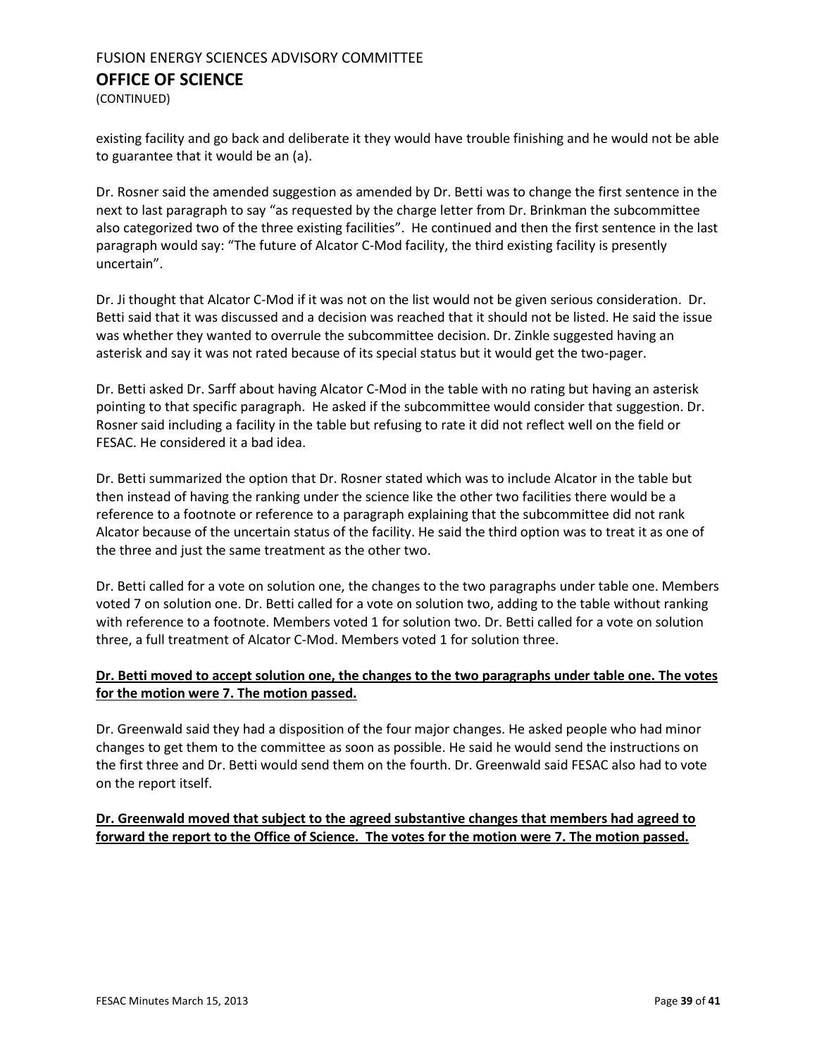existing facility and go back and deliberate it they would have trouble finishing and he would not be able to guarantee that it would be an (a).

Dr. Rosner said the amended suggestion as amended by Dr. Betti was to change the first sentence in the next to last paragraph to say "as requested by the charge letter from Dr. Brinkman the subcommittee also categorized two of the three existing facilities". He continued and then the first sentence in the last paragraph would say: "The future of Alcator C-Mod facility, the third existing facility is presently uncertain".

Dr. Ji thought that Alcator C-Mod if it was not on the list would not be given serious consideration. Dr. Betti said that it was discussed and a decision was reached that it should not be listed. He said the issue was whether they wanted to overrule the subcommittee decision. Dr. Zinkle suggested having an asterisk and say it was not rated because of its special status but it would get the two-pager.

Dr. Betti asked Dr. Sarff about having Alcator C-Mod in the table with no rating but having an asterisk pointing to that specific paragraph. He asked if the subcommittee would consider that suggestion. Dr. Rosner said including a facility in the table but refusing to rate it did not reflect well on the field or FESAC. He considered it a bad idea.

Dr. Betti summarized the option that Dr. Rosner stated which was to include Alcator in the table but then instead of having the ranking under the science like the other two facilities there would be a reference to a footnote or reference to a paragraph explaining that the subcommittee did not rank Alcator because of the uncertain status of the facility. He said the third option was to treat it as one of the three and just the same treatment as the other two.

Dr. Betti called for a vote on solution one, the changes to the two paragraphs under table one. Members voted 7 on solution one. Dr. Betti called for a vote on solution two, adding to the table without ranking with reference to a footnote. Members voted 1 for solution two. Dr. Betti called for a vote on solution three, a full treatment of Alcator C-Mod. Members voted 1 for solution three.

**Dr. Betti moved to accept solution one, the changes to the two paragraphs under table one. The votes for the motion were 7. The motion passed.**

Dr. Greenwald said they had a disposition of the four major changes. He asked people who had minor changes to get them to the committee as soon as possible. He said he would send the instructions on the first three and Dr. Betti would send them on the fourth. Dr. Greenwald said FESAC also had to vote on the report itself.

**Dr. Greenwald moved that subject to the agreed substantive changes that members had agreed to forward the report to the Office of Science. The votes for the motion were 7. The motion passed.**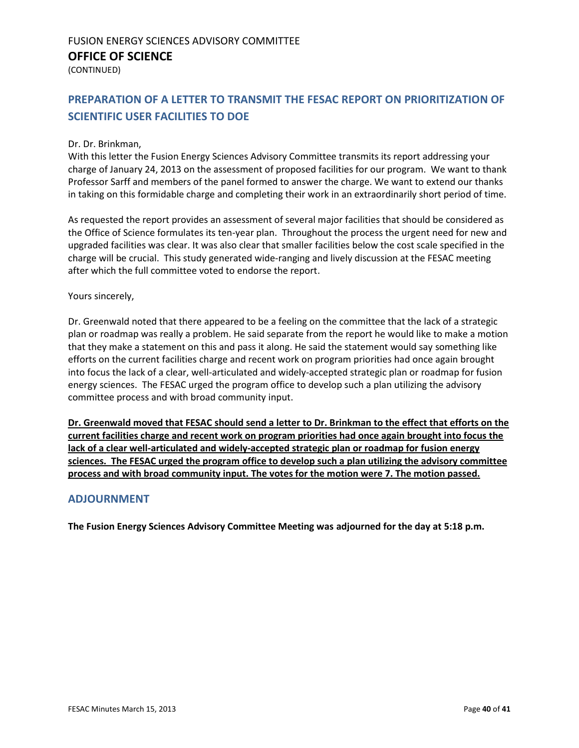FUSION ENERGY SCIENCES ADVISORY COMMITTEE

**OFFICE OF SCIENCE**

(CONTINUED)

## PREPARATION OF A LETTER TO TRANSMIT THE FESAC REPORT ON PRIORITIZATION OF SCIENTIFIC USER FACILITIES TO DOE

Dr. Dr. Brinkman,

With this letter the Fusion Energy Sciences Advisory Committee transmits its report addressing your charge of January 24, 2013 on the assessment of proposed facilities for our program. We want to thank Professor Sarff and members of the panel formed to answer the charge. We want to extend our thanks in taking on this formidable charge and completing their work in an extraordinarily short period of time.

As requested the report provides an assessment of several major facilities that should be considered as the Office of Science formulates its ten-year plan. Throughout the process the urgent need for new and upgraded facilities was clear. It was also clear that smaller facilities below the cost scale specified in the charge will be crucial. This study generated wide-ranging and lively discussion at the FESAC meeting after which the full committee voted to endorse the report.

Yours sincerely,

Dr. Greenwald noted that there appeared to be a feeling on the committee that the lack of a strategic plan or roadmap was really a problem. He said separate from the report he would like to make a motion that they make a statement on this and pass it along. He said the statement would say something like efforts on the current facilities charge and recent work on program priorities had once again brought into focus the lack of a clear, well-articulated and widely-accepted strategic plan or roadmap for fusion energy sciences. The FESAC urged the program office to develop such a plan utilizing the advisory committee process and with broad community input.

**Dr. Greenwald moved that FESAC should send a letter to Dr. Brinkman to the effect that efforts on the current facilities charge and recent work on program priorities had once again brought into focus the lack of a clear well-articulated and widely-accepted strategic plan or roadmap for fusion energy sciences. The FESAC urged the program office to develop such a plan utilizing the advisory committee process and with broad community input. The votes for the motion were 7. The motion passed.**

### ADJOURNMENT

**The Fusion Energy Sciences Advisory Committee Meeting was adjourned for the day at 5:18 p.m.**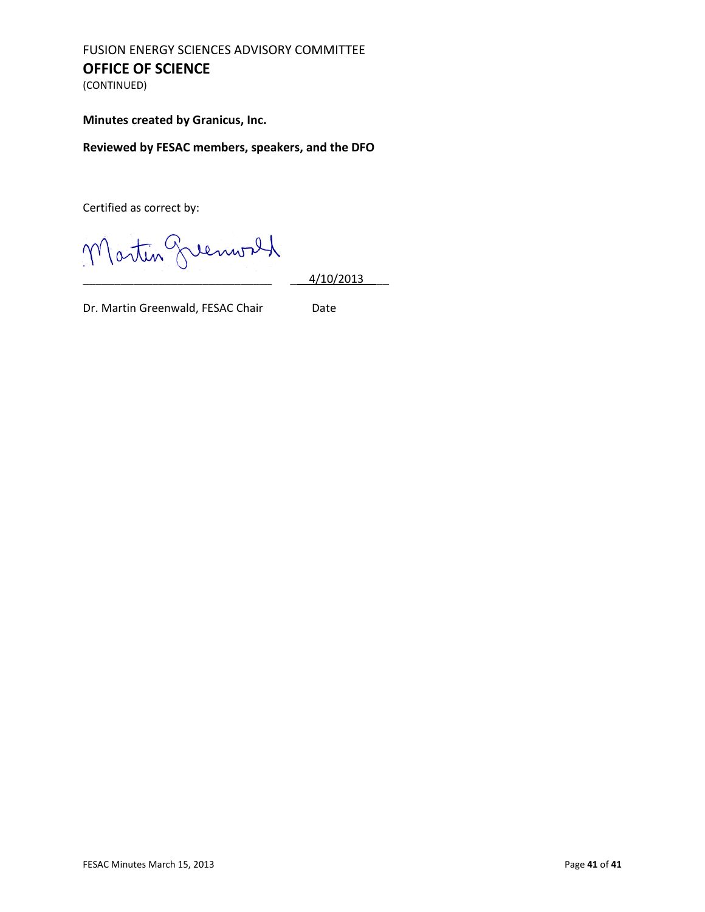FUSION ENERGY SCIENCES ADVISORY COMMITTEE

**OFFICE OF SCIENCE**

(CONTINUED)

**Minutes created by Granicus, Inc.**

**Reviewed by FESAC members, speakers, and the DFO**

Certified as correct by:

Martin Greenwald ______________________________ 4/10/2013

Dr. Martin Greenwald, FESAC Chair Date